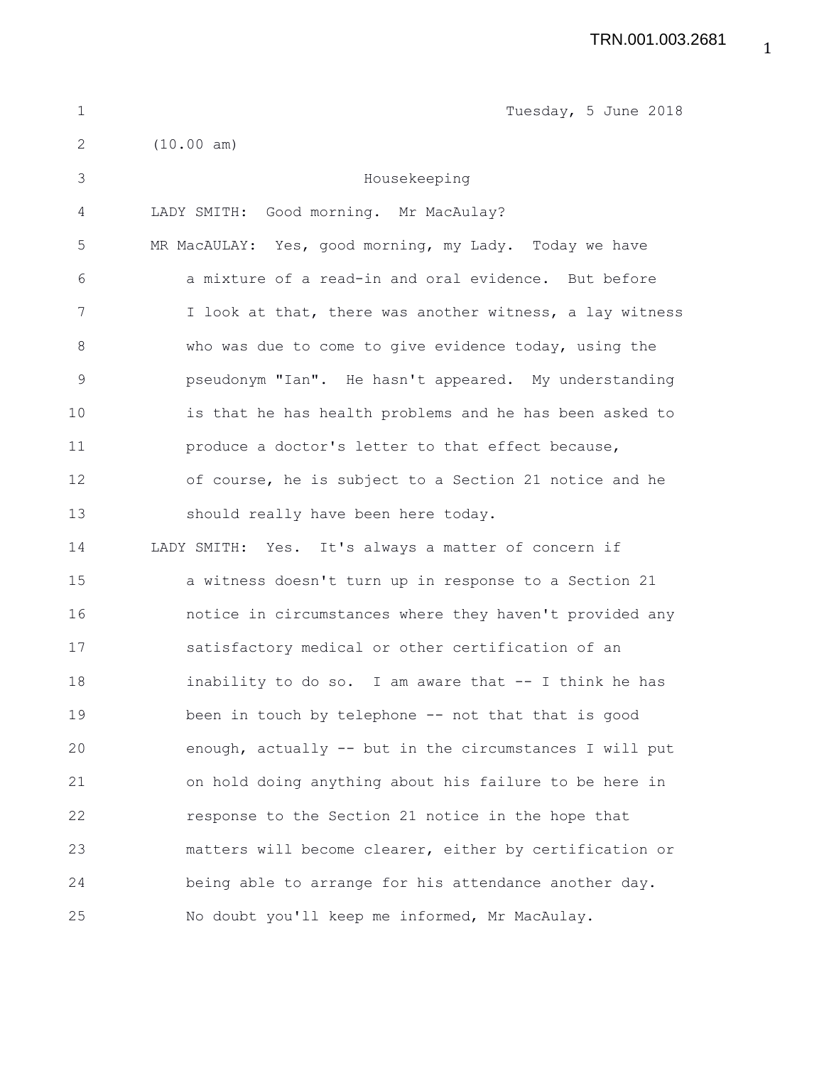Tuesday, 5 June 2018

(10.00 am)

### Housekeeping

LADY SMITH: Good morning. Mr MacAulay?

MR MacAULAY: Yes, good morning, my Lady. Today we have a mixture of a read-in and oral evidence. But before I look at that, there was another witness, a lay witness who was due to come to give evidence today, using the pseudonym "Ian". He hasn't appeared. My understanding is that he has health problems and he has been asked to produce a doctor's letter to that effect because, of course, he is subject to a Section 21 notice and he should really have been here today.

LADY SMITH: Yes. It's always a matter of concern if a witness doesn't turn up in response to a Section 21 notice in circumstances where they haven't provided any satisfactory medical or other certification of an inability to do so. I am aware that -- I think he has been in touch by telephone -- not that that is good enough, actually -- but in the circumstances I will put on hold doing anything about his failure to be here in response to the Section 21 notice in the hope that matters will become clearer, either by certification or being able to arrange for his attendance another day. No doubt you'll keep me informed, Mr MacAulay.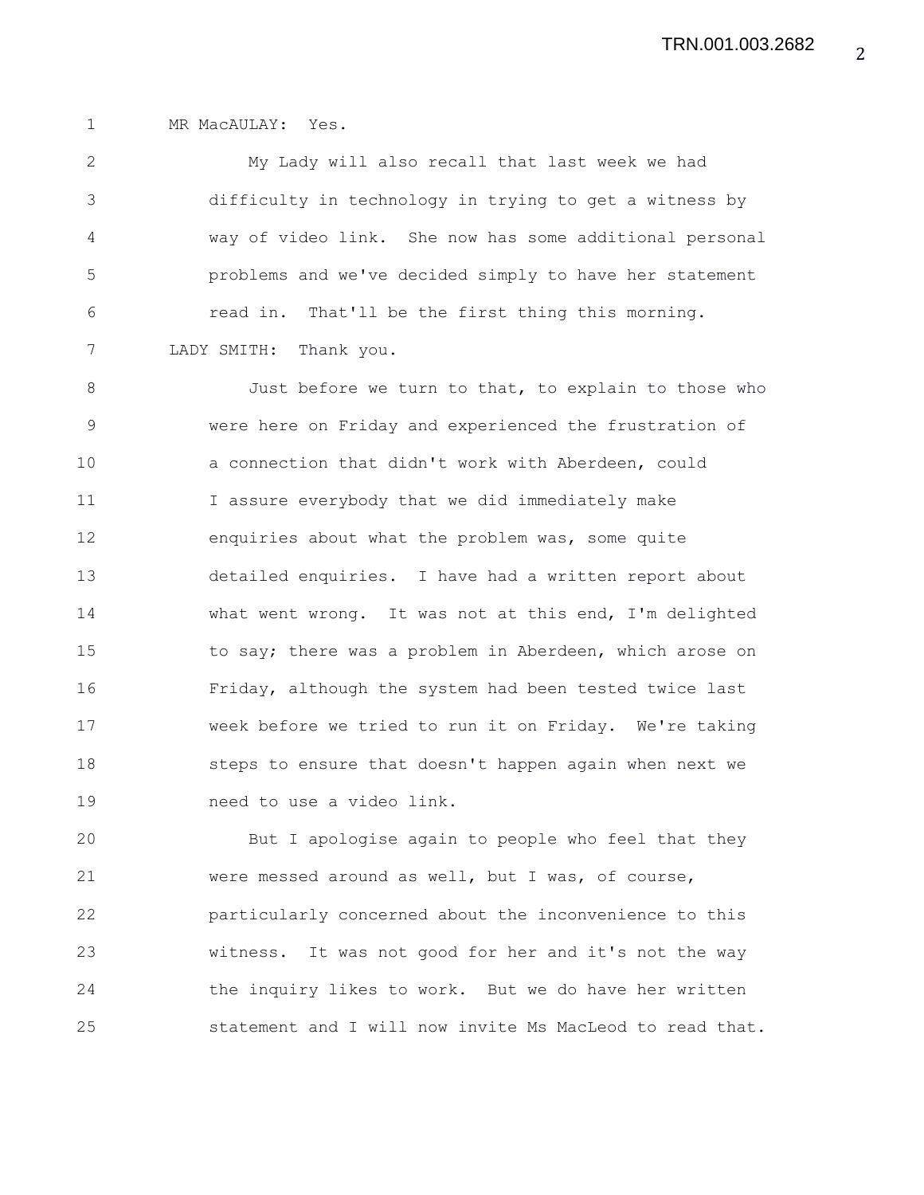MR MacAULAY: Yes.

My Lady will also recall that last week we had difficulty in technology in trying to get a witness by way of video link. She now has some additional personal problems and we've decided simply to have her statement read in. That'll be the first thing this morning.

LADY SMITH: Thank you.

Just before we turn to that, to explain to those who were here on Friday and experienced the frustration of a connection that didn't work with Aberdeen, could I assure everybody that we did immediately make enquiries about what the problem was, some quite detailed enquiries. I have had a written report about what went wrong. It was not at this end, I'm delighted to say; there was a problem in Aberdeen, which arose on Friday, although the system had been tested twice last week before we tried to run it on Friday. We're taking steps to ensure that doesn't happen again when next we need to use a video link.

But I apologise again to people who feel that they were messed around as well, but I was, of course, particularly concerned about the inconvenience to this witness. It was not good for her and it's not the way the inquiry likes to work. But we do have her written statement and I will now invite Ms MacLeod to read that.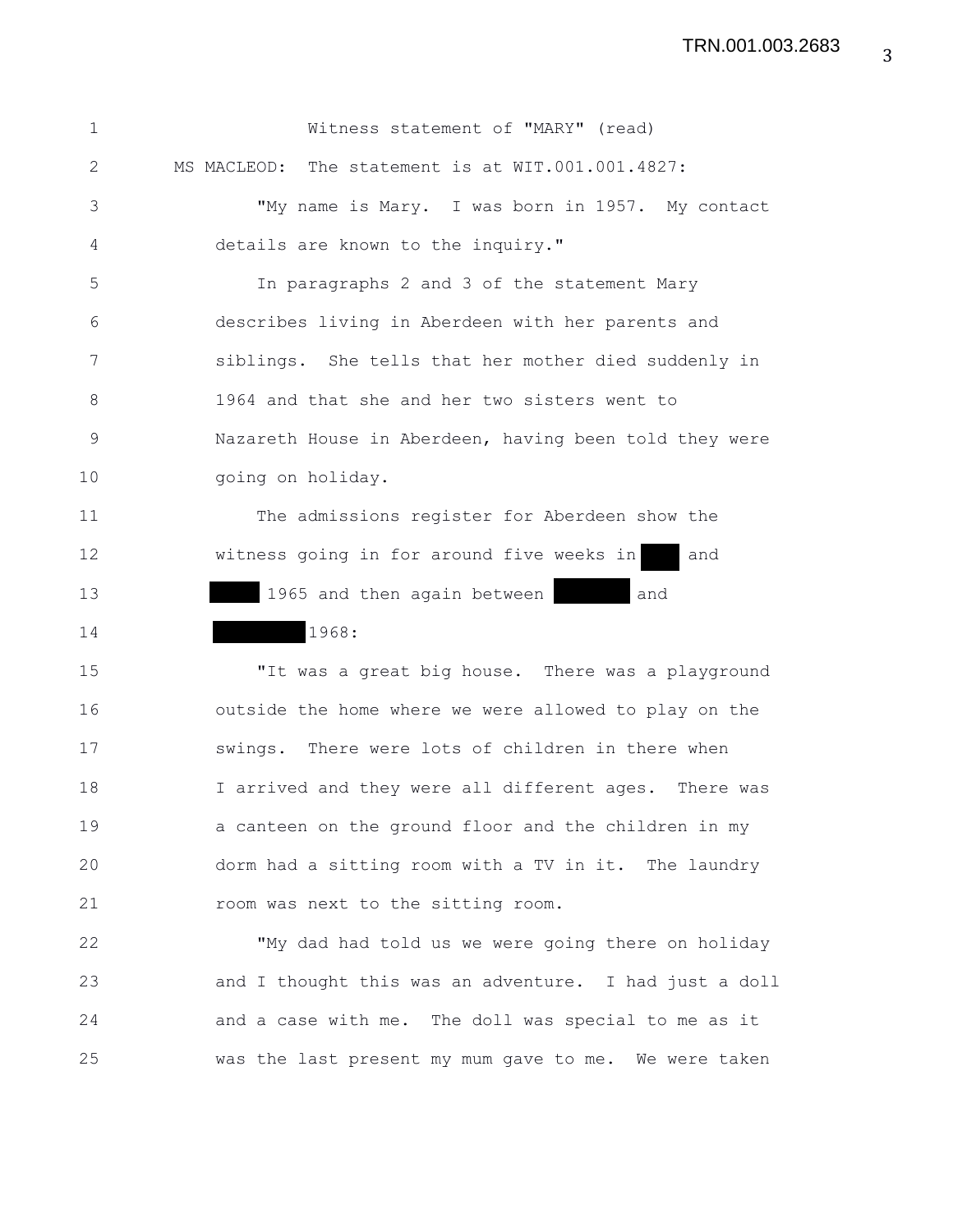Witness statement of "MARY" (read)

MS MACLEOD: The statement is at WIT.001.001.4827:

"My name is Mary. I was born in 1957. My contact details are known to the inquiry."

In paragraphs 2 and 3 of the statement Mary describes living in Aberdeen with her parents and siblings. She tells that her mother died suddenly in 1964 and that she and her two sisters went to Nazareth House in Aberdeen, having been told they were going on holiday.

The admissions register for Aberdeen show the witness going in for around five weeks in ███ and ████ 1965 and then again between ██████ and ███████ 1968:

"It was a great big house. There was a playground outside the home where we were allowed to play on the swings. There were lots of children in there when I arrived and they were all different ages. There was a canteen on the ground floor and the children in my dorm had a sitting room with a TV in it. The laundry room was next to the sitting room.

"My dad had told us we were going there on holiday and I thought this was an adventure. I had just a doll and a case with me. The doll was special to me as it was the last present my mum gave to me. We were taken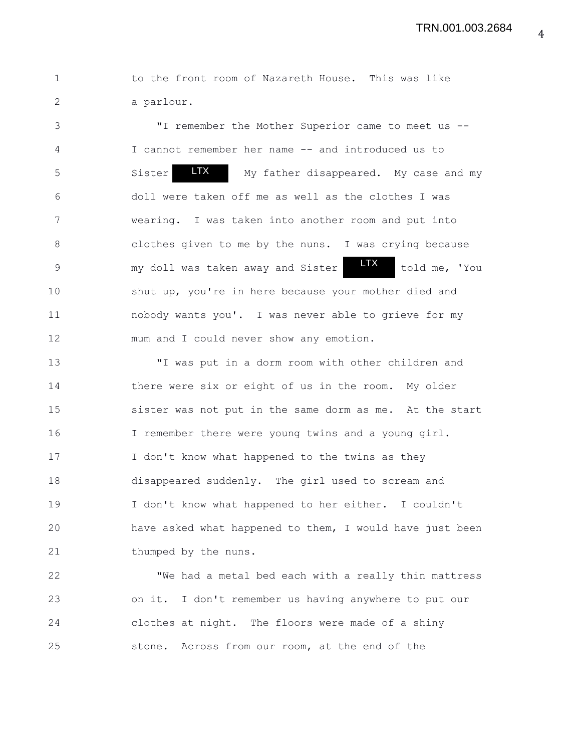to the front room of Nazareth House. This was like a parlour.

"I remember the Mother Superior came to meet us -- I cannot remember her name -- and introduced us to Sister LTX My father disappeared. My case and my doll were taken off me as well as the clothes I was wearing. I was taken into another room and put into clothes given to me by the nuns. I was crying because my doll was taken away and Sister LTX told me, 'You shut up, you're in here because your mother died and nobody wants you'. I was never able to grieve for my mum and I could never show any emotion.

"I was put in a dorm room with other children and there were six or eight of us in the room. My older sister was not put in the same dorm as me. At the start I remember there were young twins and a young girl. I don't know what happened to the twins as they disappeared suddenly. The girl used to scream and I don't know what happened to her either. I couldn't have asked what happened to them, I would have just been thumped by the nuns.

"We had a metal bed each with a really thin mattress on it. I don't remember us having anywhere to put our clothes at night. The floors were made of a shiny stone. Across from our room, at the end of the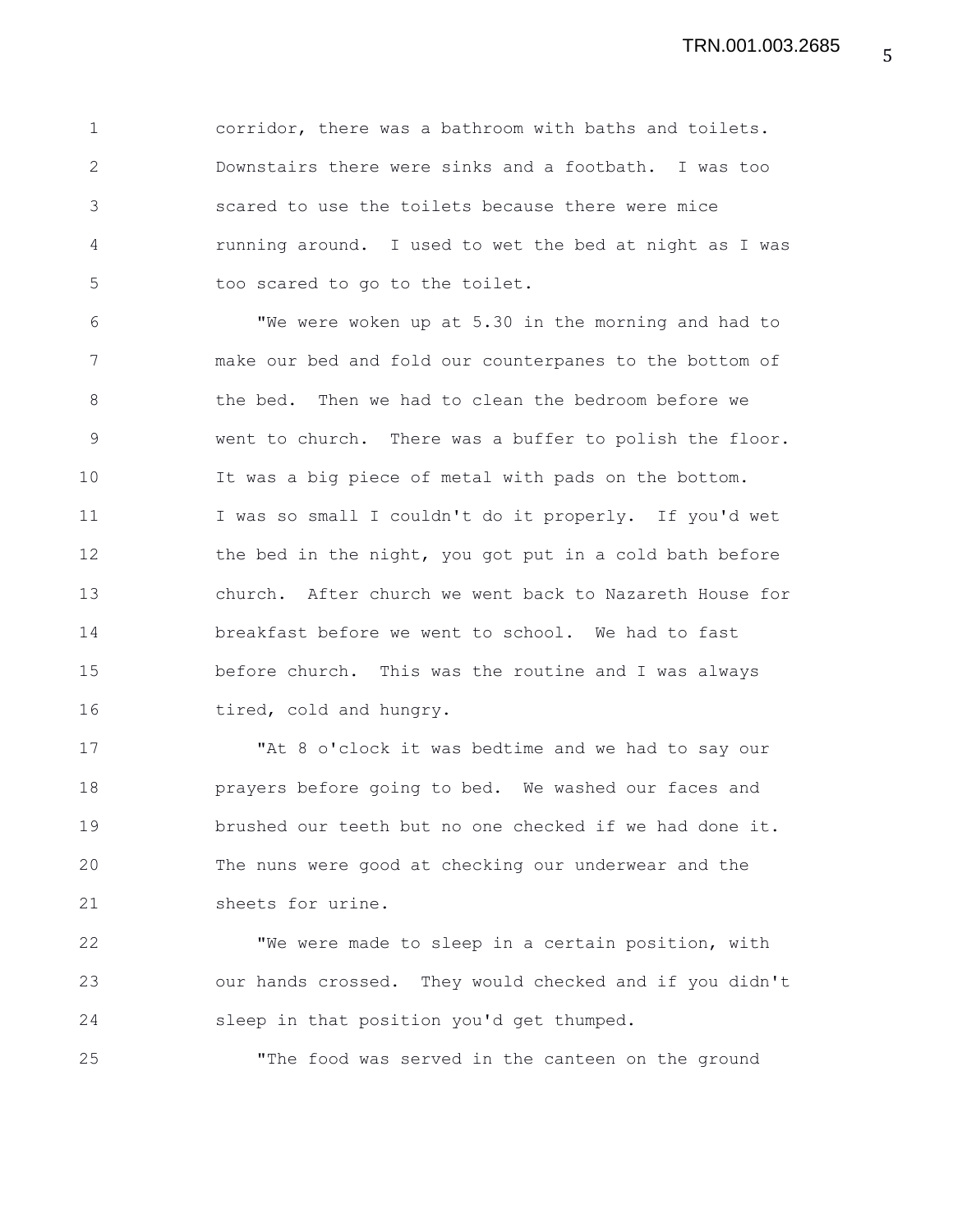corridor, there was a bathroom with baths and toilets. Downstairs there were sinks and a footbath. I was too scared to use the toilets because there were mice running around. I used to wet the bed at night as I was too scared to go to the toilet.

"We were woken up at 5.30 in the morning and had to make our bed and fold our counterpanes to the bottom of the bed. Then we had to clean the bedroom before we went to church. There was a buffer to polish the floor. It was a big piece of metal with pads on the bottom. I was so small I couldn't do it properly. If you'd wet the bed in the night, you got put in a cold bath before church. After church we went back to Nazareth House for breakfast before we went to school. We had to fast before church. This was the routine and I was always tired, cold and hungry.

"At 8 o'clock it was bedtime and we had to say our prayers before going to bed. We washed our faces and brushed our teeth but no one checked if we had done it. The nuns were good at checking our underwear and the sheets for urine.

"We were made to sleep in a certain position, with our hands crossed. They would checked and if you didn't sleep in that position you'd get thumped.

"The food was served in the canteen on the ground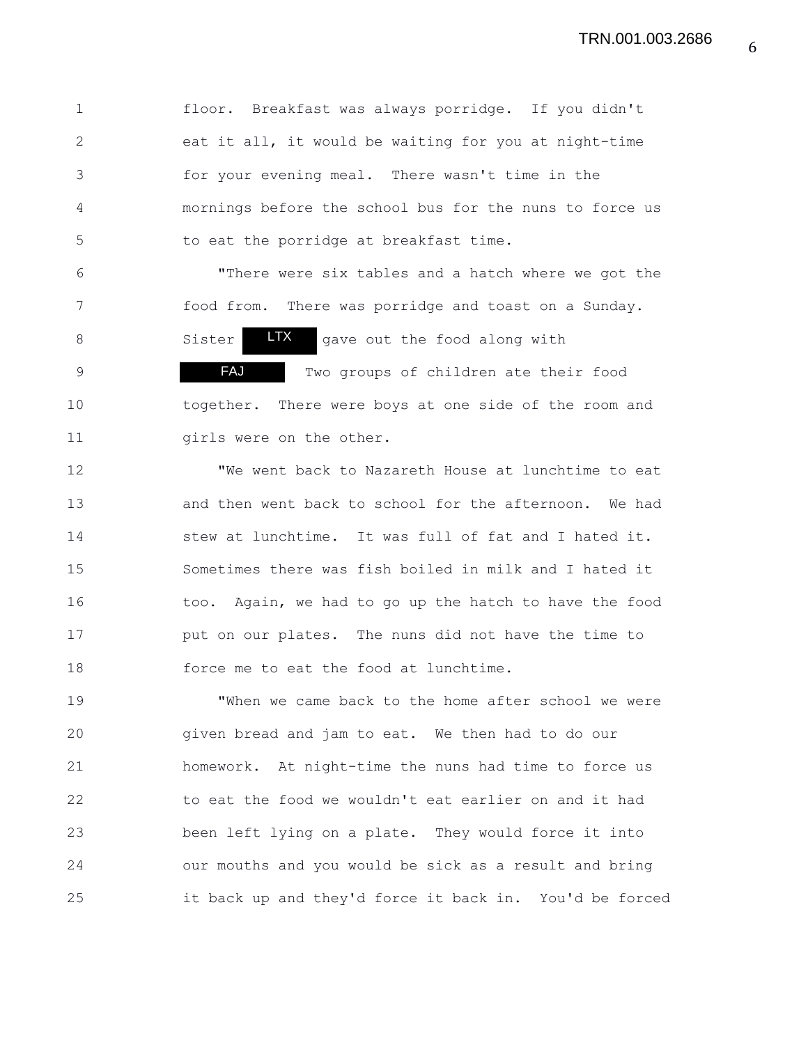floor. Breakfast was always porridge. If you didn't eat it all, it would be waiting for you at night-time for your evening meal. There wasn't time in the mornings before the school bus for the nuns to force us to eat the porridge at breakfast time.

"There were six tables and a hatch where we got the food from. There was porridge and toast on a Sunday. Sister LTX gave out the food along with FAJ Two groups of children ate their food together. There were boys at one side of the room and girls were on the other.

"We went back to Nazareth House at lunchtime to eat and then went back to school for the afternoon. We had stew at lunchtime. It was full of fat and I hated it. Sometimes there was fish boiled in milk and I hated it too. Again, we had to go up the hatch to have the food put on our plates. The nuns did not have the time to force me to eat the food at lunchtime.

"When we came back to the home after school we were given bread and jam to eat. We then had to do our homework. At night-time the nuns had time to force us to eat the food we wouldn't eat earlier on and it had been left lying on a plate. They would force it into our mouths and you would be sick as a result and bring it back up and they'd force it back in. You'd be forced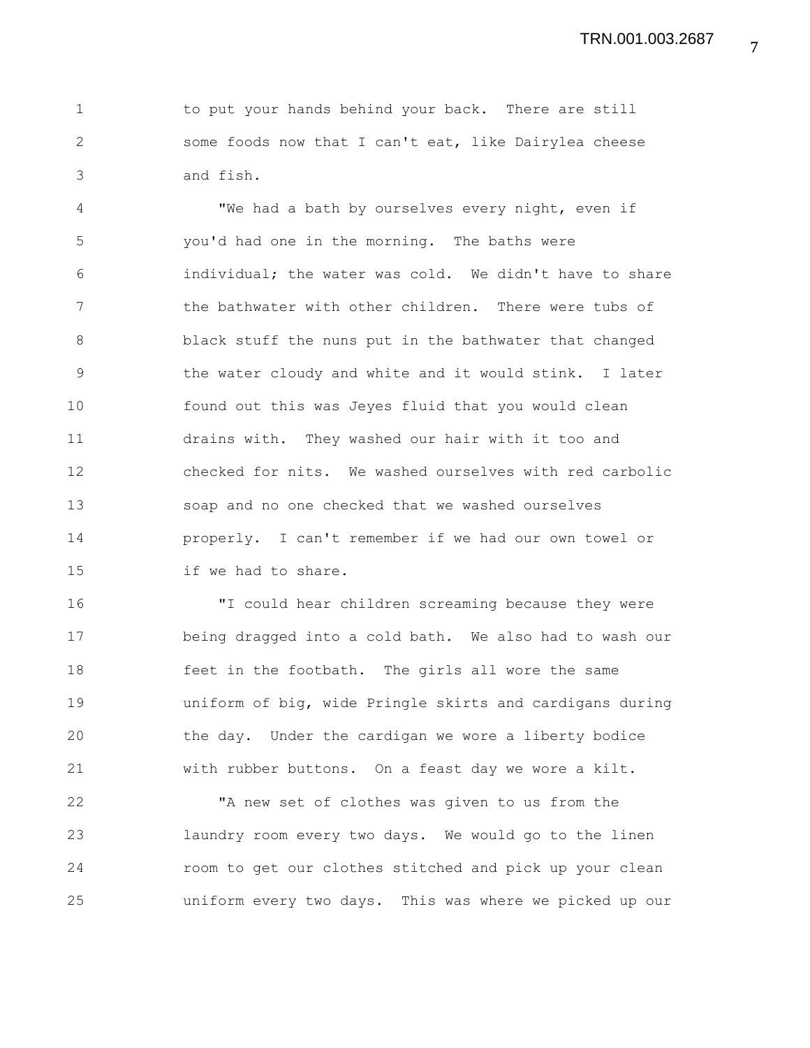to put your hands behind your back. There are still some foods now that I can't eat, like Dairylea cheese and fish.

"We had a bath by ourselves every night, even if you'd had one in the morning. The baths were individual; the water was cold. We didn't have to share the bathwater with other children. There were tubs of black stuff the nuns put in the bathwater that changed the water cloudy and white and it would stink. I later found out this was Jeyes fluid that you would clean drains with. They washed our hair with it too and checked for nits. We washed ourselves with red carbolic soap and no one checked that we washed ourselves properly. I can't remember if we had our own towel or if we had to share.

"I could hear children screaming because they were being dragged into a cold bath. We also had to wash our feet in the footbath. The girls all wore the same uniform of big, wide Pringle skirts and cardigans during the day. Under the cardigan we wore a liberty bodice with rubber buttons. On a feast day we wore a kilt.

"A new set of clothes was given to us from the laundry room every two days. We would go to the linen room to get our clothes stitched and pick up your clean uniform every two days. This was where we picked up our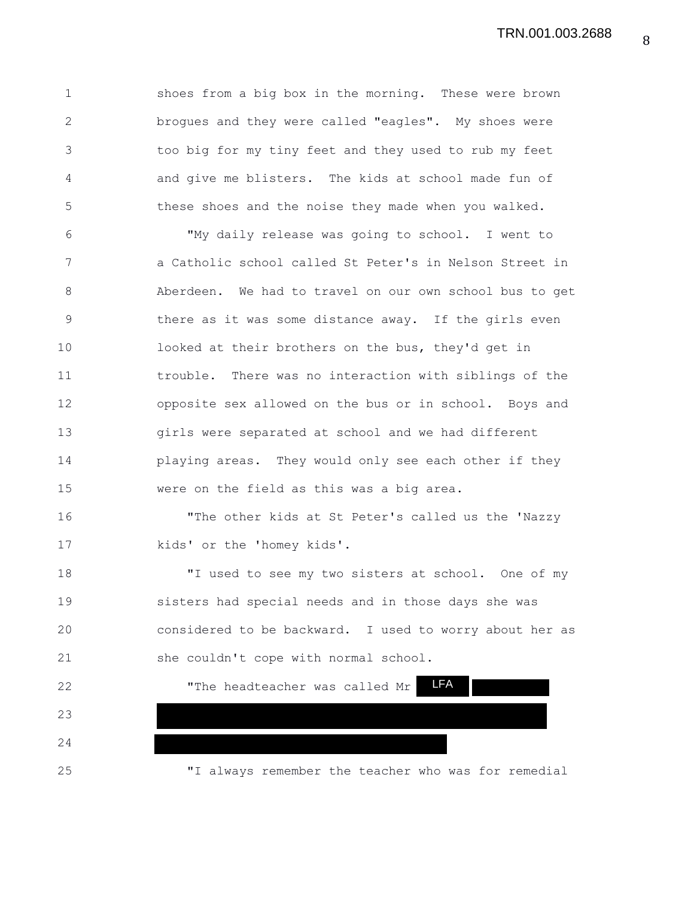shoes from a big box in the morning. These were brown brogues and they were called "eagles". My shoes were too big for my tiny feet and they used to rub my feet and give me blisters. The kids at school made fun of these shoes and the noise they made when you walked.

"My daily release was going to school. I went to a Catholic school called St Peter's in Nelson Street in Aberdeen. We had to travel on our own school bus to get there as it was some distance away. If the girls even looked at their brothers on the bus, they'd get in trouble. There was no interaction with siblings of the opposite sex allowed on the bus or in school. Boys and girls were separated at school and we had different playing areas. They would only see each other if they were on the field as this was a big area.

"The other kids at St Peter's called us the 'Nazzy kids' or the 'homey kids'.

"I used to see my two sisters at school. One of my sisters had special needs and in those days she was considered to be backward. I used to worry about her as she couldn't cope with normal school.

"The headteacher was called Mr LFA [REDACTED]

"I always remember the teacher who was for remedial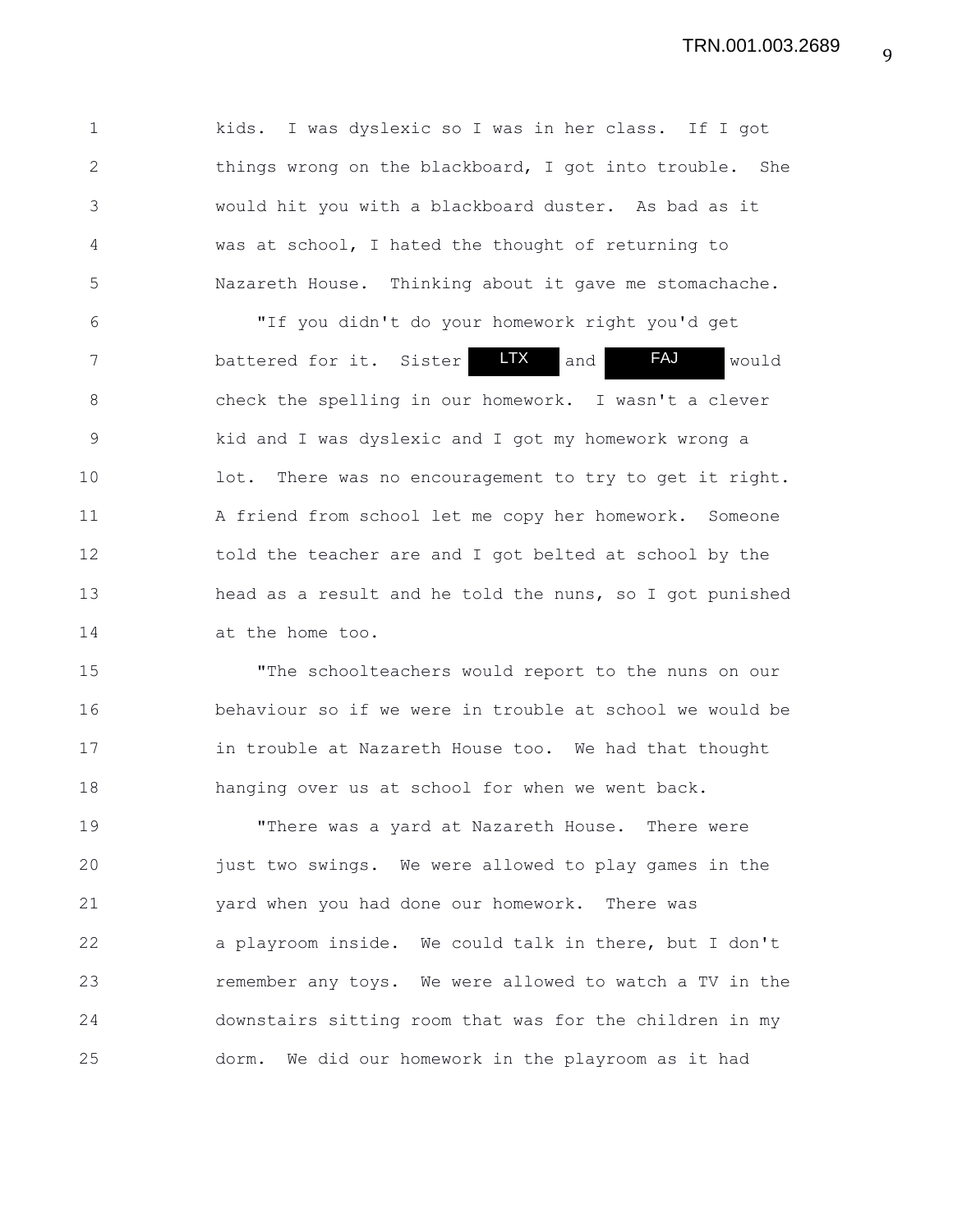kids. I was dyslexic so I was in her class. If I got things wrong on the blackboard, I got into trouble. She would hit you with a blackboard duster. As bad as it was at school, I hated the thought of returning to Nazareth House. Thinking about it gave me stomachache.

"If you didn't do your homework right you'd get battered for it. Sister LTX and FAJ would check the spelling in our homework. I wasn't a clever kid and I was dyslexic and I got my homework wrong a lot. There was no encouragement to try to get it right. A friend from school let me copy her homework. Someone told the teacher are and I got belted at school by the head as a result and he told the nuns, so I got punished at the home too.

"The schoolteachers would report to the nuns on our behaviour so if we were in trouble at school we would be in trouble at Nazareth House too. We had that thought hanging over us at school for when we went back.

"There was a yard at Nazareth House. There were just two swings. We were allowed to play games in the yard when you had done our homework. There was a playroom inside. We could talk in there, but I don't remember any toys. We were allowed to watch a TV in the downstairs sitting room that was for the children in my dorm. We did our homework in the playroom as it had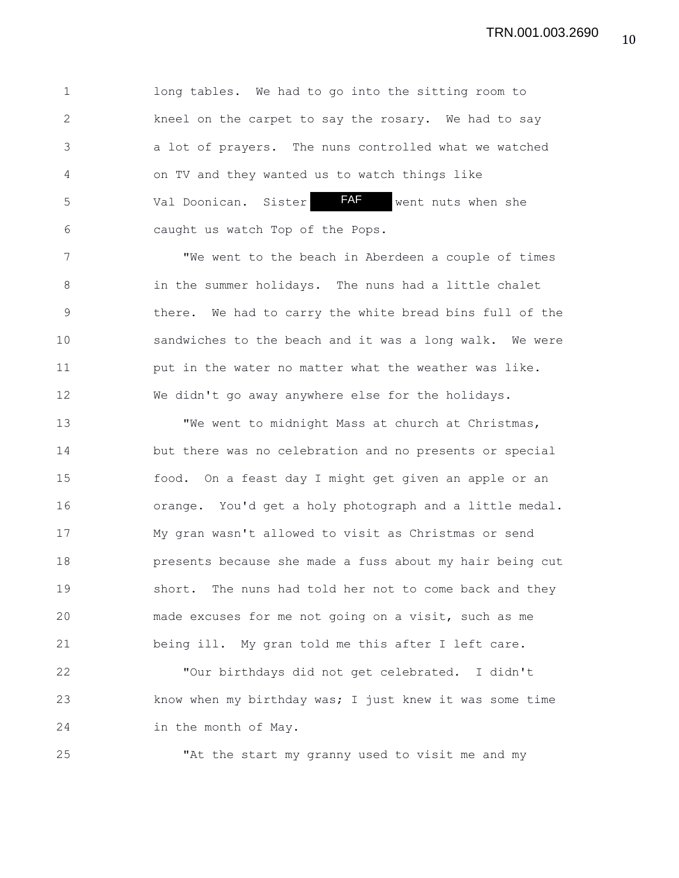long tables. We had to go into the sitting room to kneel on the carpet to say the rosary. We had to say a lot of prayers. The nuns controlled what we watched on TV and they wanted us to watch things like Val Doonican. Sister FAF went nuts when she caught us watch Top of the Pops.

"We went to the beach in Aberdeen a couple of times in the summer holidays. The nuns had a little chalet there. We had to carry the white bread bins full of the sandwiches to the beach and it was a long walk. We were put in the water no matter what the weather was like. We didn't go away anywhere else for the holidays.

"We went to midnight Mass at church at Christmas, but there was no celebration and no presents or special food. On a feast day I might get given an apple or an orange. You'd get a holy photograph and a little medal. My gran wasn't allowed to visit as Christmas or send presents because she made a fuss about my hair being cut short. The nuns had told her not to come back and they made excuses for me not going on a visit, such as me being ill. My gran told me this after I left care.

"Our birthdays did not get celebrated. I didn't know when my birthday was; I just knew it was some time in the month of May.

"At the start my granny used to visit me and my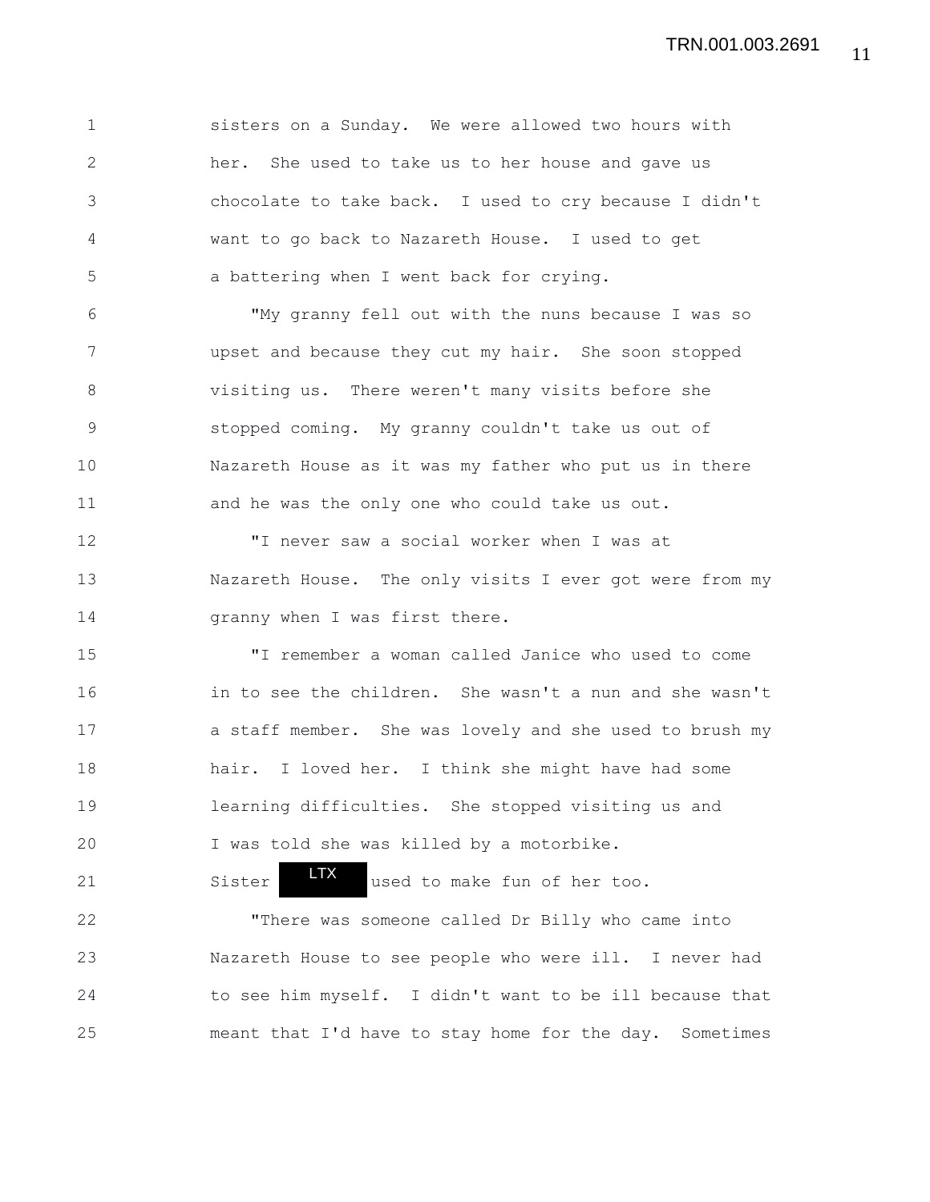sisters on a Sunday. We were allowed two hours with her. She used to take us to her house and gave us chocolate to take back. I used to cry because I didn't want to go back to Nazareth House. I used to get a battering when I went back for crying.

"My granny fell out with the nuns because I was so upset and because they cut my hair. She soon stopped visiting us. There weren't many visits before she stopped coming. My granny couldn't take us out of Nazareth House as it was my father who put us in there and he was the only one who could take us out.

"I never saw a social worker when I was at Nazareth House. The only visits I ever got were from my granny when I was first there.

"I remember a woman called Janice who used to come in to see the children. She wasn't a nun and she wasn't a staff member. She was lovely and she used to brush my hair. I loved her. I think she might have had some learning difficulties. She stopped visiting us and I was told she was killed by a motorbike. Sister LTX used to make fun of her too.

"There was someone called Dr Billy who came into Nazareth House to see people who were ill. I never had to see him myself. I didn't want to be ill because that meant that I'd have to stay home for the day. Sometimes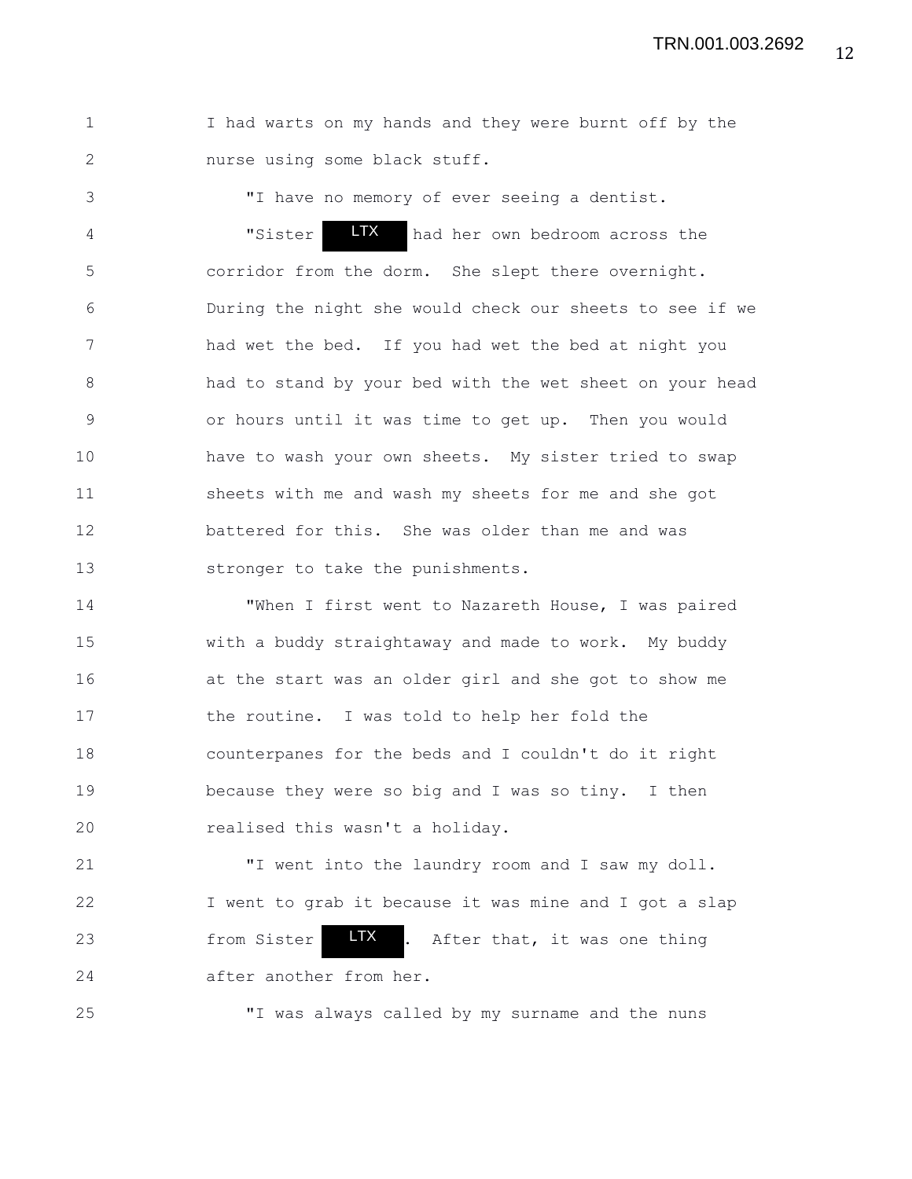I had warts on my hands and they were burnt off by the nurse using some black stuff.

"I have no memory of ever seeing a dentist.

"Sister LTX had her own bedroom across the corridor from the dorm. She slept there overnight. During the night she would check our sheets to see if we had wet the bed. If you had wet the bed at night you had to stand by your bed with the wet sheet on your head or hours until it was time to get up. Then you would have to wash your own sheets. My sister tried to swap sheets with me and wash my sheets for me and she got battered for this. She was older than me and was stronger to take the punishments.

"When I first went to Nazareth House, I was paired with a buddy straightaway and made to work. My buddy at the start was an older girl and she got to show me the routine. I was told to help her fold the counterpanes for the beds and I couldn't do it right because they were so big and I was so tiny. I then realised this wasn't a holiday.

"I went into the laundry room and I saw my doll. I went to grab it because it was mine and I got a slap from Sister LTX. After that, it was one thing after another from her.

"I was always called by my surname and the nuns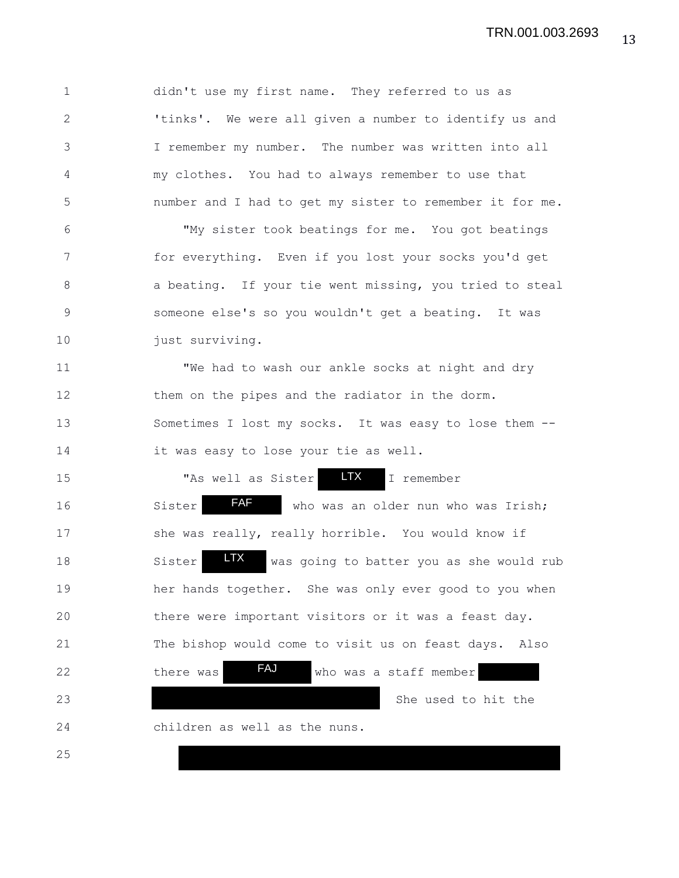didn't use my first name. They referred to us as 'tinks'. We were all given a number to identify us and I remember my number. The number was written into all my clothes. You had to always remember to use that number and I had to get my sister to remember it for me.

"My sister took beatings for me. You got beatings for everything. Even if you lost your socks you'd get a beating. If your tie went missing, you tried to steal someone else's so you wouldn't get a beating. It was just surviving.

"We had to wash our ankle socks at night and dry them on the pipes and the radiator in the dorm. Sometimes I lost my socks. It was easy to lose them -- it was easy to lose your tie as well.

"As well as Sister LTX I remember Sister FAF who was an older nun who was Irish; she was really, really horrible. You would know if Sister LTX was going to batter you as she would rub her hands together. She was only ever good to you when there were important visitors or it was a feast day. The bishop would come to visit us on feast days. Also there was FAJ who was a staff member [redacted] [redacted] She used to hit the children as well as the nuns.

[redacted]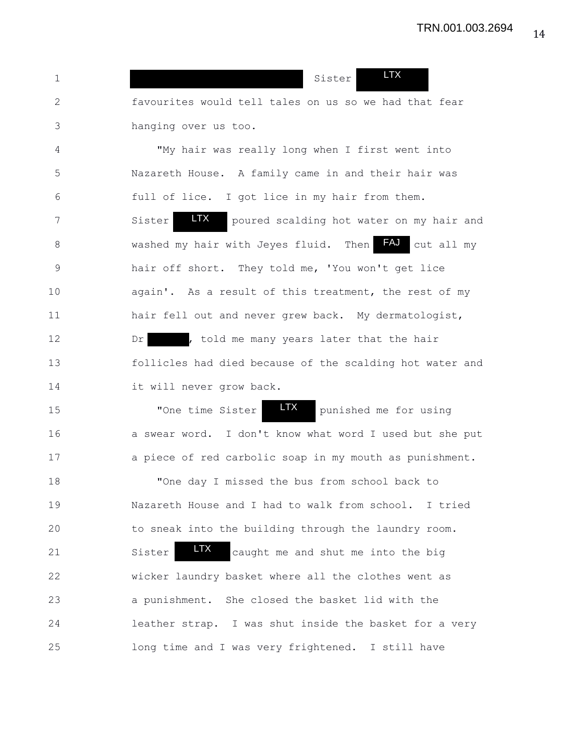[REDACTED] Sister LTX favourites would tell tales on us so we had that fear hanging over us too.

"My hair was really long when I first went into Nazareth House. A family came in and their hair was full of lice. I got lice in my hair from them. Sister LTX poured scalding hot water on my hair and washed my hair with Jeyes fluid. Then FAJ cut all my hair off short. They told me, 'You won't get lice again'. As a result of this treatment, the rest of my hair fell out and never grew back. My dermatologist, Dr [REDACTED], told me many years later that the hair follicles had died because of the scalding hot water and it will never grow back.

"One time Sister LTX punished me for using a swear word. I don't know what word I used but she put a piece of red carbolic soap in my mouth as punishment.

"One day I missed the bus from school back to Nazareth House and I had to walk from school. I tried to sneak into the building through the laundry room. Sister LTX caught me and shut me into the big wicker laundry basket where all the clothes went as a punishment. She closed the basket lid with the leather strap. I was shut inside the basket for a very long time and I was very frightened. I still have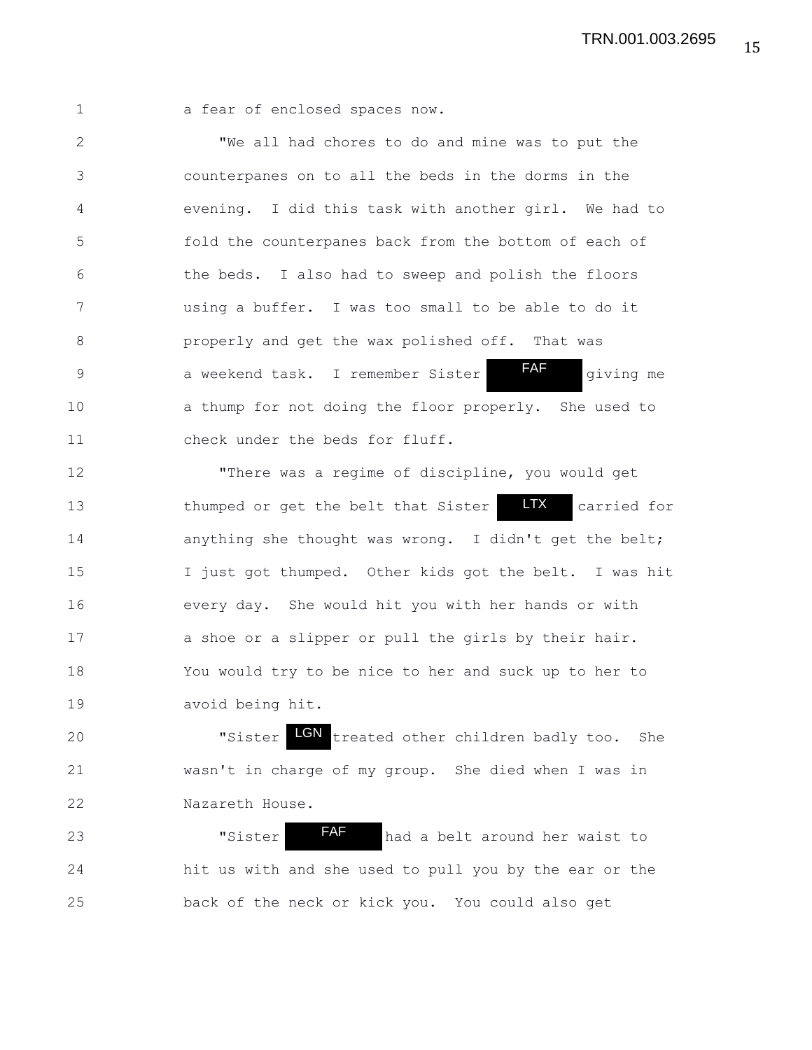a fear of enclosed spaces now.

"We all had chores to do and mine was to put the counterpanes on to all the beds in the dorms in the evening. I did this task with another girl. We had to fold the counterpanes back from the bottom of each of the beds. I also had to sweep and polish the floors using a buffer. I was too small to be able to do it properly and get the wax polished off. That was a weekend task. I remember Sister FAF giving me a thump for not doing the floor properly. She used to check under the beds for fluff.

"There was a regime of discipline, you would get thumped or get the belt that Sister LTX carried for anything she thought was wrong. I didn't get the belt; I just got thumped. Other kids got the belt. I was hit every day. She would hit you with her hands or with a shoe or a slipper or pull the girls by their hair. You would try to be nice to her and suck up to her to avoid being hit.

"Sister LGN treated other children badly too. She wasn't in charge of my group. She died when I was in Nazareth House.

"Sister FAF had a belt around her waist to hit us with and she used to pull you by the ear or the back of the neck or kick you. You could also get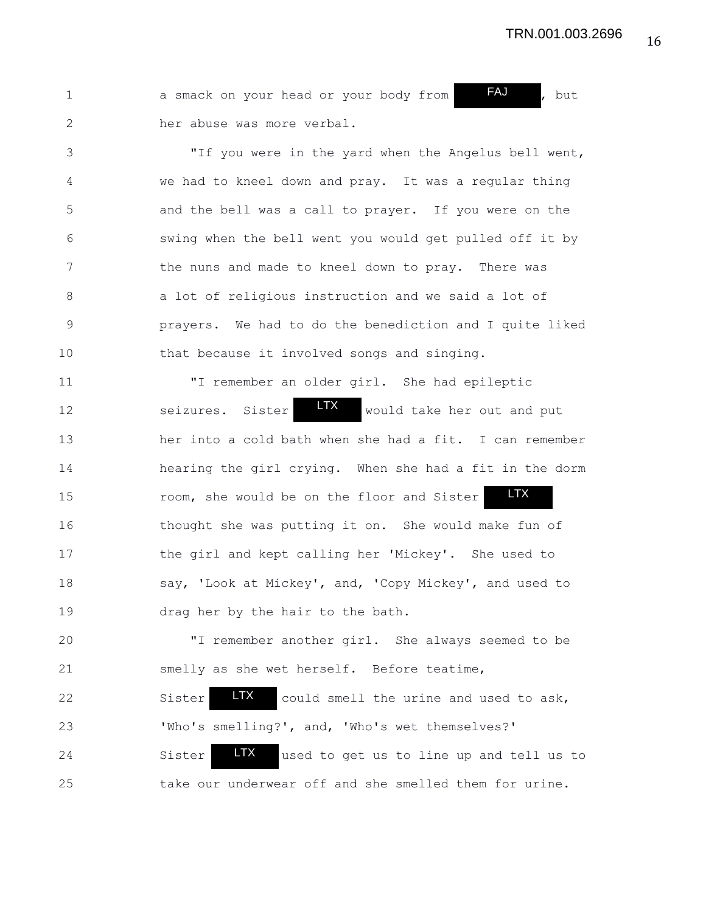a smack on your head or your body from FAJ, but her abuse was more verbal.

"If you were in the yard when the Angelus bell went, we had to kneel down and pray. It was a regular thing and the bell was a call to prayer. If you were on the swing when the bell went you would get pulled off it by the nuns and made to kneel down to pray. There was a lot of religious instruction and we said a lot of prayers. We had to do the benediction and I quite liked that because it involved songs and singing.

"I remember an older girl. She had epileptic seizures. Sister LTX would take her out and put her into a cold bath when she had a fit. I can remember hearing the girl crying. When she had a fit in the dorm room, she would be on the floor and Sister LTX thought she was putting it on. She would make fun of the girl and kept calling her 'Mickey'. She used to say, 'Look at Mickey', and, 'Copy Mickey', and used to drag her by the hair to the bath.

"I remember another girl. She always seemed to be smelly as she wet herself. Before teatime, Sister LTX could smell the urine and used to ask, 'Who's smelling?', and, 'Who's wet themselves?' Sister LTX used to get us to line up and tell us to take our underwear off and she smelled them for urine.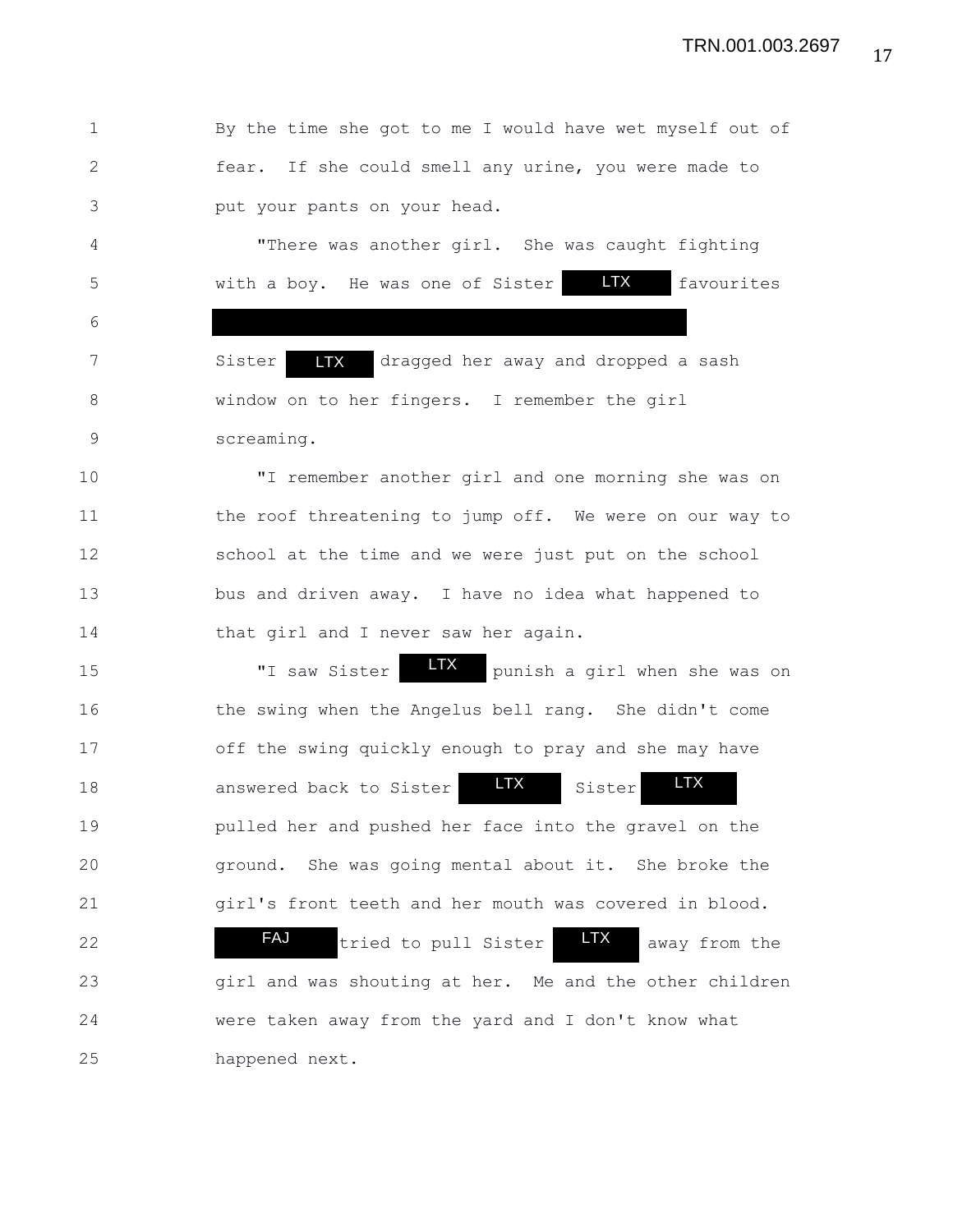By the time she got to me I would have wet myself out of fear. If she could smell any urine, you were made to put your pants on your head.

"There was another girl. She was caught fighting with a boy. He was one of Sister LTX favourites

Sister LTX dragged her away and dropped a sash window on to her fingers. I remember the girl screaming.

"I remember another girl and one morning she was on the roof threatening to jump off. We were on our way to school at the time and we were just put on the school bus and driven away. I have no idea what happened to that girl and I never saw her again.

"I saw Sister LTX punish a girl when she was on the swing when the Angelus bell rang. She didn't come off the swing quickly enough to pray and she may have answered back to Sister LTX Sister LTX pulled her and pushed her face into the gravel on the ground. She was going mental about it. She broke the girl's front teeth and her mouth was covered in blood. FAJ tried to pull Sister LTX away from the girl and was shouting at her. Me and the other children were taken away from the yard and I don't know what happened next.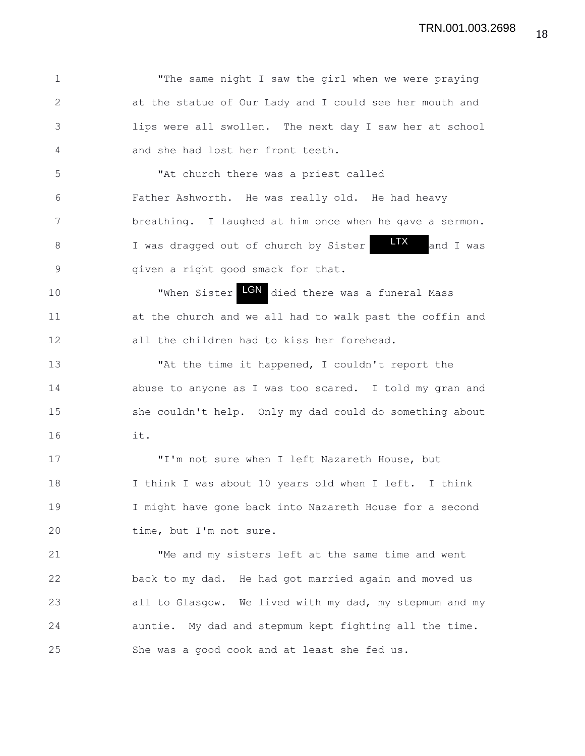"The same night I saw the girl when we were praying at the statue of Our Lady and I could see her mouth and lips were all swollen. The next day I saw her at school and she had lost her front teeth.

"At church there was a priest called Father Ashworth. He was really old. He had heavy breathing. I laughed at him once when he gave a sermon. I was dragged out of church by Sister LTX and I was given a right good smack for that.

"When Sister LGN died there was a funeral Mass at the church and we all had to walk past the coffin and all the children had to kiss her forehead.

"At the time it happened, I couldn't report the abuse to anyone as I was too scared. I told my gran and she couldn't help. Only my dad could do something about it.

"I'm not sure when I left Nazareth House, but I think I was about 10 years old when I left. I think I might have gone back into Nazareth House for a second time, but I'm not sure.

"Me and my sisters left at the same time and went back to my dad. He had got married again and moved us all to Glasgow. We lived with my dad, my stepmum and my auntie. My dad and stepmum kept fighting all the time. She was a good cook and at least she fed us.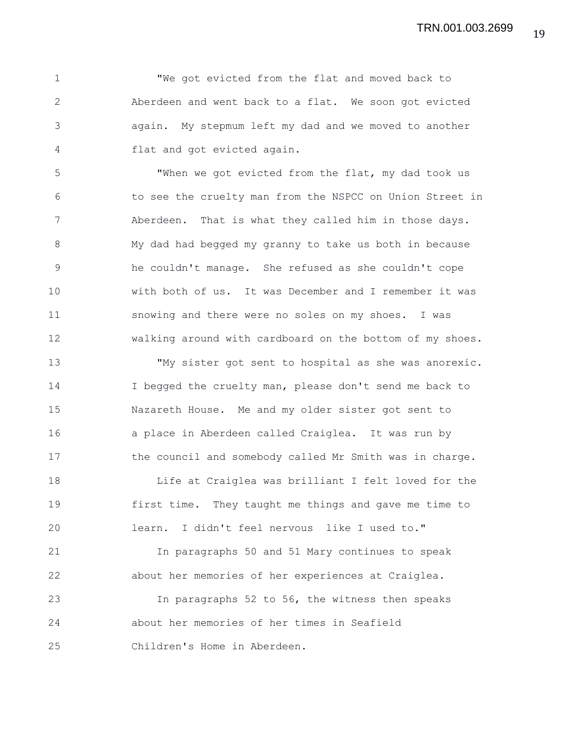"We got evicted from the flat and moved back to Aberdeen and went back to a flat. We soon got evicted again. My stepmum left my dad and we moved to another flat and got evicted again.

"When we got evicted from the flat, my dad took us to see the cruelty man from the NSPCC on Union Street in Aberdeen. That is what they called him in those days. My dad had begged my granny to take us both in because he couldn't manage. She refused as she couldn't cope with both of us. It was December and I remember it was snowing and there were no soles on my shoes. I was walking around with cardboard on the bottom of my shoes.

"My sister got sent to hospital as she was anorexic. I begged the cruelty man, please don't send me back to Nazareth House. Me and my older sister got sent to a place in Aberdeen called Craiglea. It was run by the council and somebody called Mr Smith was in charge.

Life at Craiglea was brilliant I felt loved for the first time. They taught me things and gave me time to learn. I didn't feel nervous like I used to."

In paragraphs 50 and 51 Mary continues to speak about her memories of her experiences at Craiglea.

In paragraphs 52 to 56, the witness then speaks about her memories of her times in Seafield Children's Home in Aberdeen.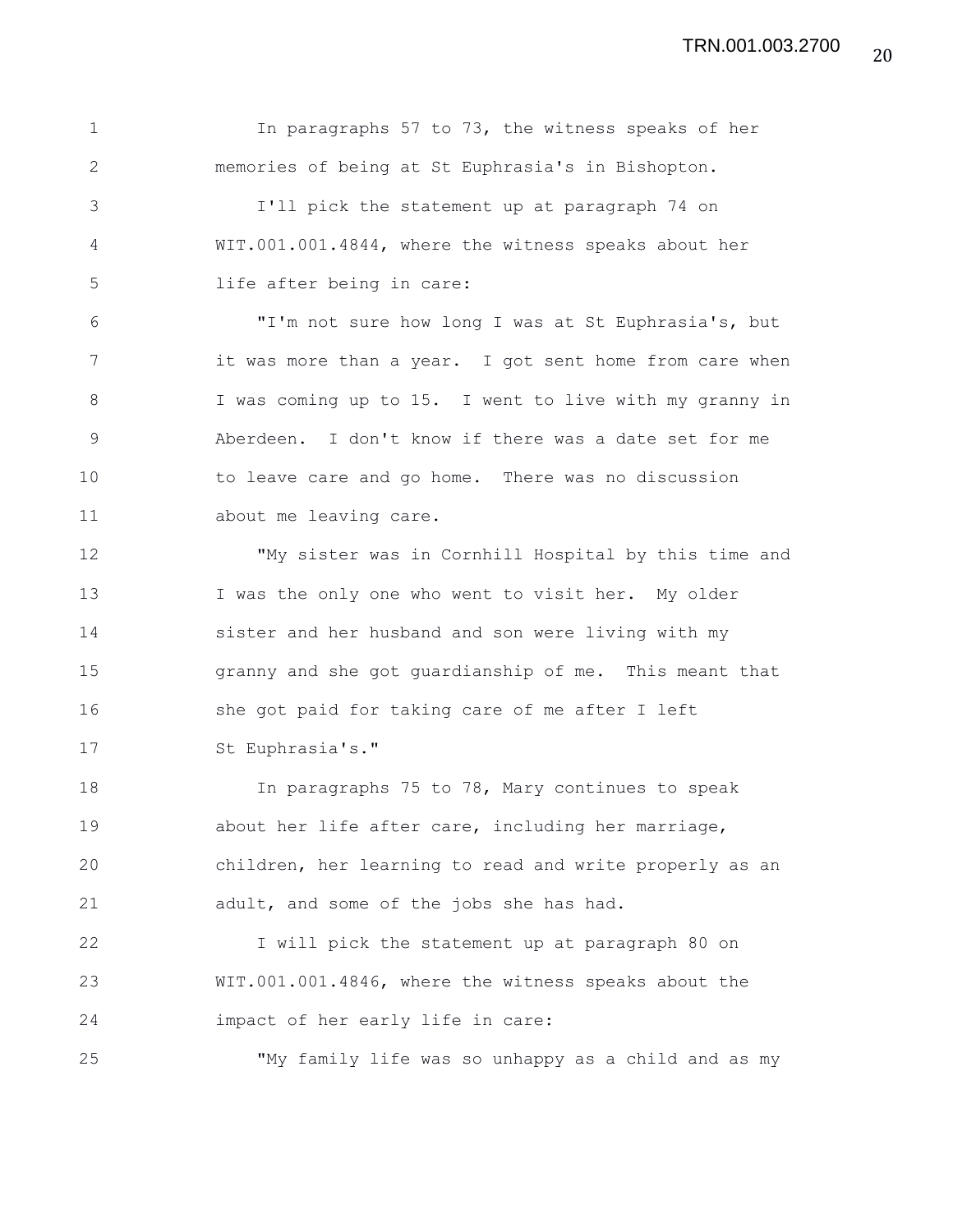In paragraphs 57 to 73, the witness speaks of her memories of being at St Euphrasia's in Bishopton.

I'll pick the statement up at paragraph 74 on WIT.001.001.4844, where the witness speaks about her life after being in care:

"I'm not sure how long I was at St Euphrasia's, but it was more than a year. I got sent home from care when I was coming up to 15. I went to live with my granny in Aberdeen. I don't know if there was a date set for me to leave care and go home. There was no discussion about me leaving care.

"My sister was in Cornhill Hospital by this time and I was the only one who went to visit her. My older sister and her husband and son were living with my granny and she got guardianship of me. This meant that she got paid for taking care of me after I left St Euphrasia's."

In paragraphs 75 to 78, Mary continues to speak about her life after care, including her marriage, children, her learning to read and write properly as an adult, and some of the jobs she has had.

I will pick the statement up at paragraph 80 on WIT.001.001.4846, where the witness speaks about the impact of her early life in care:

"My family life was so unhappy as a child and as my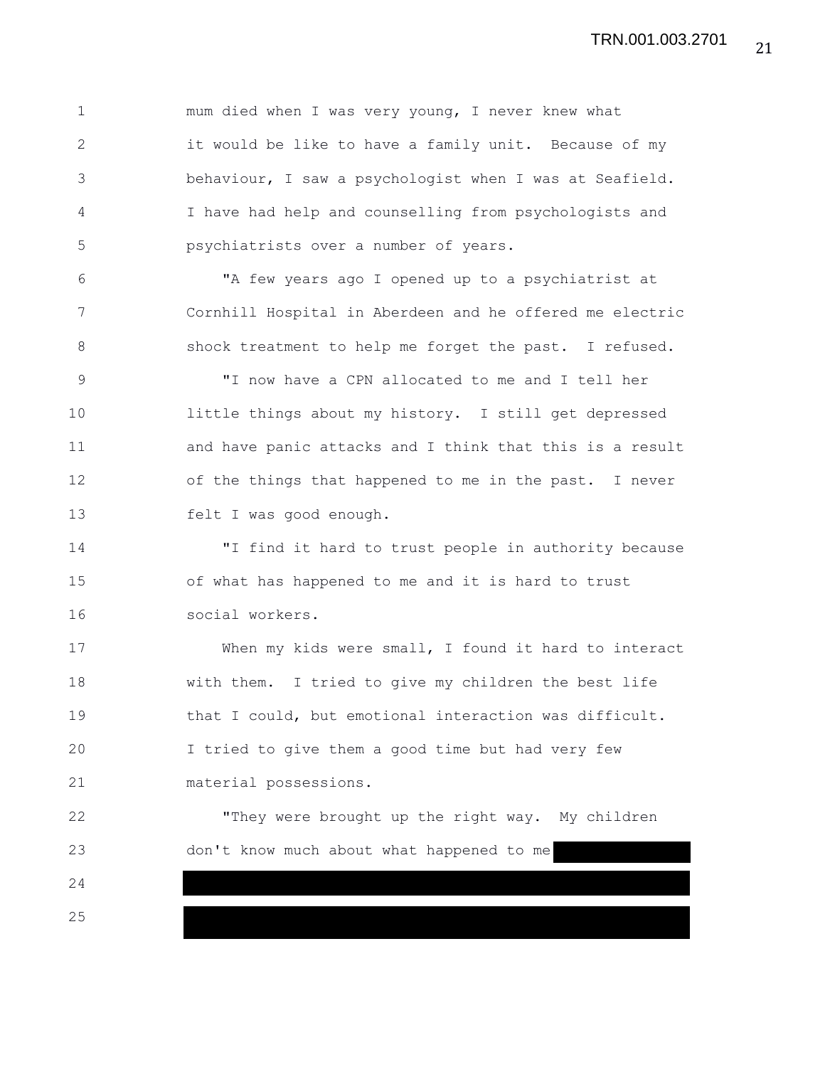mum died when I was very young, I never knew what it would be like to have a family unit. Because of my behaviour, I saw a psychologist when I was at Seafield. I have had help and counselling from psychologists and psychiatrists over a number of years.

"A few years ago I opened up to a psychiatrist at Cornhill Hospital in Aberdeen and he offered me electric shock treatment to help me forget the past. I refused.

"I now have a CPN allocated to me and I tell her little things about my history. I still get depressed and have panic attacks and I think that this is a result of the things that happened to me in the past. I never felt I was good enough.

"I find it hard to trust people in authority because of what has happened to me and it is hard to trust social workers.

When my kids were small, I found it hard to interact with them. I tried to give my children the best life that I could, but emotional interaction was difficult. I tried to give them a good time but had very few material possessions.

"They were brought up the right way. My children don't know much about what happened to me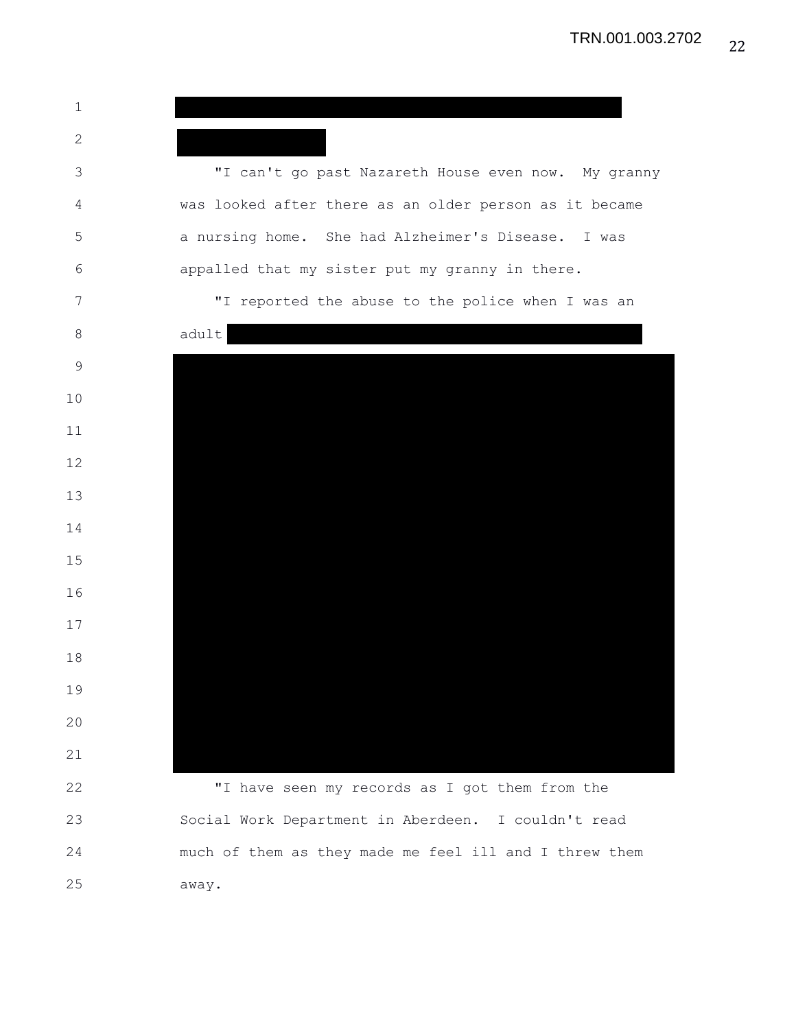"I can't go past Nazareth House even now. My granny was looked after there as an older person as it became a nursing home. She had Alzheimer's Disease. I was appalled that my sister put my granny in there.

"I reported the abuse to the police when I was an adult

"I have seen my records as I got them from the Social Work Department in Aberdeen. I couldn't read much of them as they made me feel ill and I threw them away.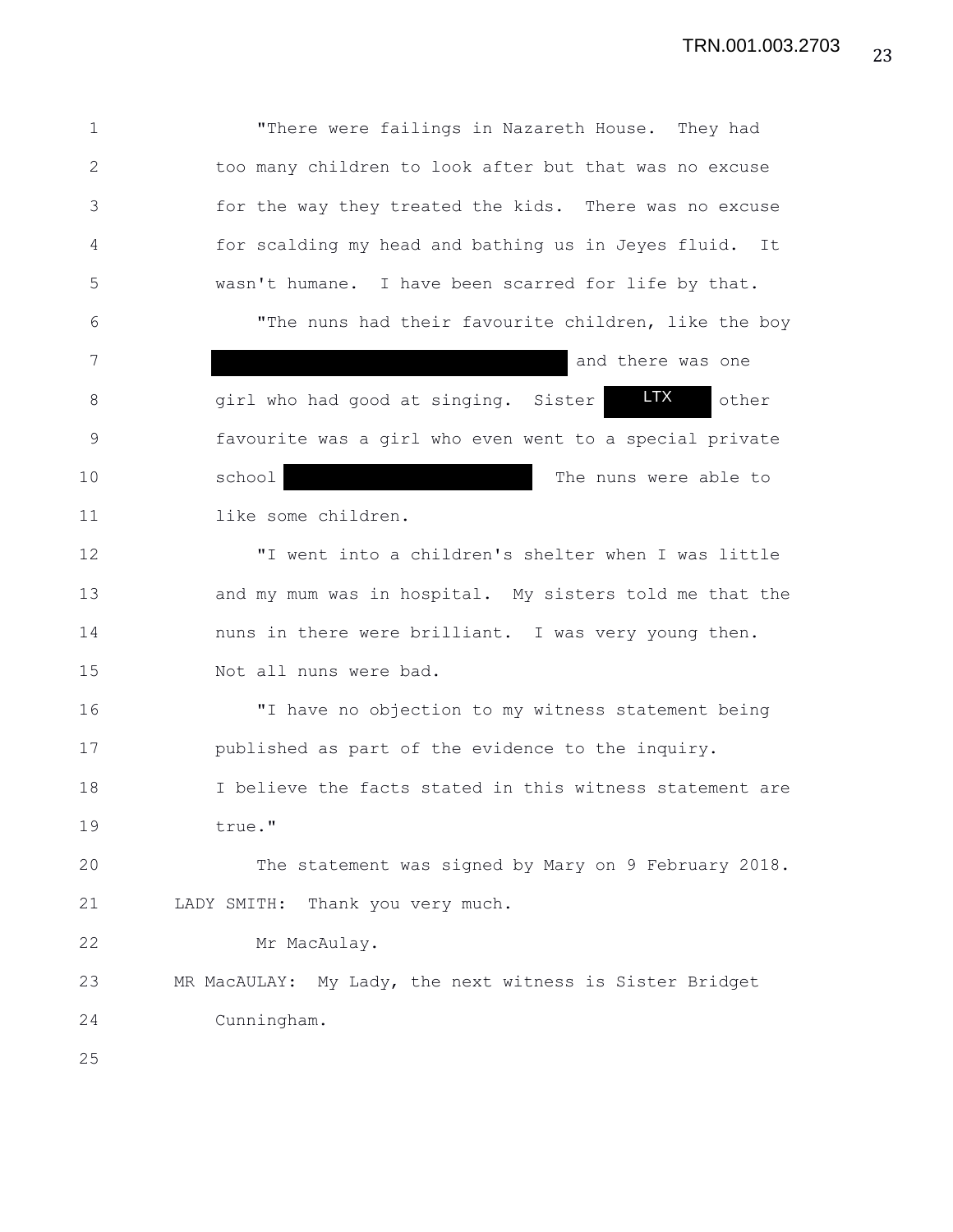"There were failings in Nazareth House. They had too many children to look after but that was no excuse for the way they treated the kids. There was no excuse for scalding my head and bathing us in Jeyes fluid. It wasn't humane. I have been scarred for life by that.

"The nuns had their favourite children, like the boy [REDACTED] and there was one girl who had good at singing. Sister LTX other favourite was a girl who even went to a special private school [REDACTED] The nuns were able to like some children.

"I went into a children's shelter when I was little and my mum was in hospital. My sisters told me that the nuns in there were brilliant. I was very young then. Not all nuns were bad.

"I have no objection to my witness statement being published as part of the evidence to the inquiry. I believe the facts stated in this witness statement are true."

The statement was signed by Mary on 9 February 2018.

LADY SMITH: Thank you very much.

Mr MacAulay.

MR MacAULAY: My Lady, the next witness is Sister Bridget Cunningham.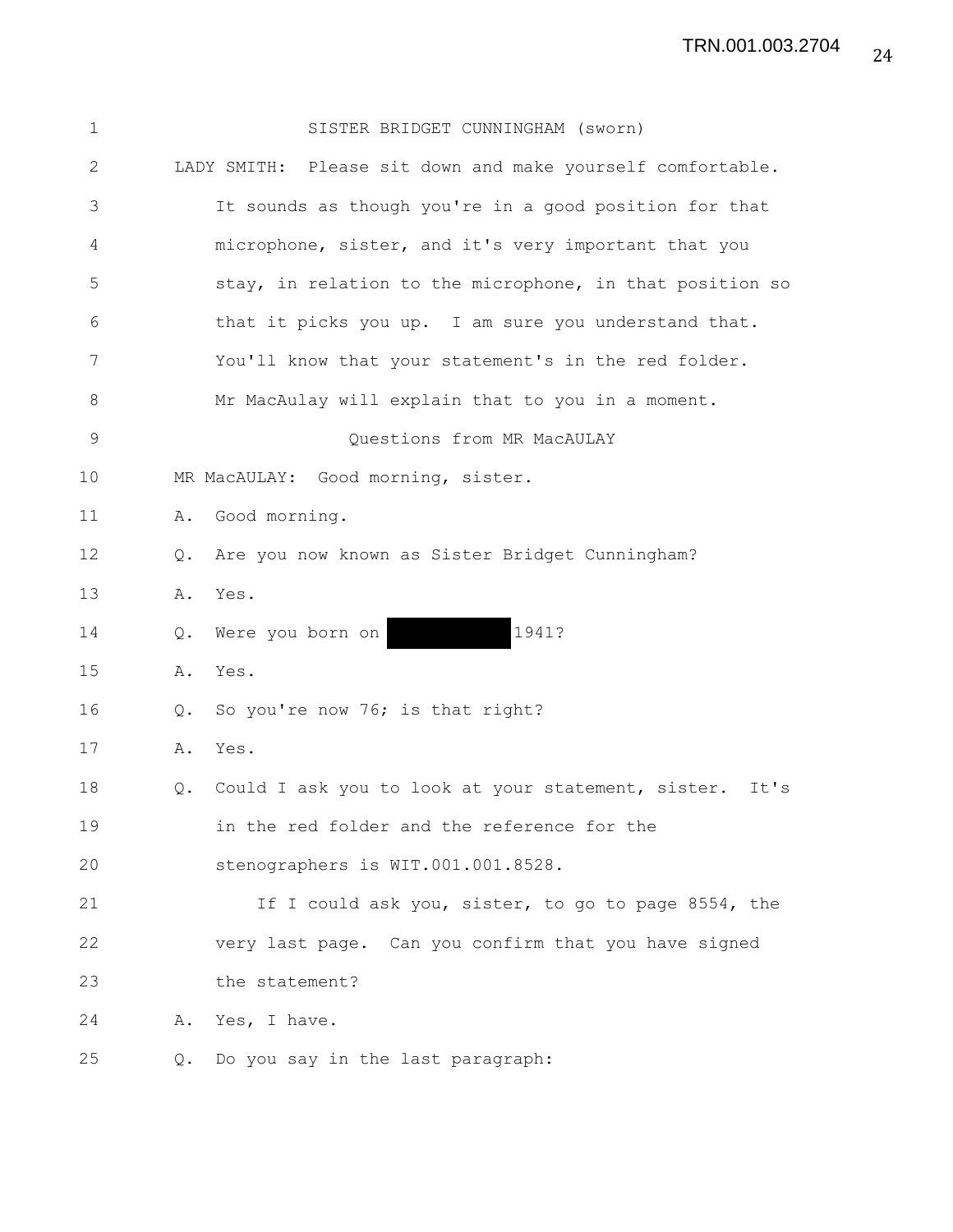SISTER BRIDGET CUNNINGHAM (sworn)

LADY SMITH: Please sit down and make yourself comfortable. It sounds as though you're in a good position for that microphone, sister, and it's very important that you stay, in relation to the microphone, in that position so that it picks you up. I am sure you understand that. You'll know that your statement's in the red folder. Mr MacAulay will explain that to you in a moment.

Questions from MR MacAULAY

MR MacAULAY: Good morning, sister.

A. Good morning.

Q. Are you now known as Sister Bridget Cunningham?

A. Yes.

Q. Were you born on [redacted] 1941?

A. Yes.

Q. So you're now 76; is that right?

A. Yes.

Q. Could I ask you to look at your statement, sister. It's in the red folder and the reference for the stenographers is WIT.001.001.8528.

If I could ask you, sister, to go to page 8554, the very last page. Can you confirm that you have signed the statement?

A. Yes, I have.

Q. Do you say in the last paragraph: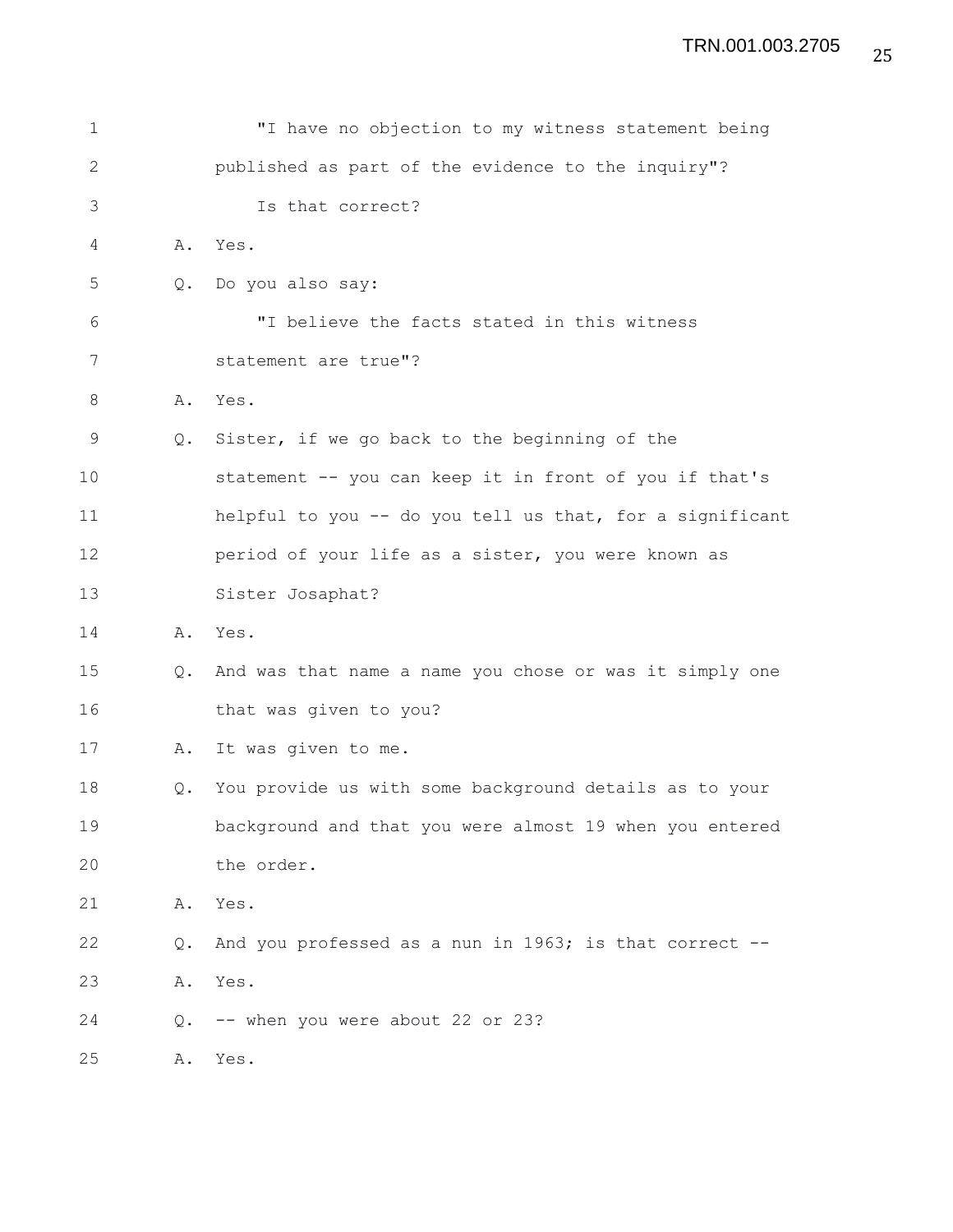"I have no objection to my witness statement being published as part of the evidence to the inquiry"?

Is that correct?

A. Yes.

Q. Do you also say:

"I believe the facts stated in this witness statement are true"?

A. Yes.

Q. Sister, if we go back to the beginning of the statement -- you can keep it in front of you if that's helpful to you -- do you tell us that, for a significant period of your life as a sister, you were known as Sister Josaphat?

A. Yes.

Q. And was that name a name you chose or was it simply one that was given to you?

A. It was given to me.

Q. You provide us with some background details as to your background and that you were almost 19 when you entered the order.

A. Yes.

Q. And you professed as a nun in 1963; is that correct --

A. Yes.

Q. -- when you were about 22 or 23?

A. Yes.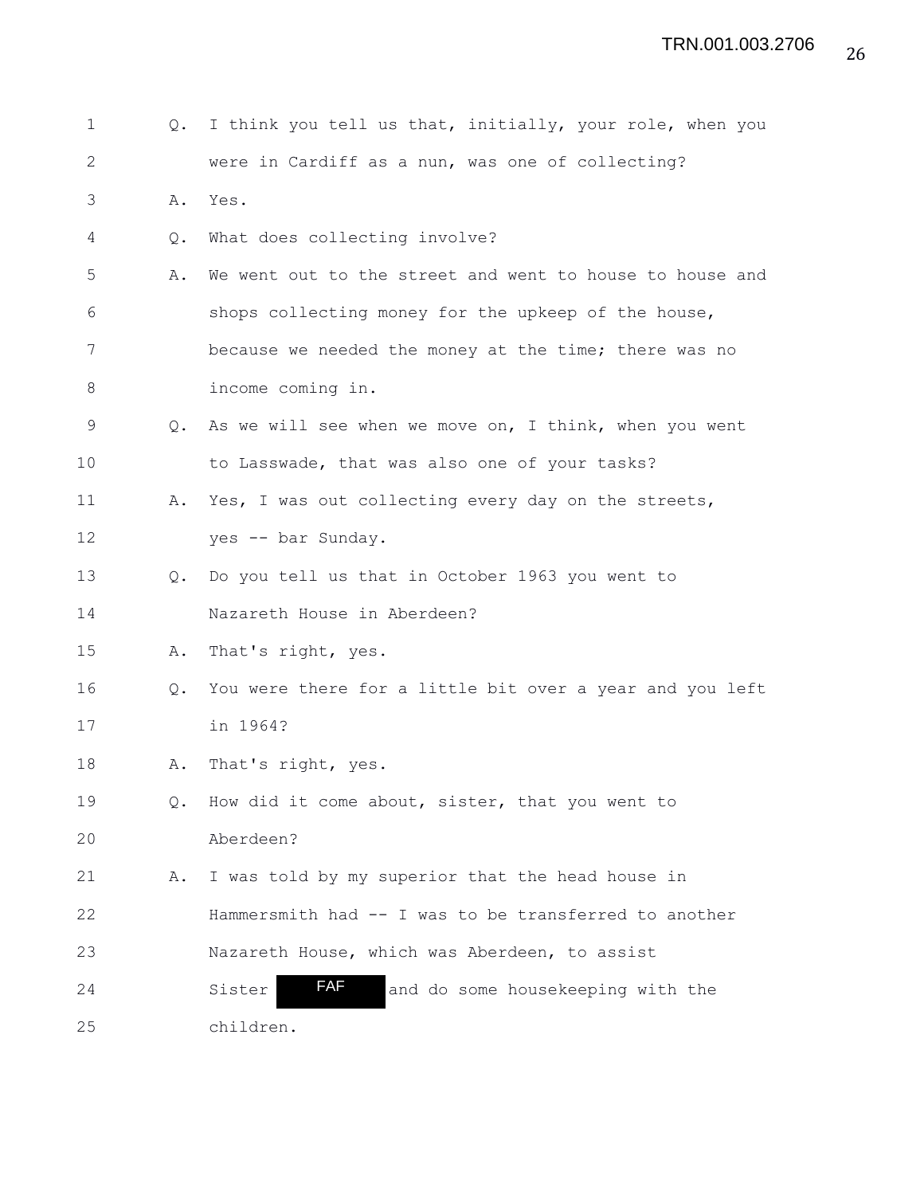Q. I think you tell us that, initially, your role, when you were in Cardiff as a nun, was one of collecting?

A. Yes.

Q. What does collecting involve?

A. We went out to the street and went to house to house and shops collecting money for the upkeep of the house, because we needed the money at the time; there was no income coming in.

Q. As we will see when we move on, I think, when you went to Lasswade, that was also one of your tasks?

A. Yes, I was out collecting every day on the streets, yes -- bar Sunday.

Q. Do you tell us that in October 1963 you went to Nazareth House in Aberdeen?

A. That's right, yes.

Q. You were there for a little bit over a year and you left in 1964?

A. That's right, yes.

Q. How did it come about, sister, that you went to Aberdeen?

A. I was told by my superior that the head house in Hammersmith had -- I was to be transferred to another Nazareth House, which was Aberdeen, to assist Sister FAF and do some housekeeping with the children.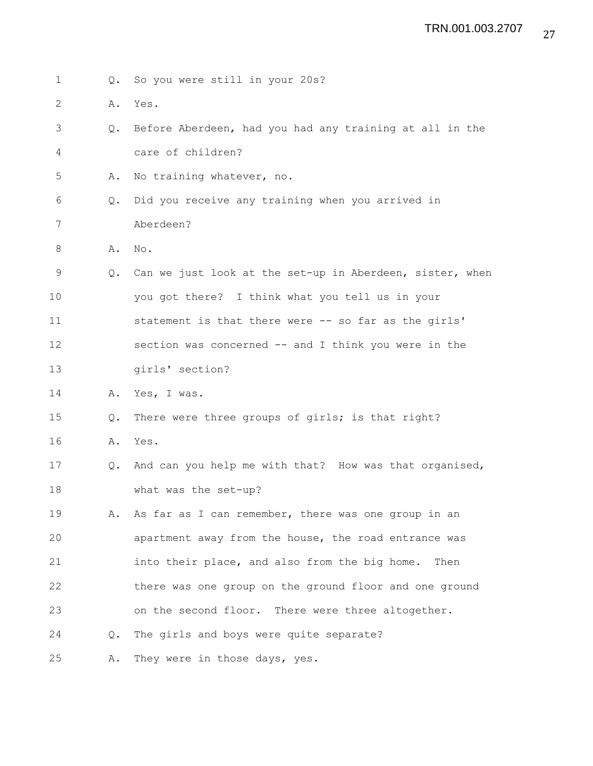Q. So you were still in your 20s?

A. Yes.

Q. Before Aberdeen, had you had any training at all in the care of children?

A. No training whatever, no.

Q. Did you receive any training when you arrived in Aberdeen?

A. No.

Q. Can we just look at the set-up in Aberdeen, sister, when you got there? I think what you tell us in your statement is that there were -- so far as the girls' section was concerned -- and I think you were in the girls' section?

A. Yes, I was.

Q. There were three groups of girls; is that right?

A. Yes.

Q. And can you help me with that? How was that organised, what was the set-up?

A. As far as I can remember, there was one group in an apartment away from the house, the road entrance was into their place, and also from the big home. Then there was one group on the ground floor and one ground on the second floor. There were three altogether.

Q. The girls and boys were quite separate?

A. They were in those days, yes.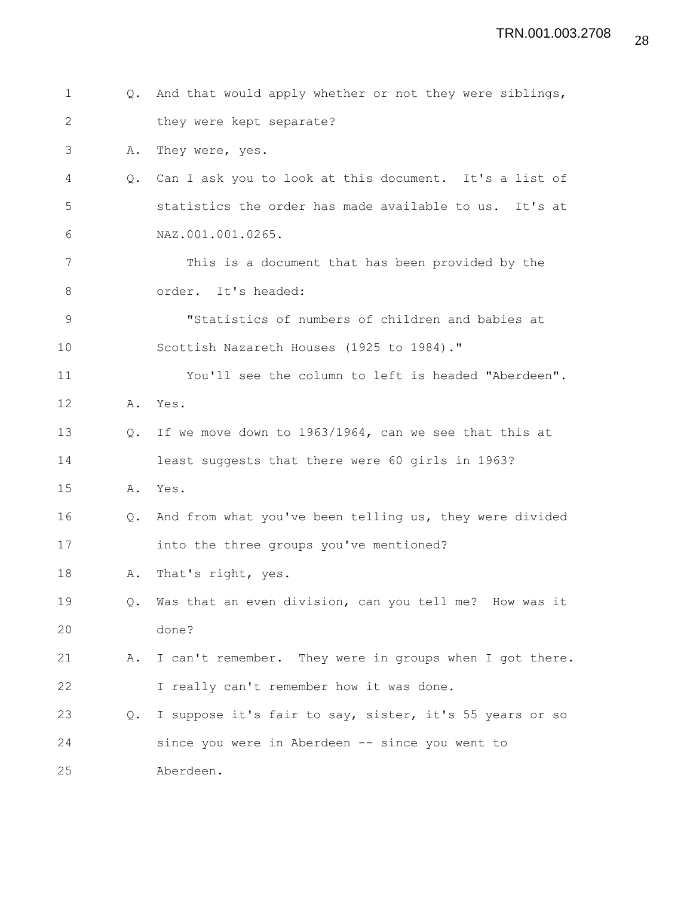Q. And that would apply whether or not they were siblings, they were kept separate?

A. They were, yes.

Q. Can I ask you to look at this document. It's a list of statistics the order has made available to us. It's at NAZ.001.001.0265.

This is a document that has been provided by the order. It's headed:

"Statistics of numbers of children and babies at Scottish Nazareth Houses (1925 to 1984)."

You'll see the column to left is headed "Aberdeen".

A. Yes.

Q. If we move down to 1963/1964, can we see that this at least suggests that there were 60 girls in 1963?

A. Yes.

Q. And from what you've been telling us, they were divided into the three groups you've mentioned?

A. That's right, yes.

Q. Was that an even division, can you tell me? How was it done?

A. I can't remember. They were in groups when I got there. I really can't remember how it was done.

Q. I suppose it's fair to say, sister, it's 55 years or so since you were in Aberdeen -- since you went to Aberdeen.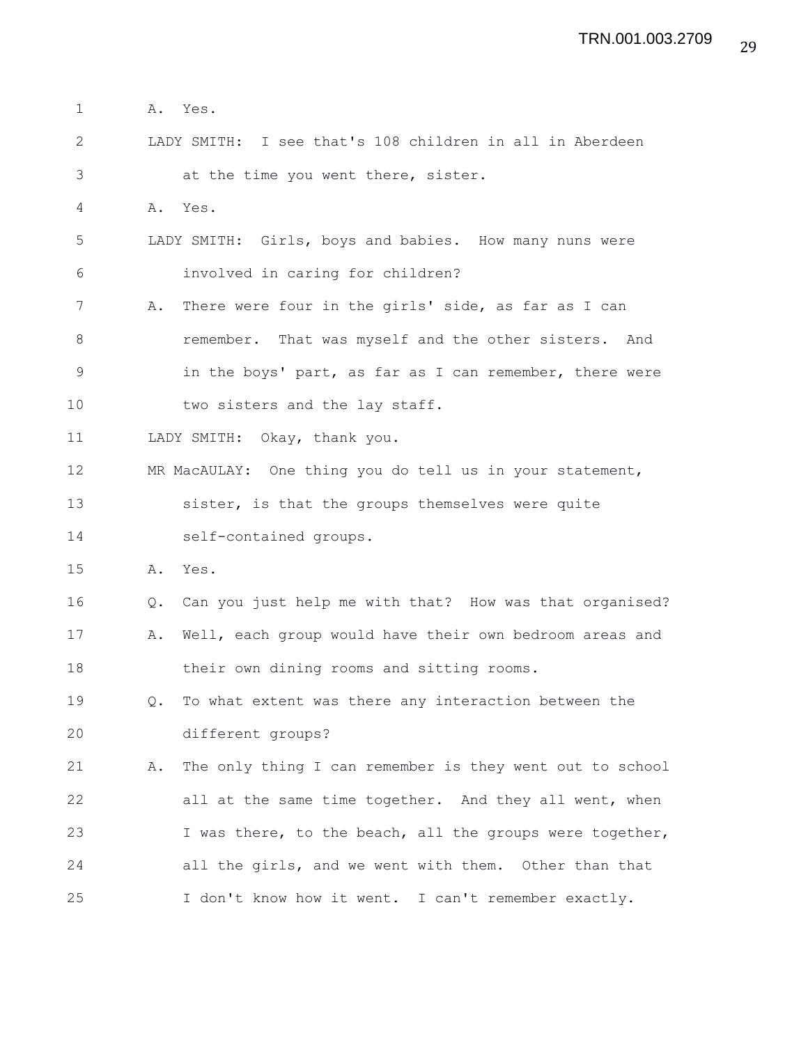A. Yes.

LADY SMITH: I see that's 108 children in all in Aberdeen at the time you went there, sister.

A. Yes.

LADY SMITH: Girls, boys and babies. How many nuns were involved in caring for children?

A. There were four in the girls' side, as far as I can remember. That was myself and the other sisters. And in the boys' part, as far as I can remember, there were two sisters and the lay staff.

LADY SMITH: Okay, thank you.

MR MacAULAY: One thing you do tell us in your statement, sister, is that the groups themselves were quite self-contained groups.

A. Yes.

Q. Can you just help me with that? How was that organised?

A. Well, each group would have their own bedroom areas and their own dining rooms and sitting rooms.

Q. To what extent was there any interaction between the different groups?

A. The only thing I can remember is they went out to school all at the same time together. And they all went, when I was there, to the beach, all the groups were together, all the girls, and we went with them. Other than that I don't know how it went. I can't remember exactly.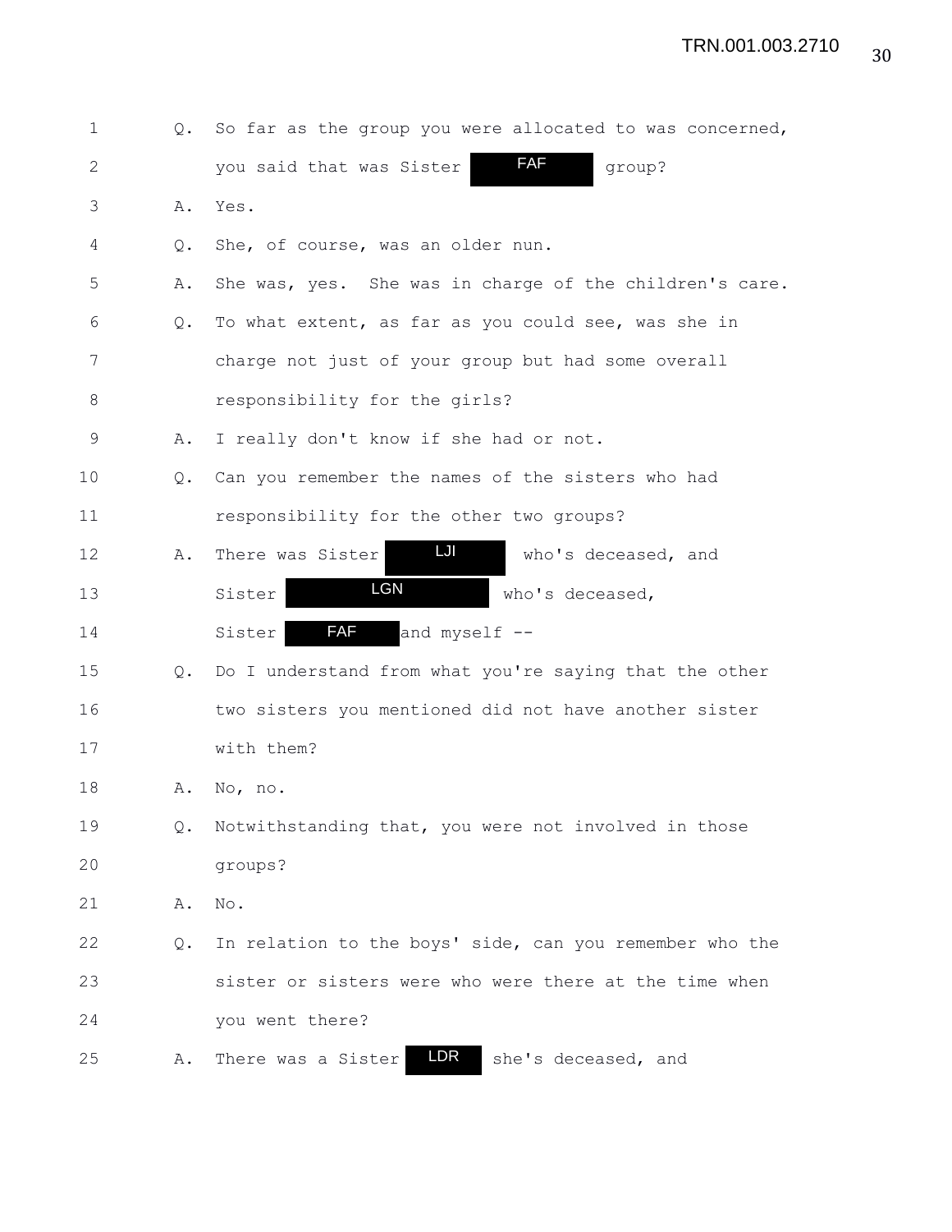1 Q. So far as the group you were allocated to was concerned,
2 you said that was Sister FAF group?
3 A. Yes.
4 Q. She, of course, was an older nun.
5 A. She was, yes. She was in charge of the children's care.
6 Q. To what extent, as far as you could see, was she in
7 charge not just of your group but had some overall
8 responsibility for the girls?
9 A. I really don't know if she had or not.
10 Q. Can you remember the names of the sisters who had
11 responsibility for the other two groups?
12 A. There was Sister LJI who's deceased, and
13 Sister LGN who's deceased,
14 Sister FAF and myself --
15 Q. Do I understand from what you're saying that the other
16 two sisters you mentioned did not have another sister
17 with them?
18 A. No, no.
19 Q. Notwithstanding that, you were not involved in those
20 groups?
21 A. No.
22 Q. In relation to the boys' side, can you remember who the
23 sister or sisters were who were there at the time when
24 you went there?
25 A. There was a Sister LDR she's deceased, and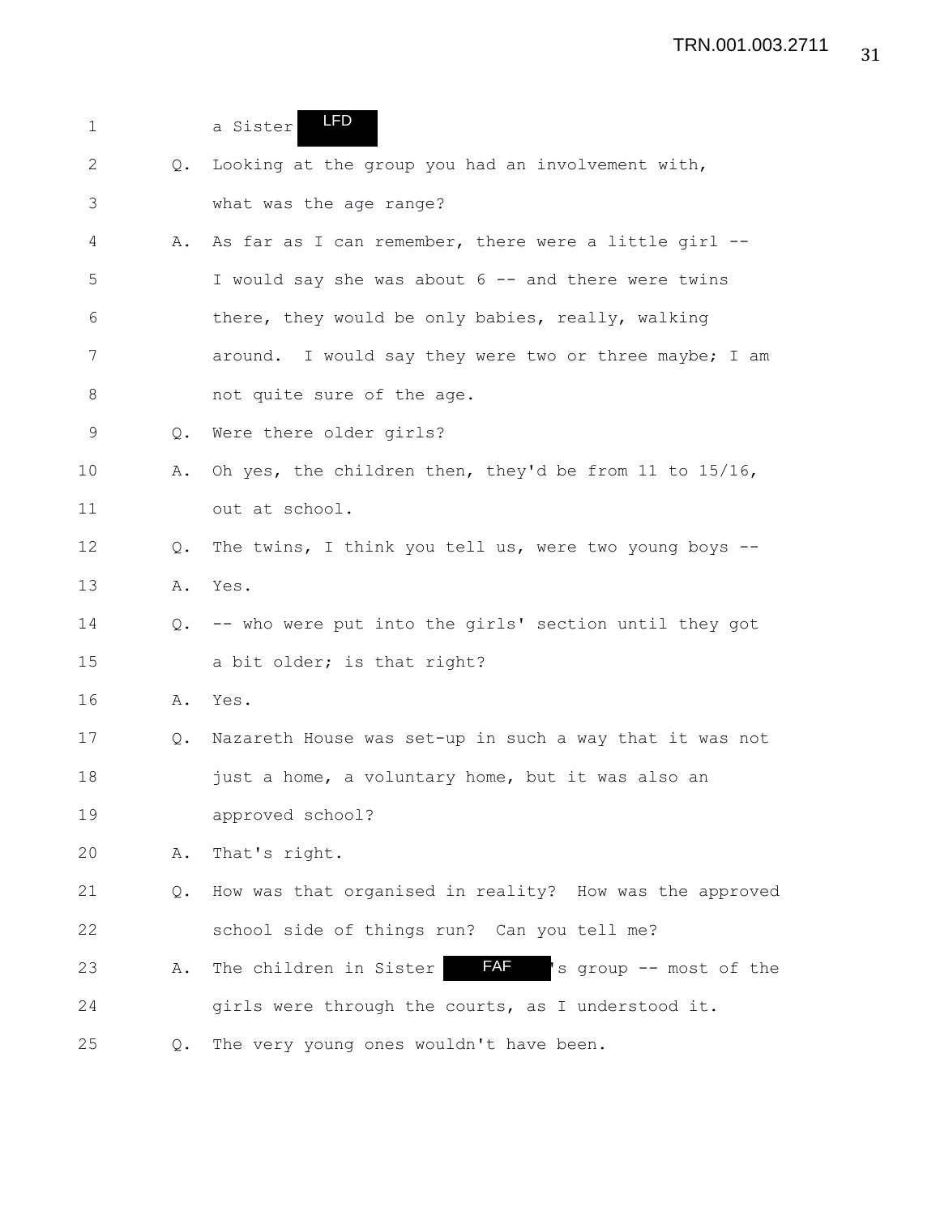1 a Sister LFD

2 Q. Looking at the group you had an involvement with,

3 what was the age range?

4 A. As far as I can remember, there were a little girl --

5 I would say she was about 6 -- and there were twins

6 there, they would be only babies, really, walking

7 around. I would say they were two or three maybe; I am

8 not quite sure of the age.

9 Q. Were there older girls?

10 A. Oh yes, the children then, they'd be from 11 to 15/16,

11 out at school.

12 Q. The twins, I think you tell us, were two young boys --

13 A. Yes.

14 Q. -- who were put into the girls' section until they got

15 a bit older; is that right?

16 A. Yes.

17 Q. Nazareth House was set-up in such a way that it was not

18 just a home, a voluntary home, but it was also an

19 approved school?

20 A. That's right.

21 Q. How was that organised in reality? How was the approved

22 school side of things run? Can you tell me?

23 A. The children in Sister FAF 's group -- most of the

24 girls were through the courts, as I understood it.

25 Q. The very young ones wouldn't have been.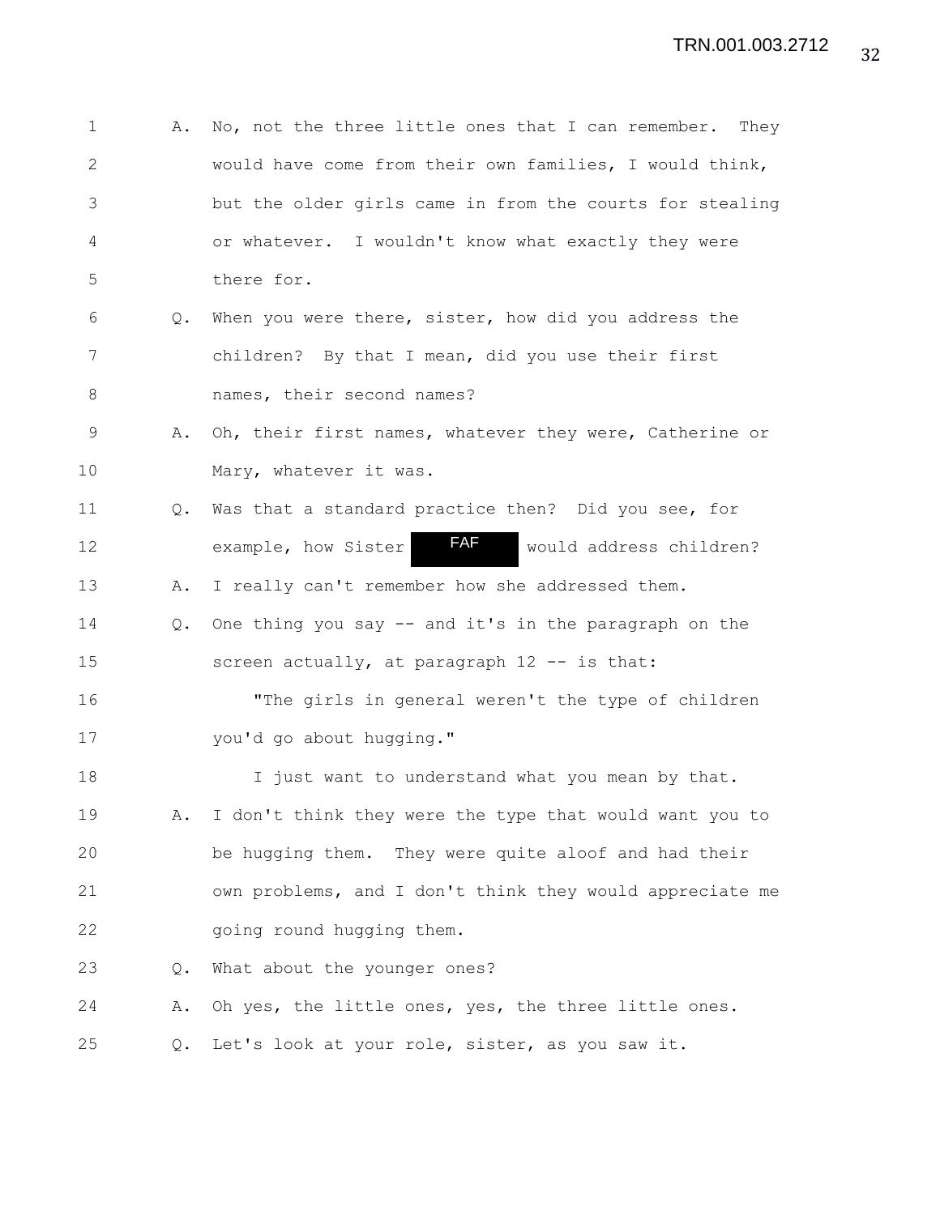1 A. No, not the three little ones that I can remember. They
2 would have come from their own families, I would think,
3 but the older girls came in from the courts for stealing
4 or whatever. I wouldn't know what exactly they were
5 there for.

6 Q. When you were there, sister, how did you address the
7 children? By that I mean, did you use their first
8 names, their second names?

9 A. Oh, their first names, whatever they were, Catherine or
10 Mary, whatever it was.

11 Q. Was that a standard practice then? Did you see, for
12 example, how Sister FAF would address children?

13 A. I really can't remember how she addressed them.

14 Q. One thing you say -- and it's in the paragraph on the
15 screen actually, at paragraph 12 -- is that:

16 "The girls in general weren't the type of children
17 you'd go about hugging."

18 I just want to understand what you mean by that.

19 A. I don't think they were the type that would want you to
20 be hugging them. They were quite aloof and had their
21 own problems, and I don't think they would appreciate me
22 going round hugging them.

23 Q. What about the younger ones?

24 A. Oh yes, the little ones, yes, the three little ones.

25 Q. Let's look at your role, sister, as you saw it.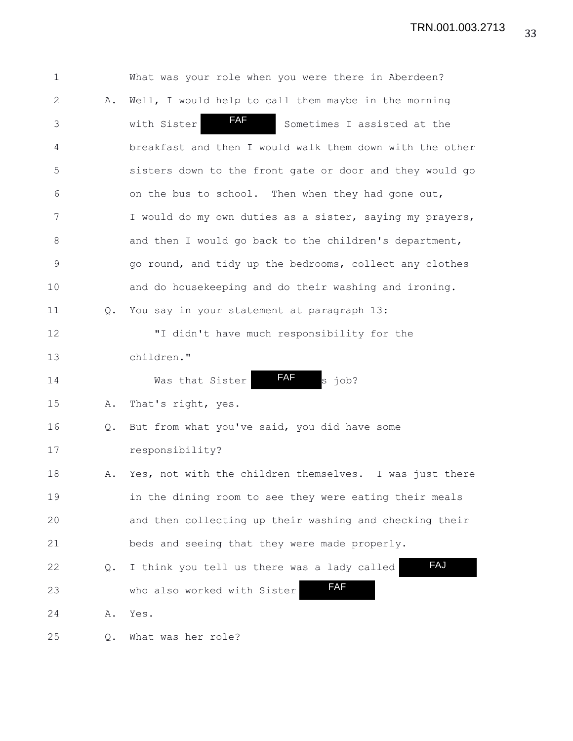1 What was your role when you were there in Aberdeen?

2 A. Well, I would help to call them maybe in the morning

3 with Sister FAF Sometimes I assisted at the

4 breakfast and then I would walk them down with the other

5 sisters down to the front gate or door and they would go

6 on the bus to school. Then when they had gone out,

7 I would do my own duties as a sister, saying my prayers,

8 and then I would go back to the children's department,

9 go round, and tidy up the bedrooms, collect any clothes

10 and do housekeeping and do their washing and ironing.

11 Q. You say in your statement at paragraph 13:

12 "I didn't have much responsibility for the

13 children."

14 Was that Sister FAF s job?

15 A. That's right, yes.

16 Q. But from what you've said, you did have some

17 responsibility?

18 A. Yes, not with the children themselves. I was just there

19 in the dining room to see they were eating their meals

20 and then collecting up their washing and checking their

21 beds and seeing that they were made properly.

22 Q. I think you tell us there was a lady called FAJ

23 who also worked with Sister FAF

24 A. Yes.

25 Q. What was her role?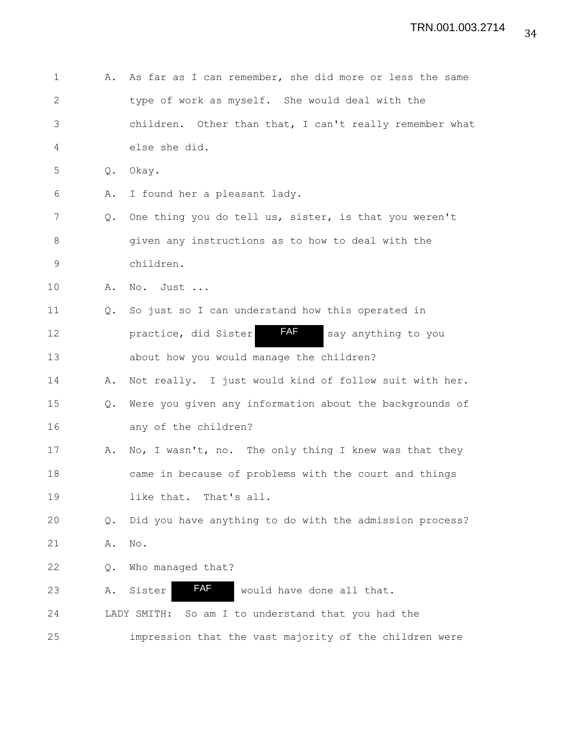A. As far as I can remember, she did more or less the same type of work as myself. She would deal with the children. Other than that, I can't really remember what else she did.

Q. Okay.

A. I found her a pleasant lady.

Q. One thing you do tell us, sister, is that you weren't given any instructions as to how to deal with the children.

A. No. Just ...

Q. So just so I can understand how this operated in practice, did Sister FAF say anything to you about how you would manage the children?

A. Not really. I just would kind of follow suit with her.

Q. Were you given any information about the backgrounds of any of the children?

A. No, I wasn't, no. The only thing I knew was that they came in because of problems with the court and things like that. That's all.

Q. Did you have anything to do with the admission process?

A. No.

Q. Who managed that?

A. Sister FAF would have done all that.

LADY SMITH: So am I to understand that you had the impression that the vast majority of the children were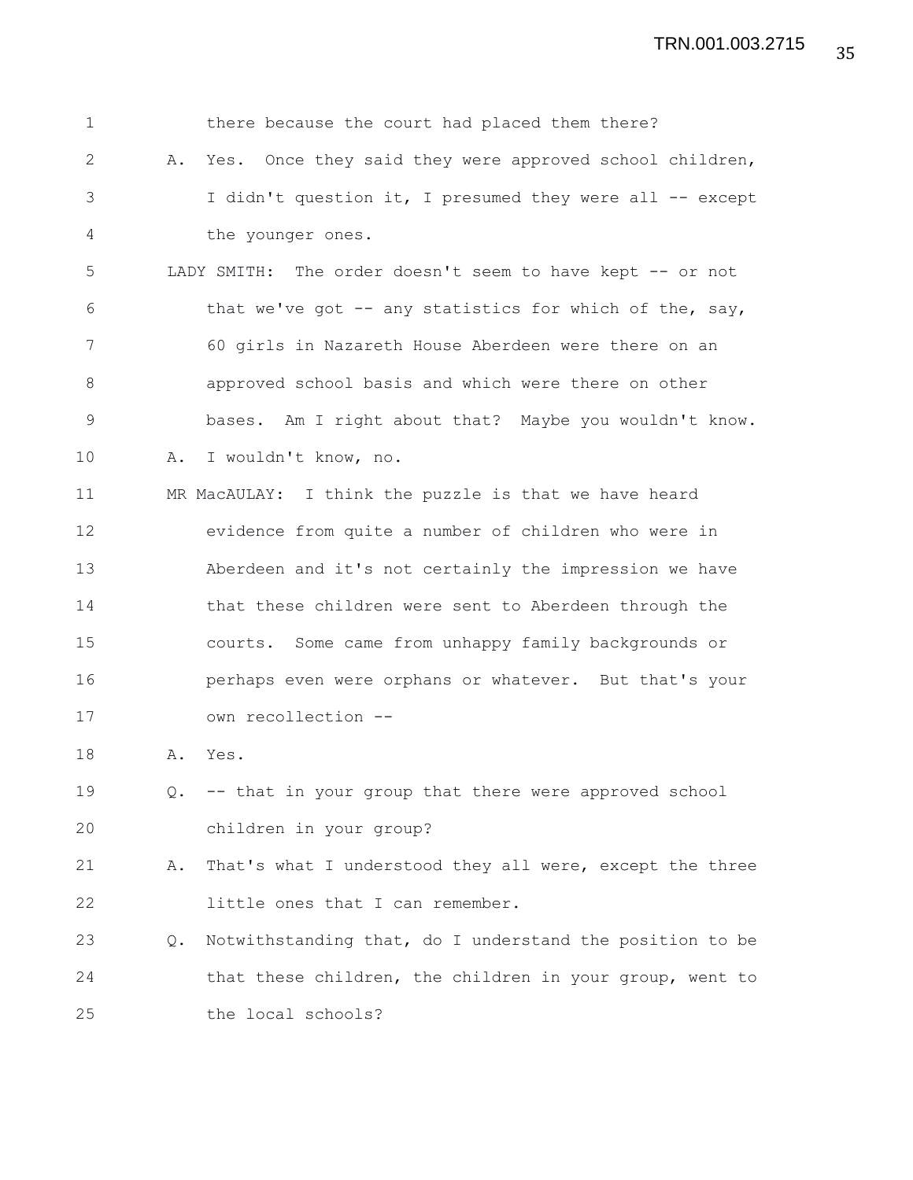there because the court had placed them there?

A. Yes. Once they said they were approved school children, I didn't question it, I presumed they were all -- except the younger ones.

LADY SMITH: The order doesn't seem to have kept -- or not that we've got -- any statistics for which of the, say, 60 girls in Nazareth House Aberdeen were there on an approved school basis and which were there on other bases. Am I right about that? Maybe you wouldn't know.

A. I wouldn't know, no.

MR MacAULAY: I think the puzzle is that we have heard evidence from quite a number of children who were in Aberdeen and it's not certainly the impression we have that these children were sent to Aberdeen through the courts. Some came from unhappy family backgrounds or perhaps even were orphans or whatever. But that's your own recollection --

A. Yes.

Q. -- that in your group that there were approved school children in your group?

A. That's what I understood they all were, except the three little ones that I can remember.

Q. Notwithstanding that, do I understand the position to be that these children, the children in your group, went to the local schools?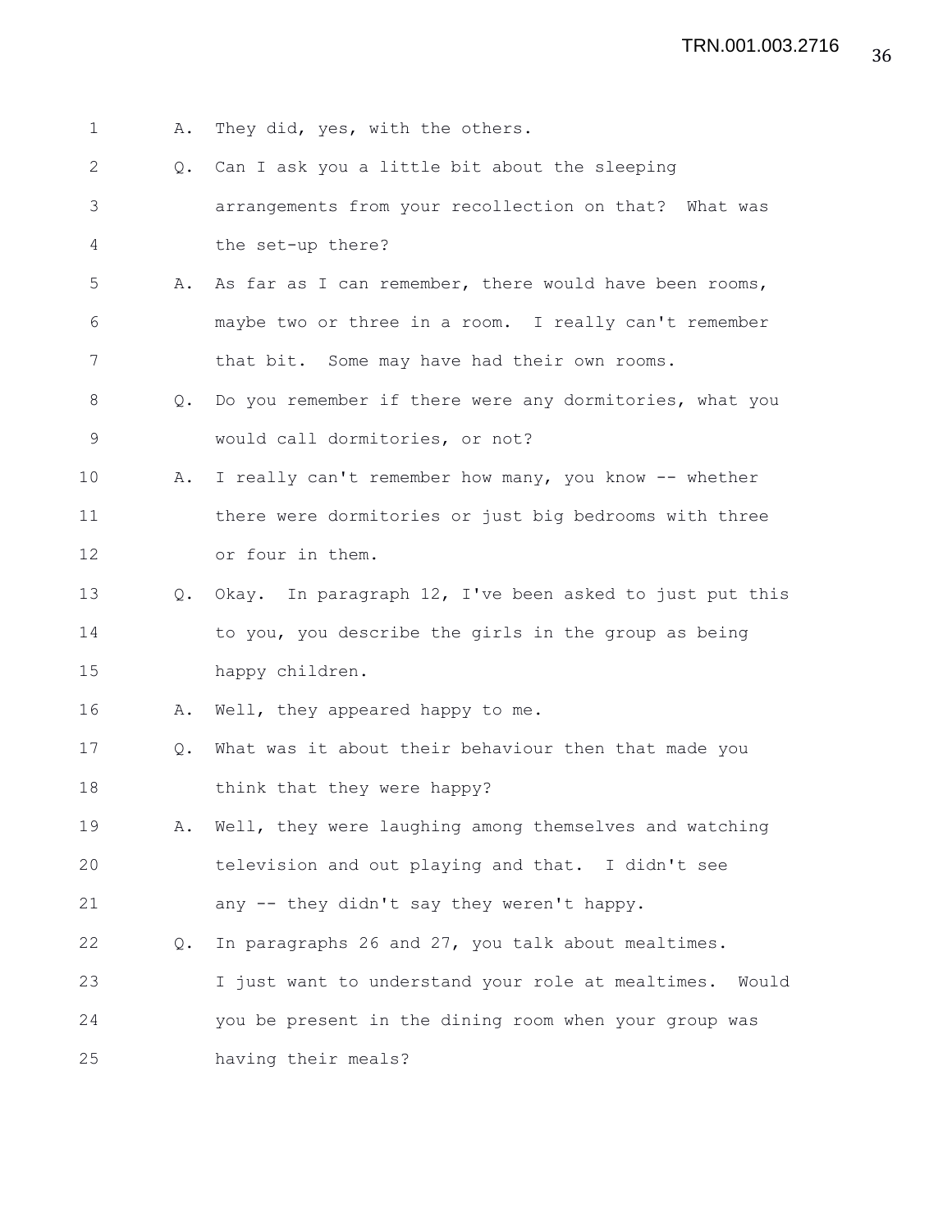A. They did, yes, with the others.

Q. Can I ask you a little bit about the sleeping arrangements from your recollection on that? What was the set-up there?

A. As far as I can remember, there would have been rooms, maybe two or three in a room. I really can't remember that bit. Some may have had their own rooms.

Q. Do you remember if there were any dormitories, what you would call dormitories, or not?

A. I really can't remember how many, you know -- whether there were dormitories or just big bedrooms with three or four in them.

Q. Okay. In paragraph 12, I've been asked to just put this to you, you describe the girls in the group as being happy children.

A. Well, they appeared happy to me.

Q. What was it about their behaviour then that made you think that they were happy?

A. Well, they were laughing among themselves and watching television and out playing and that. I didn't see any -- they didn't say they weren't happy.

Q. In paragraphs 26 and 27, you talk about mealtimes. I just want to understand your role at mealtimes. Would you be present in the dining room when your group was having their meals?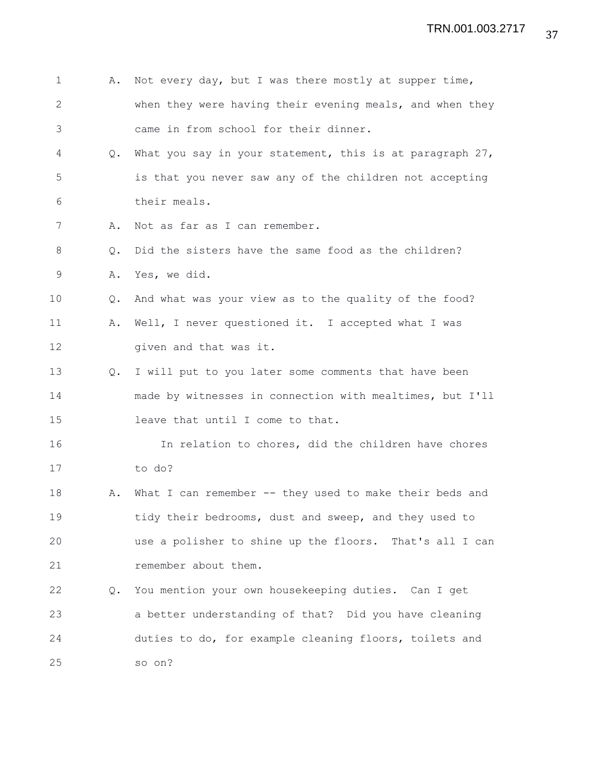A. Not every day, but I was there mostly at supper time, when they were having their evening meals, and when they came in from school for their dinner.

Q. What you say in your statement, this is at paragraph 27, is that you never saw any of the children not accepting their meals.

A. Not as far as I can remember.

Q. Did the sisters have the same food as the children?

A. Yes, we did.

Q. And what was your view as to the quality of the food?

A. Well, I never questioned it. I accepted what I was given and that was it.

Q. I will put to you later some comments that have been made by witnesses in connection with mealtimes, but I'll leave that until I come to that.

In relation to chores, did the children have chores to do?

A. What I can remember -- they used to make their beds and tidy their bedrooms, dust and sweep, and they used to use a polisher to shine up the floors. That's all I can remember about them.

Q. You mention your own housekeeping duties. Can I get a better understanding of that? Did you have cleaning duties to do, for example cleaning floors, toilets and so on?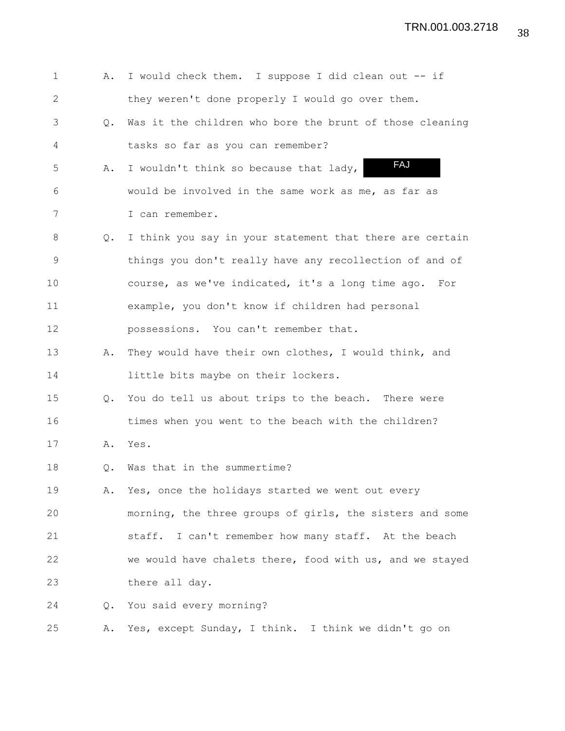1 A. I would check them. I suppose I did clean out -- if
2 they weren't done properly I would go over them.
3 Q. Was it the children who bore the brunt of those cleaning
4 tasks so far as you can remember?
5 A. I wouldn't think so because that lady, FAJ
6 would be involved in the same work as me, as far as
7 I can remember.
8 Q. I think you say in your statement that there are certain
9 things you don't really have any recollection of and of
10 course, as we've indicated, it's a long time ago. For
11 example, you don't know if children had personal
12 possessions. You can't remember that.
13 A. They would have their own clothes, I would think, and
14 little bits maybe on their lockers.
15 Q. You do tell us about trips to the beach. There were
16 times when you went to the beach with the children?
17 A. Yes.
18 Q. Was that in the summertime?
19 A. Yes, once the holidays started we went out every
20 morning, the three groups of girls, the sisters and some
21 staff. I can't remember how many staff. At the beach
22 we would have chalets there, food with us, and we stayed
23 there all day.
24 Q. You said every morning?
25 A. Yes, except Sunday, I think. I think we didn't go on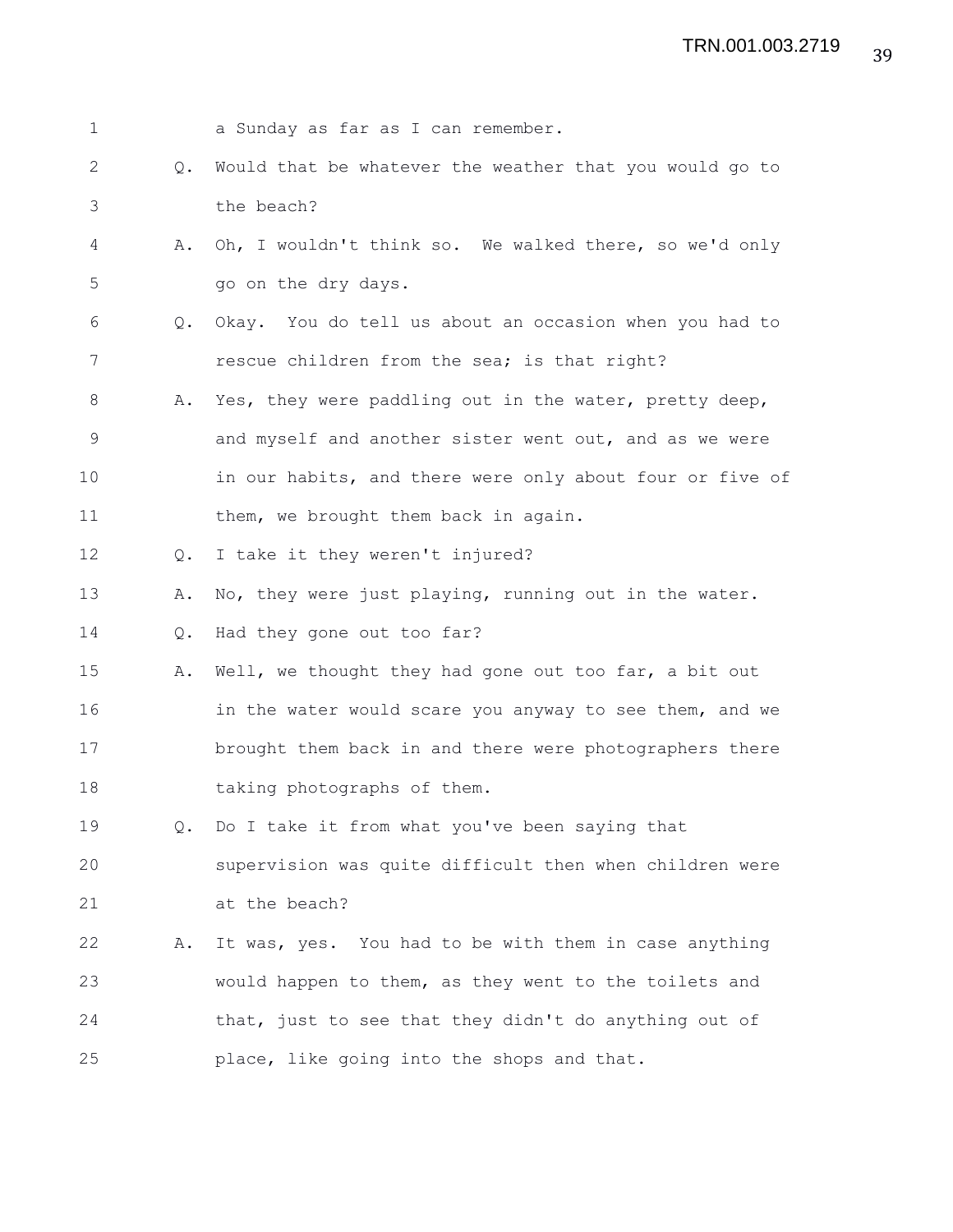1 a Sunday as far as I can remember.

2 Q. Would that be whatever the weather that you would go to

3 the beach?

4 A. Oh, I wouldn't think so. We walked there, so we'd only

5 go on the dry days.

6 Q. Okay. You do tell us about an occasion when you had to

7 rescue children from the sea; is that right?

8 A. Yes, they were paddling out in the water, pretty deep,

9 and myself and another sister went out, and as we were

10 in our habits, and there were only about four or five of

11 them, we brought them back in again.

12 Q. I take it they weren't injured?

13 A. No, they were just playing, running out in the water.

14 Q. Had they gone out too far?

15 A. Well, we thought they had gone out too far, a bit out

16 in the water would scare you anyway to see them, and we

17 brought them back in and there were photographers there

18 taking photographs of them.

19 Q. Do I take it from what you've been saying that

20 supervision was quite difficult then when children were

21 at the beach?

22 A. It was, yes. You had to be with them in case anything

23 would happen to them, as they went to the toilets and

24 that, just to see that they didn't do anything out of

25 place, like going into the shops and that.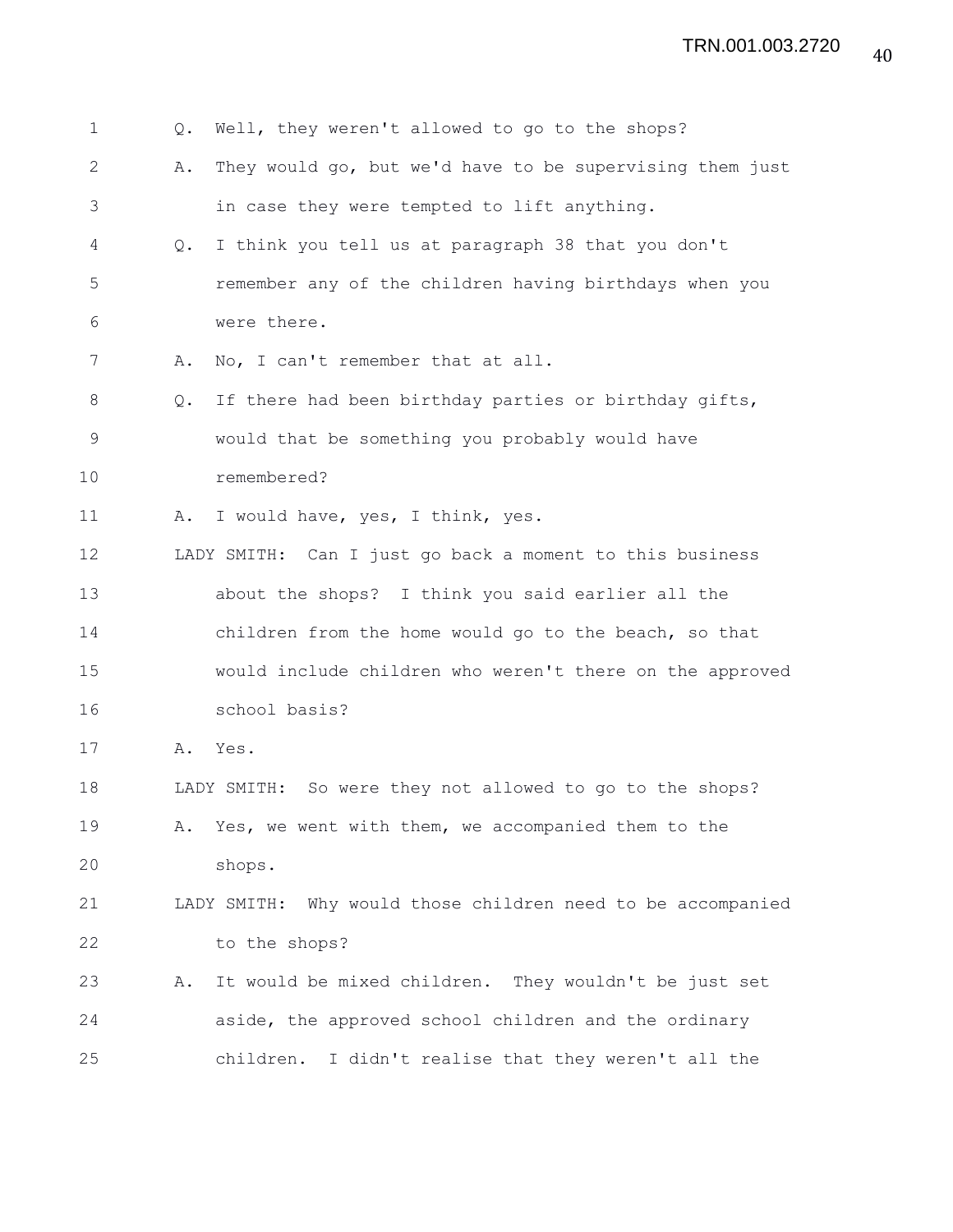Q. Well, they weren't allowed to go to the shops?

A. They would go, but we'd have to be supervising them just in case they were tempted to lift anything.

Q. I think you tell us at paragraph 38 that you don't remember any of the children having birthdays when you were there.

A. No, I can't remember that at all.

Q. If there had been birthday parties or birthday gifts, would that be something you probably would have remembered?

A. I would have, yes, I think, yes.

LADY SMITH: Can I just go back a moment to this business about the shops? I think you said earlier all the children from the home would go to the beach, so that would include children who weren't there on the approved school basis?

A. Yes.

LADY SMITH: So were they not allowed to go to the shops?

A. Yes, we went with them, we accompanied them to the shops.

LADY SMITH: Why would those children need to be accompanied to the shops?

A. It would be mixed children. They wouldn't be just set aside, the approved school children and the ordinary children. I didn't realise that they weren't all the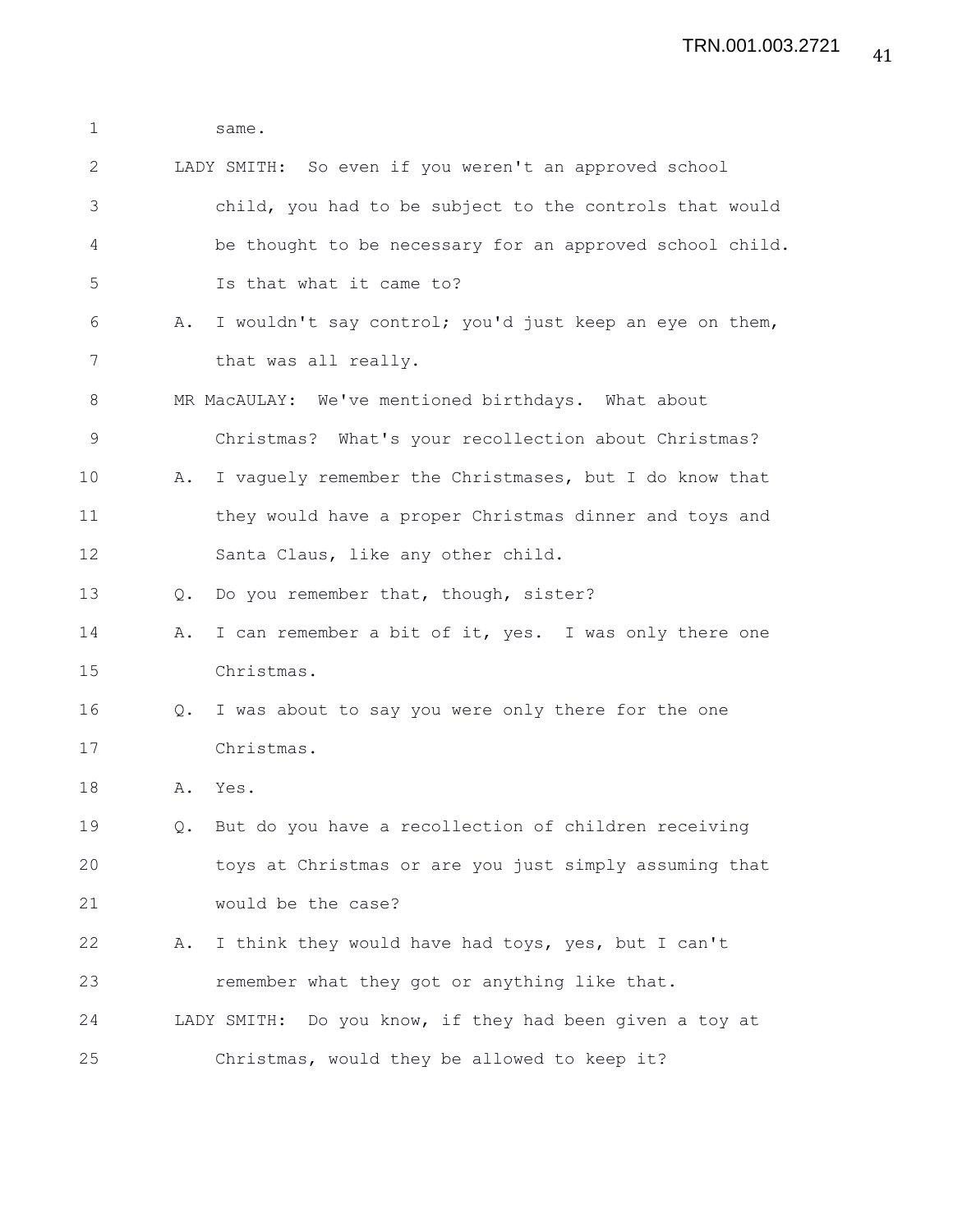same.

LADY SMITH: So even if you weren't an approved school child, you had to be subject to the controls that would be thought to be necessary for an approved school child. Is that what it came to?

A. I wouldn't say control; you'd just keep an eye on them, that was all really.

MR MacAULAY: We've mentioned birthdays. What about Christmas? What's your recollection about Christmas?

A. I vaguely remember the Christmases, but I do know that they would have a proper Christmas dinner and toys and Santa Claus, like any other child.

Q. Do you remember that, though, sister?

A. I can remember a bit of it, yes. I was only there one Christmas.

Q. I was about to say you were only there for the one Christmas.

A. Yes.

Q. But do you have a recollection of children receiving toys at Christmas or are you just simply assuming that would be the case?

A. I think they would have had toys, yes, but I can't remember what they got or anything like that.

LADY SMITH: Do you know, if they had been given a toy at Christmas, would they be allowed to keep it?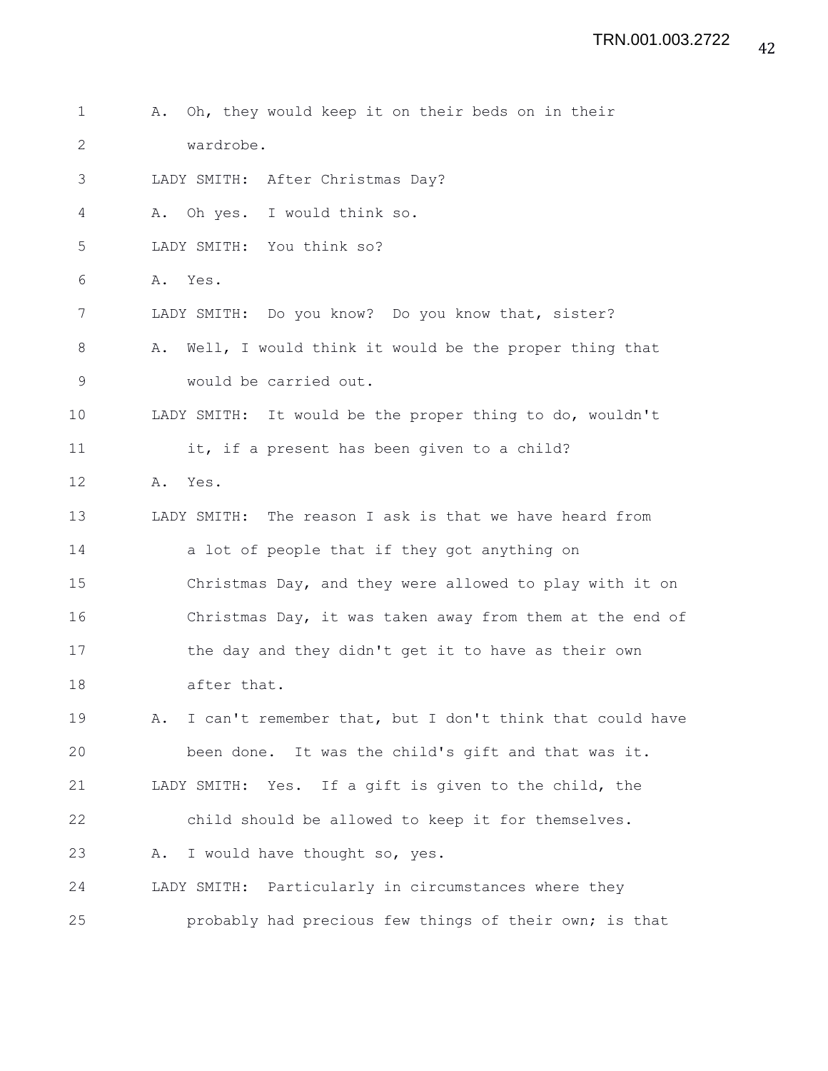A. Oh, they would keep it on their beds on in their wardrobe.

LADY SMITH: After Christmas Day?

A. Oh yes. I would think so.

LADY SMITH: You think so?

A. Yes.

LADY SMITH: Do you know? Do you know that, sister?

A. Well, I would think it would be the proper thing that would be carried out.

LADY SMITH: It would be the proper thing to do, wouldn't it, if a present has been given to a child?

A. Yes.

LADY SMITH: The reason I ask is that we have heard from a lot of people that if they got anything on Christmas Day, and they were allowed to play with it on Christmas Day, it was taken away from them at the end of the day and they didn't get it to have as their own after that.

A. I can't remember that, but I don't think that could have been done. It was the child's gift and that was it.

LADY SMITH: Yes. If a gift is given to the child, the child should be allowed to keep it for themselves.

A. I would have thought so, yes.

LADY SMITH: Particularly in circumstances where they probably had precious few things of their own; is that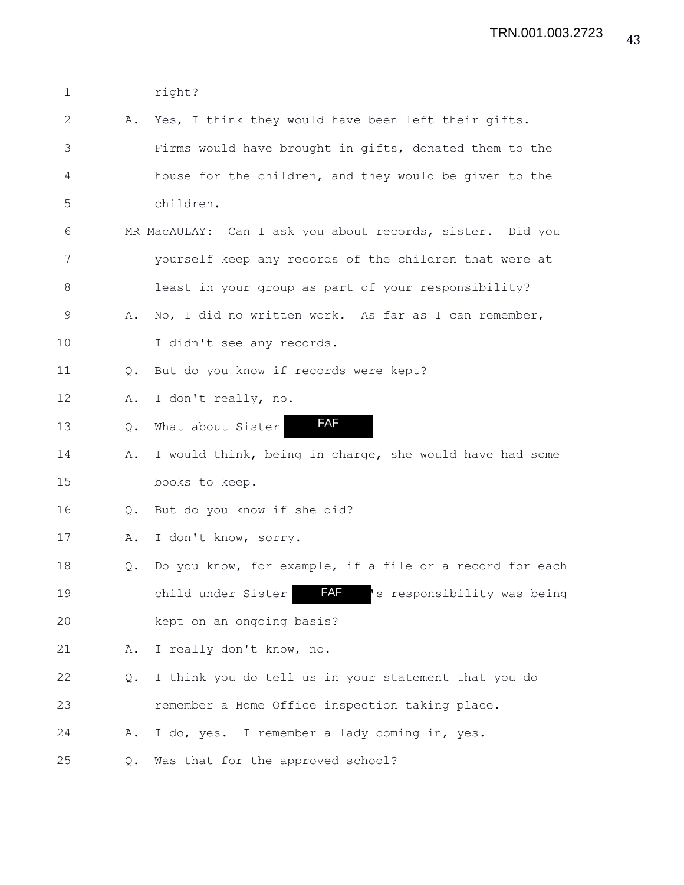1 right?

2 A. Yes, I think they would have been left their gifts.

3 Firms would have brought in gifts, donated them to the

4 house for the children, and they would be given to the

5 children.

6 MR MacAULAY: Can I ask you about records, sister. Did you

7 yourself keep any records of the children that were at

8 least in your group as part of your responsibility?

9 A. No, I did no written work. As far as I can remember,

10 I didn't see any records.

11 Q. But do you know if records were kept?

12 A. I don't really, no.

13 Q. What about Sister FAF

14 A. I would think, being in charge, she would have had some

15 books to keep.

16 Q. But do you know if she did?

17 A. I don't know, sorry.

18 Q. Do you know, for example, if a file or a record for each

19 child under Sister FAF's responsibility was being

20 kept on an ongoing basis?

21 A. I really don't know, no.

22 Q. I think you do tell us in your statement that you do

23 remember a Home Office inspection taking place.

24 A. I do, yes. I remember a lady coming in, yes.

25 Q. Was that for the approved school?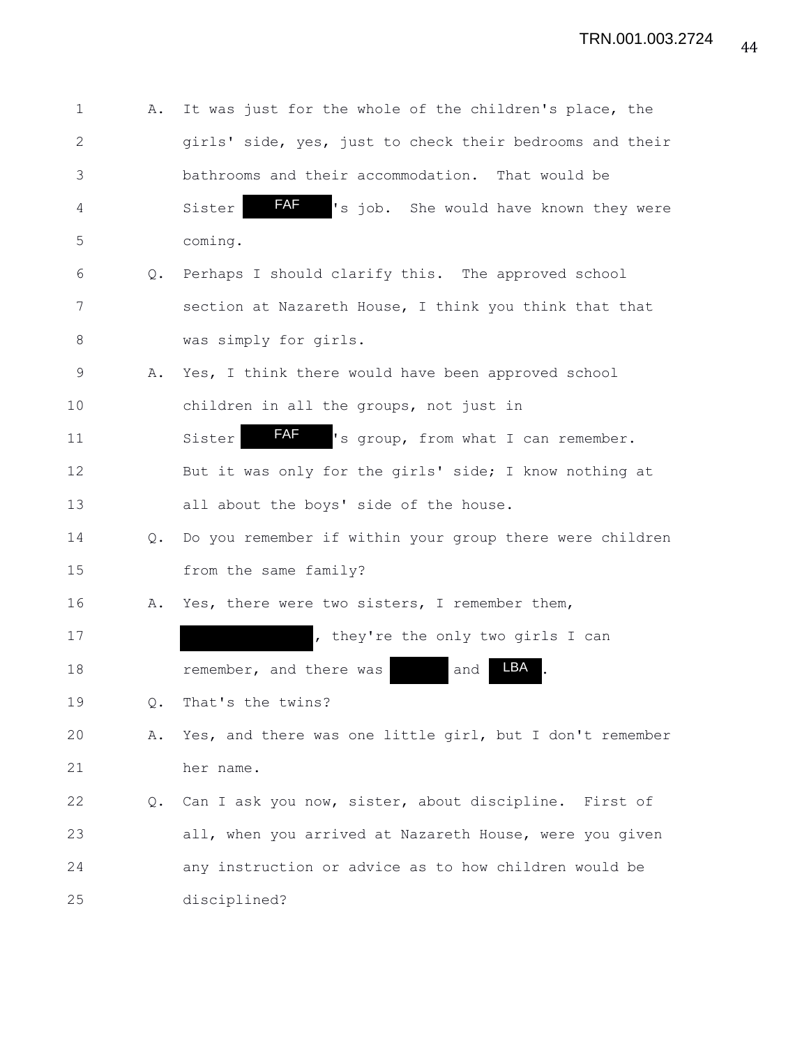1 A. It was just for the whole of the children's place, the
2 girls' side, yes, just to check their bedrooms and their
3 bathrooms and their accommodation. That would be
4 Sister FAF 's job. She would have known they were
5 coming.

6 Q. Perhaps I should clarify this. The approved school
7 section at Nazareth House, I think you think that that
8 was simply for girls.

9 A. Yes, I think there would have been approved school
10 children in all the groups, not just in
11 Sister FAF 's group, from what I can remember.
12 But it was only for the girls' side; I know nothing at
13 all about the boys' side of the house.

14 Q. Do you remember if within your group there were children
15 from the same family?

16 A. Yes, there were two sisters, I remember them,
17 , they're the only two girls I can
18 remember, and there was and LBA .

19 Q. That's the twins?

20 A. Yes, and there was one little girl, but I don't remember
21 her name.

22 Q. Can I ask you now, sister, about discipline. First of
23 all, when you arrived at Nazareth House, were you given
24 any instruction or advice as to how children would be
25 disciplined?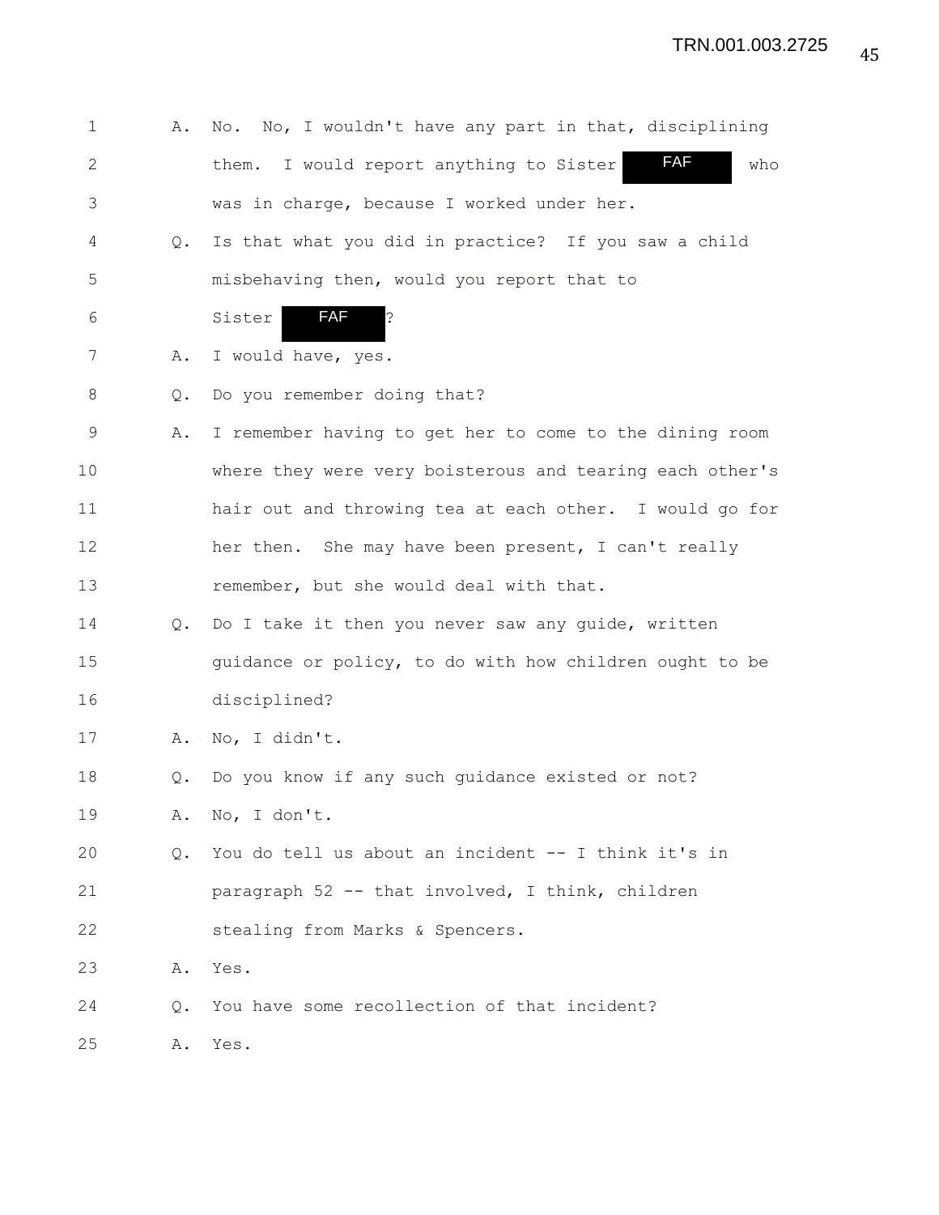A. No. No, I wouldn't have any part in that, disciplining them. I would report anything to Sister FAF who was in charge, because I worked under her.

Q. Is that what you did in practice? If you saw a child misbehaving then, would you report that to Sister FAF?

A. I would have, yes.

Q. Do you remember doing that?

A. I remember having to get her to come to the dining room where they were very boisterous and tearing each other's hair out and throwing tea at each other. I would go for her then. She may have been present, I can't really remember, but she would deal with that.

Q. Do I take it then you never saw any guide, written guidance or policy, to do with how children ought to be disciplined?

A. No, I didn't.

Q. Do you know if any such guidance existed or not?

A. No, I don't.

Q. You do tell us about an incident -- I think it's in paragraph 52 -- that involved, I think, children stealing from Marks & Spencers.

A. Yes.

Q. You have some recollection of that incident?

A. Yes.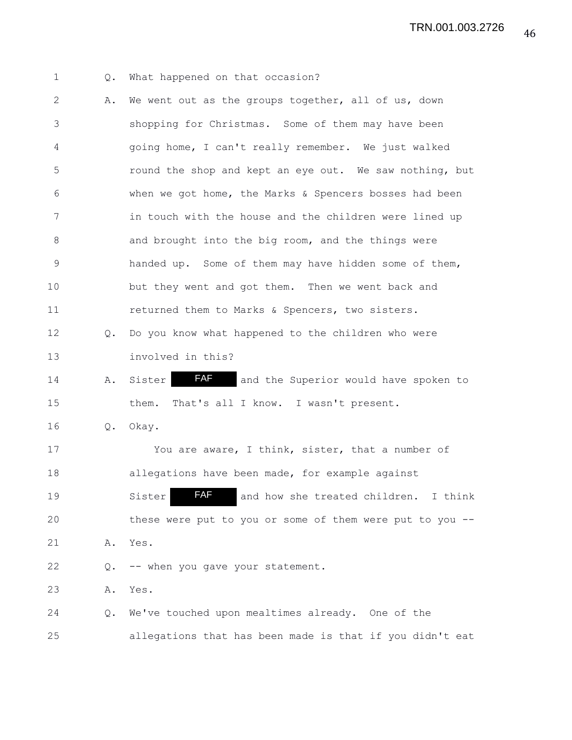1 Q. What happened on that occasion?

2 A. We went out as the groups together, all of us, down
3 shopping for Christmas. Some of them may have been
4 going home, I can't really remember. We just walked
5 round the shop and kept an eye out. We saw nothing, but
6 when we got home, the Marks & Spencers bosses had been
7 in touch with the house and the children were lined up
8 and brought into the big room, and the things were
9 handed up. Some of them may have hidden some of them,
10 but they went and got them. Then we went back and
11 returned them to Marks & Spencers, two sisters.

12 Q. Do you know what happened to the children who were
13 involved in this?

14 A. Sister FAF and the Superior would have spoken to
15 them. That's all I know. I wasn't present.

16 Q. Okay.

17 You are aware, I think, sister, that a number of
18 allegations have been made, for example against
19 Sister FAF and how she treated children. I think
20 these were put to you or some of them were put to you --

21 A. Yes.

22 Q. -- when you gave your statement.

23 A. Yes.

24 Q. We've touched upon mealtimes already. One of the
25 allegations that has been made is that if you didn't eat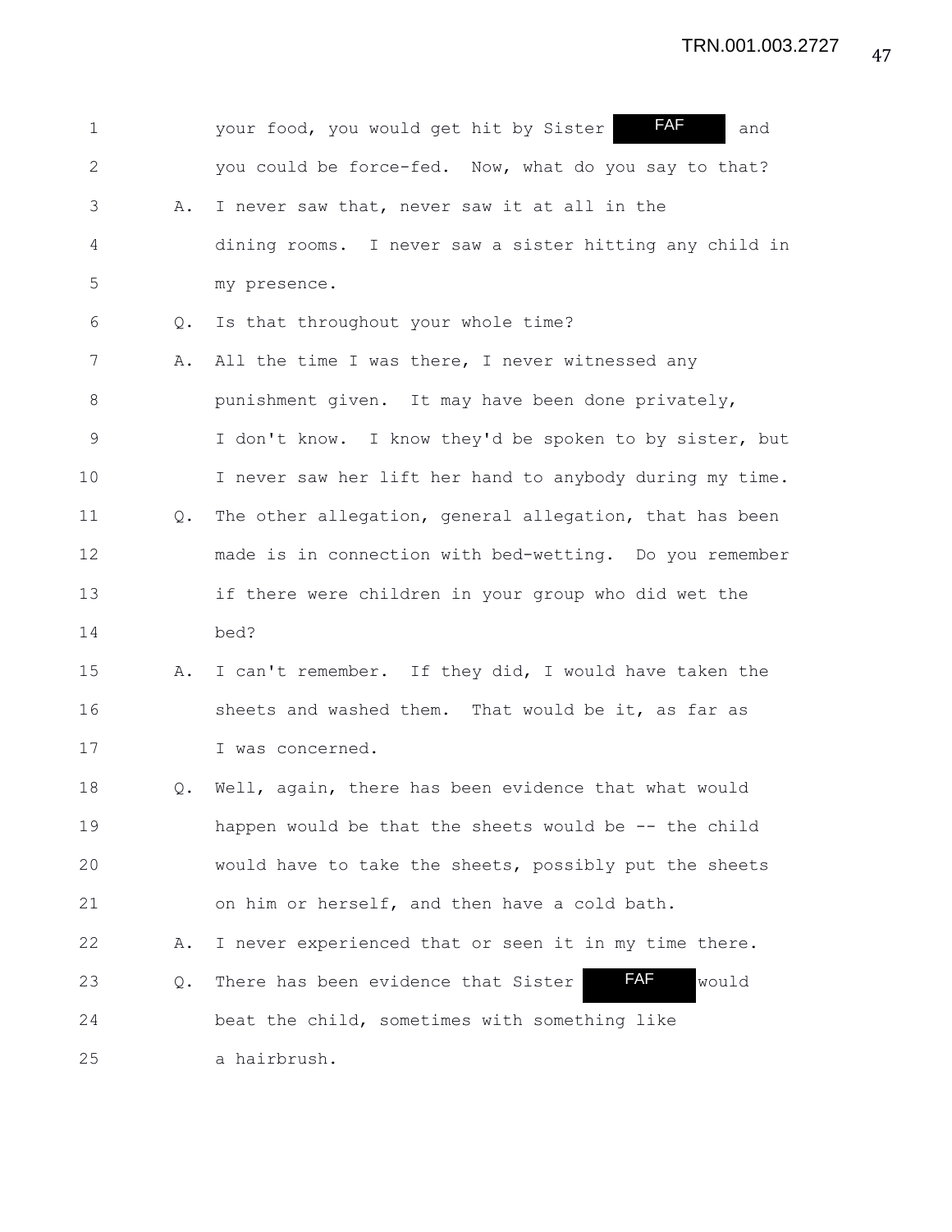1 your food, you would get hit by Sister FAF and
2 you could be force-fed. Now, what do you say to that?
3 A. I never saw that, never saw it at all in the
4 dining rooms. I never saw a sister hitting any child in
5 my presence.
6 Q. Is that throughout your whole time?
7 A. All the time I was there, I never witnessed any
8 punishment given. It may have been done privately,
9 I don't know. I know they'd be spoken to by sister, but
10 I never saw her lift her hand to anybody during my time.
11 Q. The other allegation, general allegation, that has been
12 made is in connection with bed-wetting. Do you remember
13 if there were children in your group who did wet the
14 bed?
15 A. I can't remember. If they did, I would have taken the
16 sheets and washed them. That would be it, as far as
17 I was concerned.
18 Q. Well, again, there has been evidence that what would
19 happen would be that the sheets would be -- the child
20 would have to take the sheets, possibly put the sheets
21 on him or herself, and then have a cold bath.
22 A. I never experienced that or seen it in my time there.
23 Q. There has been evidence that Sister FAF would
24 beat the child, sometimes with something like
25 a hairbrush.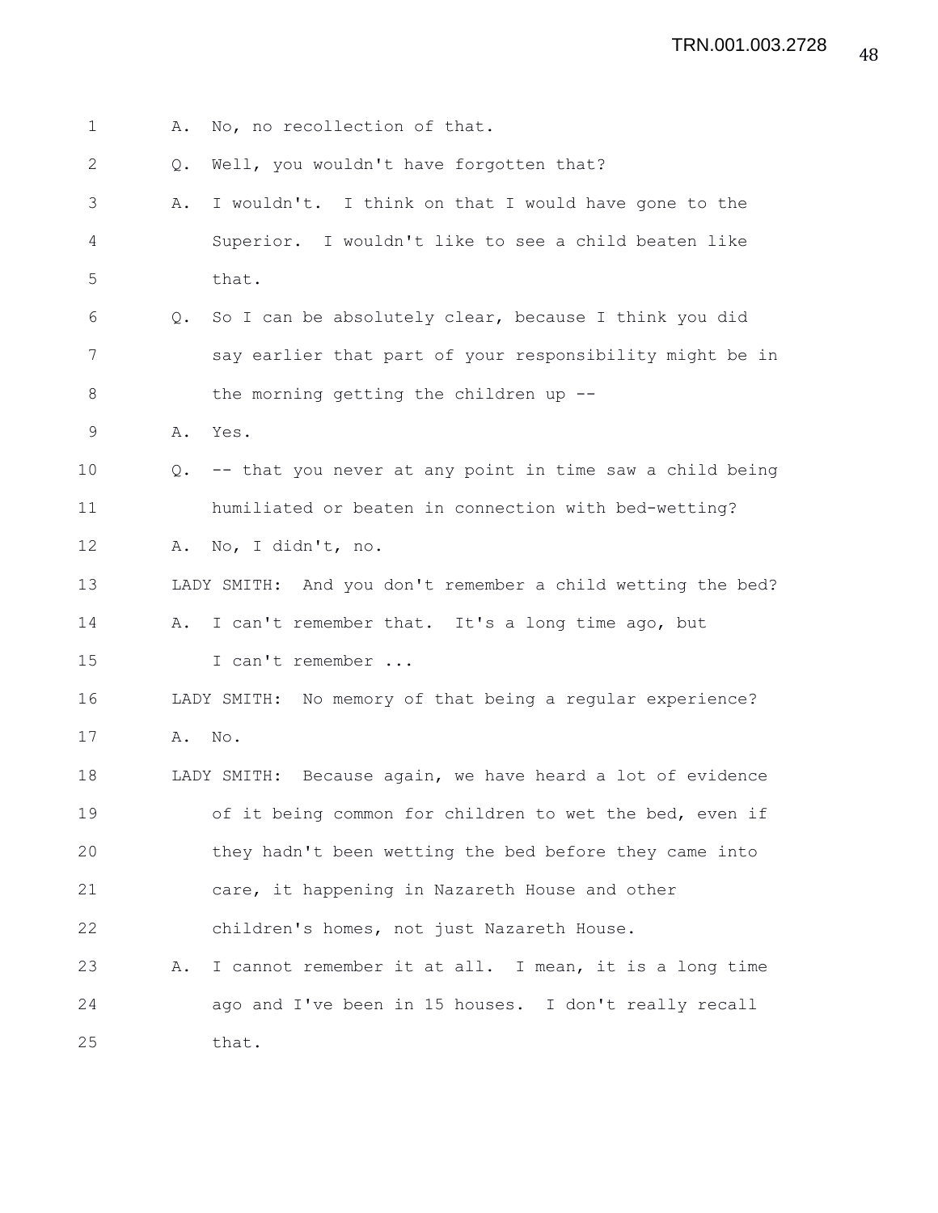A. No, no recollection of that.

Q. Well, you wouldn't have forgotten that?

A. I wouldn't. I think on that I would have gone to the Superior. I wouldn't like to see a child beaten like that.

Q. So I can be absolutely clear, because I think you did say earlier that part of your responsibility might be in the morning getting the children up --

A. Yes.

Q. -- that you never at any point in time saw a child being humiliated or beaten in connection with bed-wetting?

A. No, I didn't, no.

LADY SMITH: And you don't remember a child wetting the bed?

A. I can't remember that. It's a long time ago, but I can't remember ...

LADY SMITH: No memory of that being a regular experience?

A. No.

LADY SMITH: Because again, we have heard a lot of evidence of it being common for children to wet the bed, even if they hadn't been wetting the bed before they came into care, it happening in Nazareth House and other children's homes, not just Nazareth House.

A. I cannot remember it at all. I mean, it is a long time ago and I've been in 15 houses. I don't really recall that.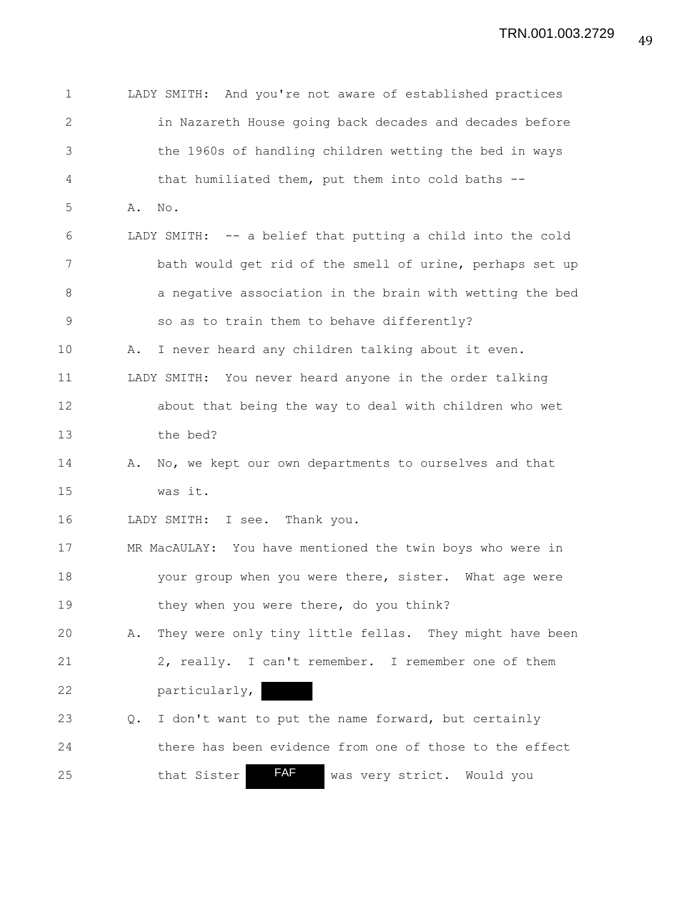LADY SMITH: And you're not aware of established practices in Nazareth House going back decades and decades before the 1960s of handling children wetting the bed in ways that humiliated them, put them into cold baths --

A. No.

LADY SMITH: -- a belief that putting a child into the cold bath would get rid of the smell of urine, perhaps set up a negative association in the brain with wetting the bed so as to train them to behave differently?

A. I never heard any children talking about it even.

LADY SMITH: You never heard anyone in the order talking about that being the way to deal with children who wet the bed?

A. No, we kept our own departments to ourselves and that was it.

LADY SMITH: I see. Thank you.

MR MacAULAY: You have mentioned the twin boys who were in your group when you were there, sister. What age were they when you were there, do you think?

A. They were only tiny little fellas. They might have been 2, really. I can't remember. I remember one of them particularly, [redacted]

Q. I don't want to put the name forward, but certainly there has been evidence from one of those to the effect that Sister FAF was very strict. Would you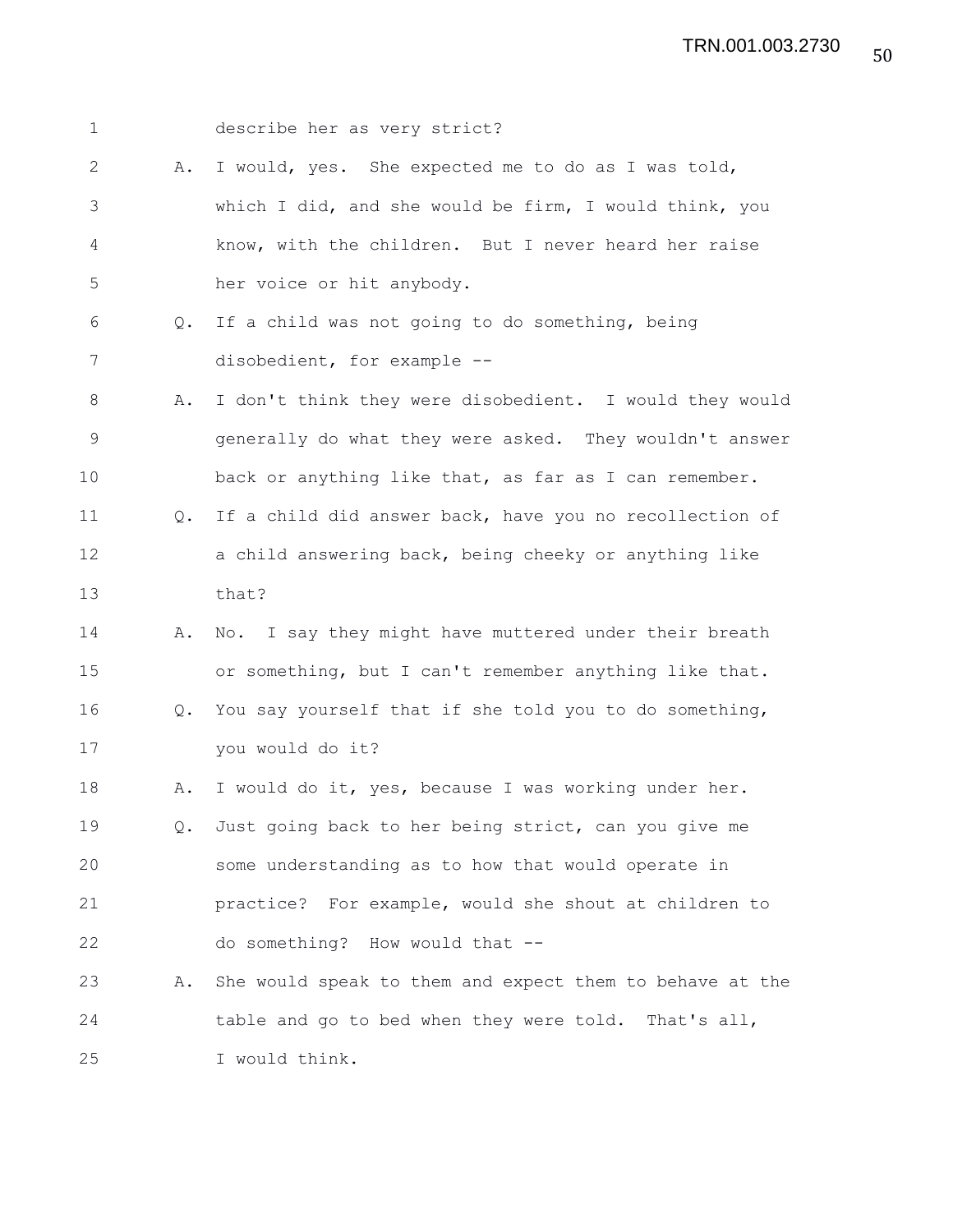describe her as very strict?

A. I would, yes. She expected me to do as I was told, which I did, and she would be firm, I would think, you know, with the children. But I never heard her raise her voice or hit anybody.

Q. If a child was not going to do something, being disobedient, for example --

A. I don't think they were disobedient. I would they would generally do what they were asked. They wouldn't answer back or anything like that, as far as I can remember.

Q. If a child did answer back, have you no recollection of a child answering back, being cheeky or anything like that?

A. No. I say they might have muttered under their breath or something, but I can't remember anything like that.

Q. You say yourself that if she told you to do something, you would do it?

A. I would do it, yes, because I was working under her.

Q. Just going back to her being strict, can you give me some understanding as to how that would operate in practice? For example, would she shout at children to do something? How would that --

A. She would speak to them and expect them to behave at the table and go to bed when they were told. That's all, I would think.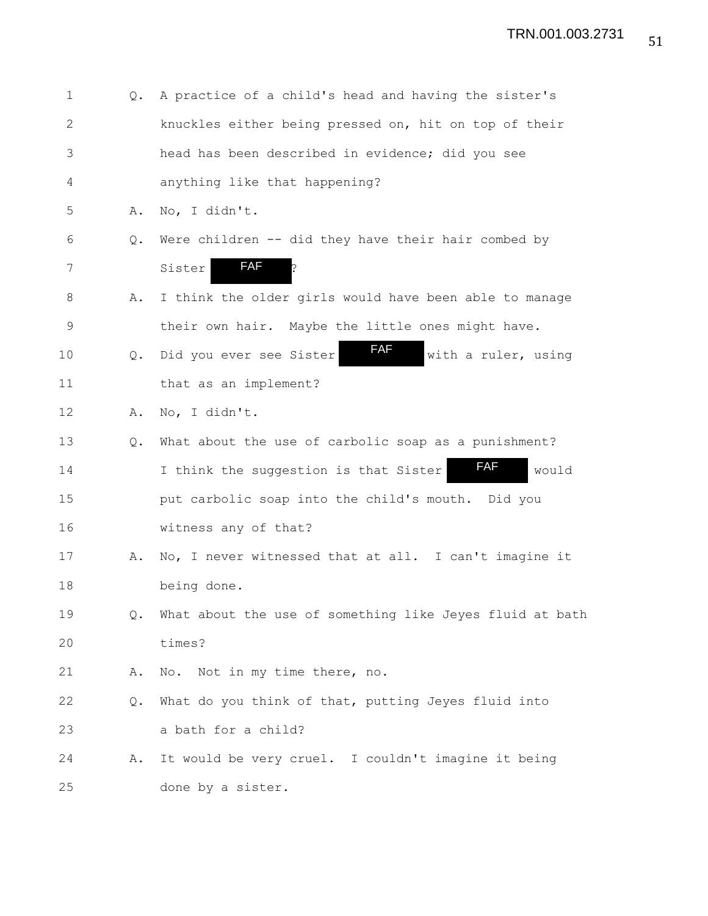Q. A practice of a child's head and having the sister's knuckles either being pressed on, hit on top of their head has been described in evidence; did you see anything like that happening?

A. No, I didn't.

Q. Were children -- did they have their hair combed by Sister FAF?

A. I think the older girls would have been able to manage their own hair. Maybe the little ones might have.

Q. Did you ever see Sister FAF with a ruler, using that as an implement?

A. No, I didn't.

Q. What about the use of carbolic soap as a punishment? I think the suggestion is that Sister FAF would put carbolic soap into the child's mouth. Did you witness any of that?

A. No, I never witnessed that at all. I can't imagine it being done.

Q. What about the use of something like Jeyes fluid at bath times?

A. No. Not in my time there, no.

Q. What do you think of that, putting Jeyes fluid into a bath for a child?

A. It would be very cruel. I couldn't imagine it being done by a sister.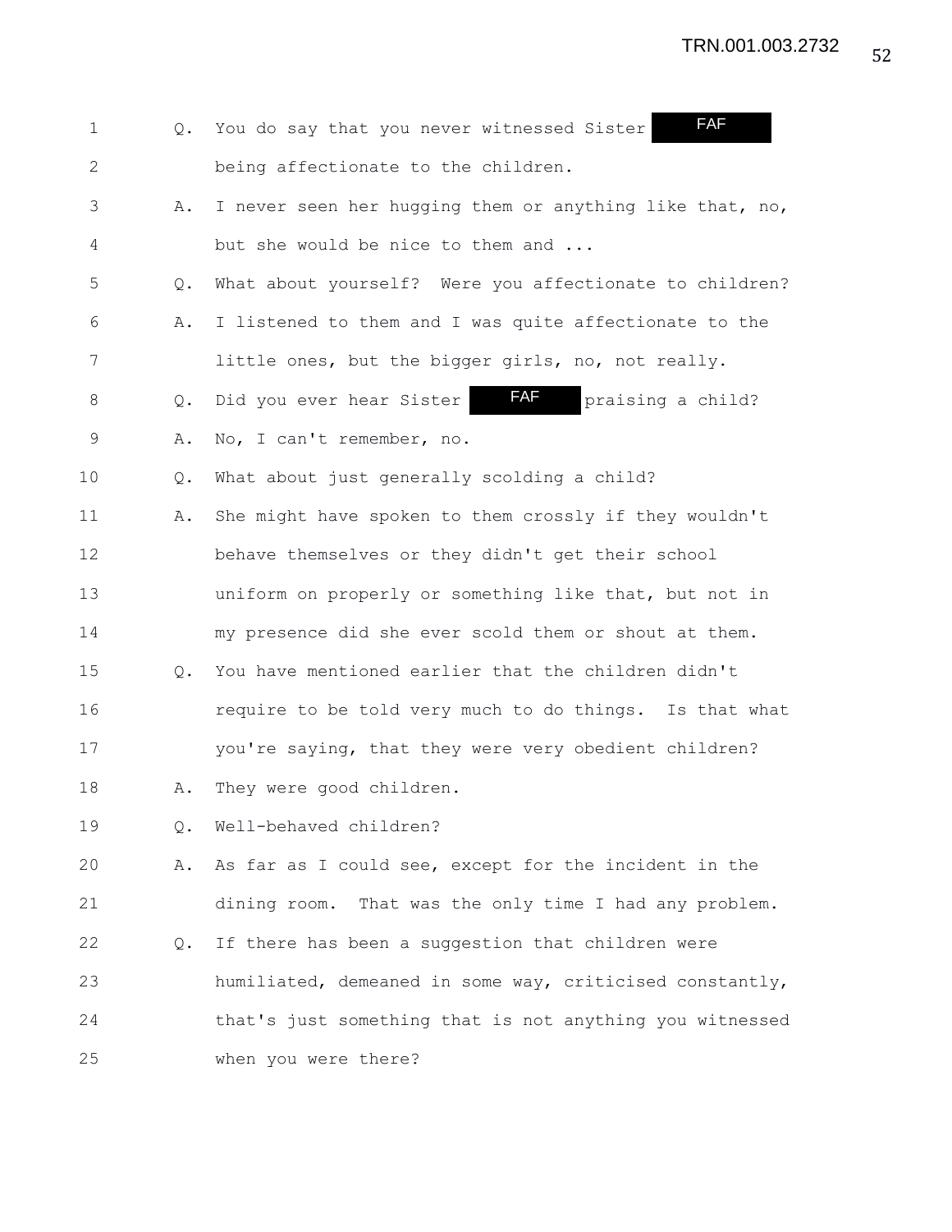1 Q. You do say that you never witnessed Sister FAF
2 being affectionate to the children.
3 A. I never seen her hugging them or anything like that, no,
4 but she would be nice to them and ...
5 Q. What about yourself? Were you affectionate to children?
6 A. I listened to them and I was quite affectionate to the
7 little ones, but the bigger girls, no, not really.
8 Q. Did you ever hear Sister FAF praising a child?
9 A. No, I can't remember, no.
10 Q. What about just generally scolding a child?
11 A. She might have spoken to them crossly if they wouldn't
12 behave themselves or they didn't get their school
13 uniform on properly or something like that, but not in
14 my presence did she ever scold them or shout at them.
15 Q. You have mentioned earlier that the children didn't
16 require to be told very much to do things. Is that what
17 you're saying, that they were very obedient children?
18 A. They were good children.
19 Q. Well-behaved children?
20 A. As far as I could see, except for the incident in the
21 dining room. That was the only time I had any problem.
22 Q. If there has been a suggestion that children were
23 humiliated, demeaned in some way, criticised constantly,
24 that's just something that is not anything you witnessed
25 when you were there?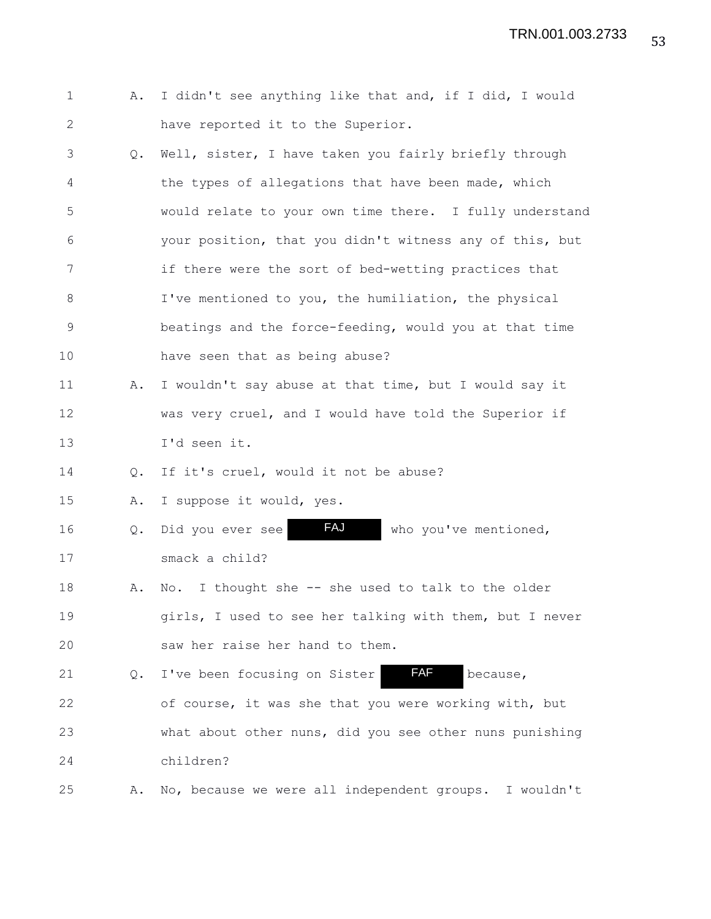1 A. I didn't see anything like that and, if I did, I would
2 have reported it to the Superior.
3 Q. Well, sister, I have taken you fairly briefly through
4 the types of allegations that have been made, which
5 would relate to your own time there. I fully understand
6 your position, that you didn't witness any of this, but
7 if there were the sort of bed-wetting practices that
8 I've mentioned to you, the humiliation, the physical
9 beatings and the force-feeding, would you at that time
10 have seen that as being abuse?
11 A. I wouldn't say abuse at that time, but I would say it
12 was very cruel, and I would have told the Superior if
13 I'd seen it.
14 Q. If it's cruel, would it not be abuse?
15 A. I suppose it would, yes.
16 Q. Did you ever see FAJ who you've mentioned,
17 smack a child?
18 A. No. I thought she -- she used to talk to the older
19 girls, I used to see her talking with them, but I never
20 saw her raise her hand to them.
21 Q. I've been focusing on Sister FAF because,
22 of course, it was she that you were working with, but
23 what about other nuns, did you see other nuns punishing
24 children?
25 A. No, because we were all independent groups. I wouldn't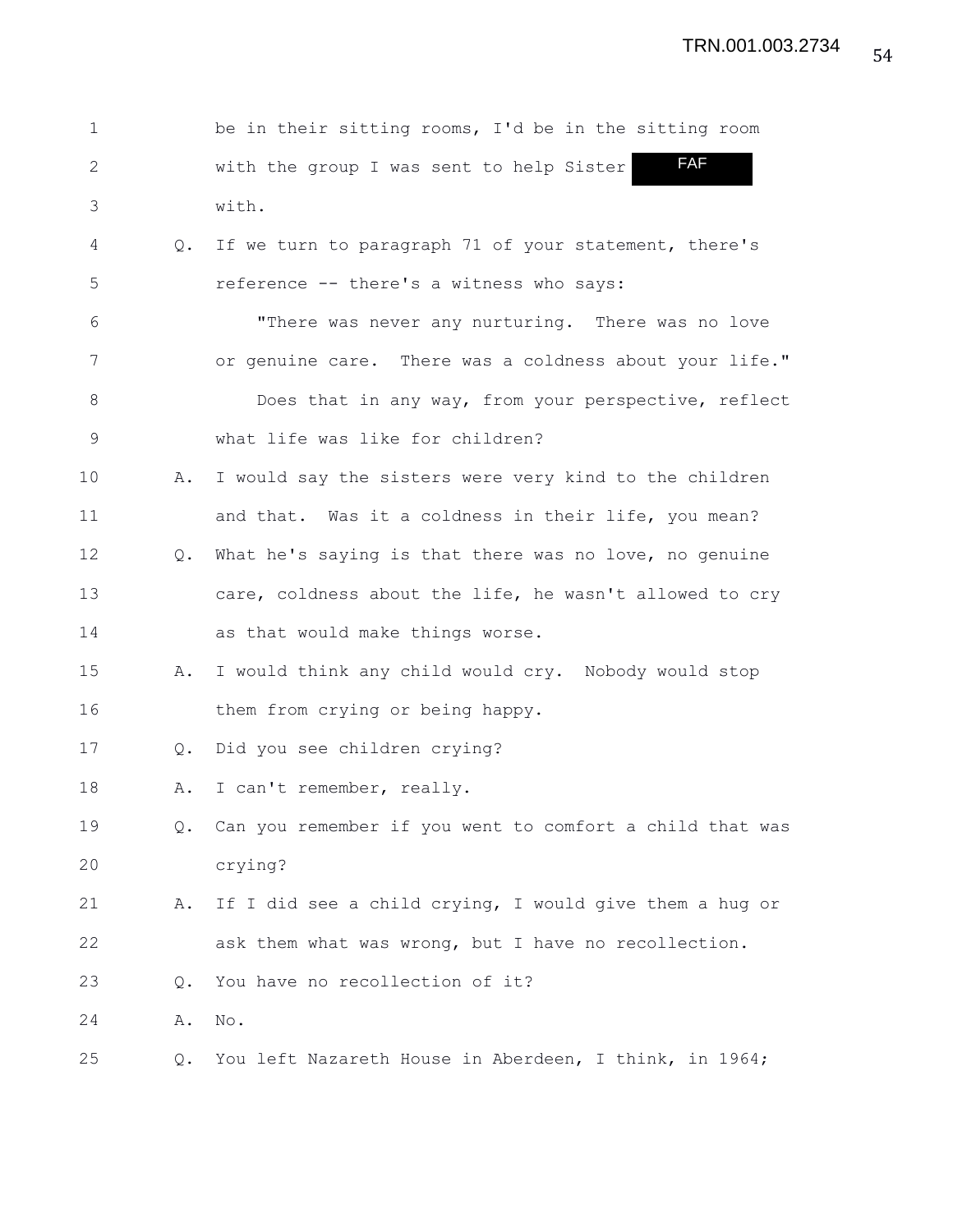1 be in their sitting rooms, I'd be in the sitting room
2 with the group I was sent to help Sister FAF
3 with.
4 Q. If we turn to paragraph 71 of your statement, there's
5 reference -- there's a witness who says:
6 "There was never any nurturing. There was no love
7 or genuine care. There was a coldness about your life."
8 Does that in any way, from your perspective, reflect
9 what life was like for children?
10 A. I would say the sisters were very kind to the children
11 and that. Was it a coldness in their life, you mean?
12 Q. What he's saying is that there was no love, no genuine
13 care, coldness about the life, he wasn't allowed to cry
14 as that would make things worse.
15 A. I would think any child would cry. Nobody would stop
16 them from crying or being happy.
17 Q. Did you see children crying?
18 A. I can't remember, really.
19 Q. Can you remember if you went to comfort a child that was
20 crying?
21 A. If I did see a child crying, I would give them a hug or
22 ask them what was wrong, but I have no recollection.
23 Q. You have no recollection of it?
24 A. No.
25 Q. You left Nazareth House in Aberdeen, I think, in 1964;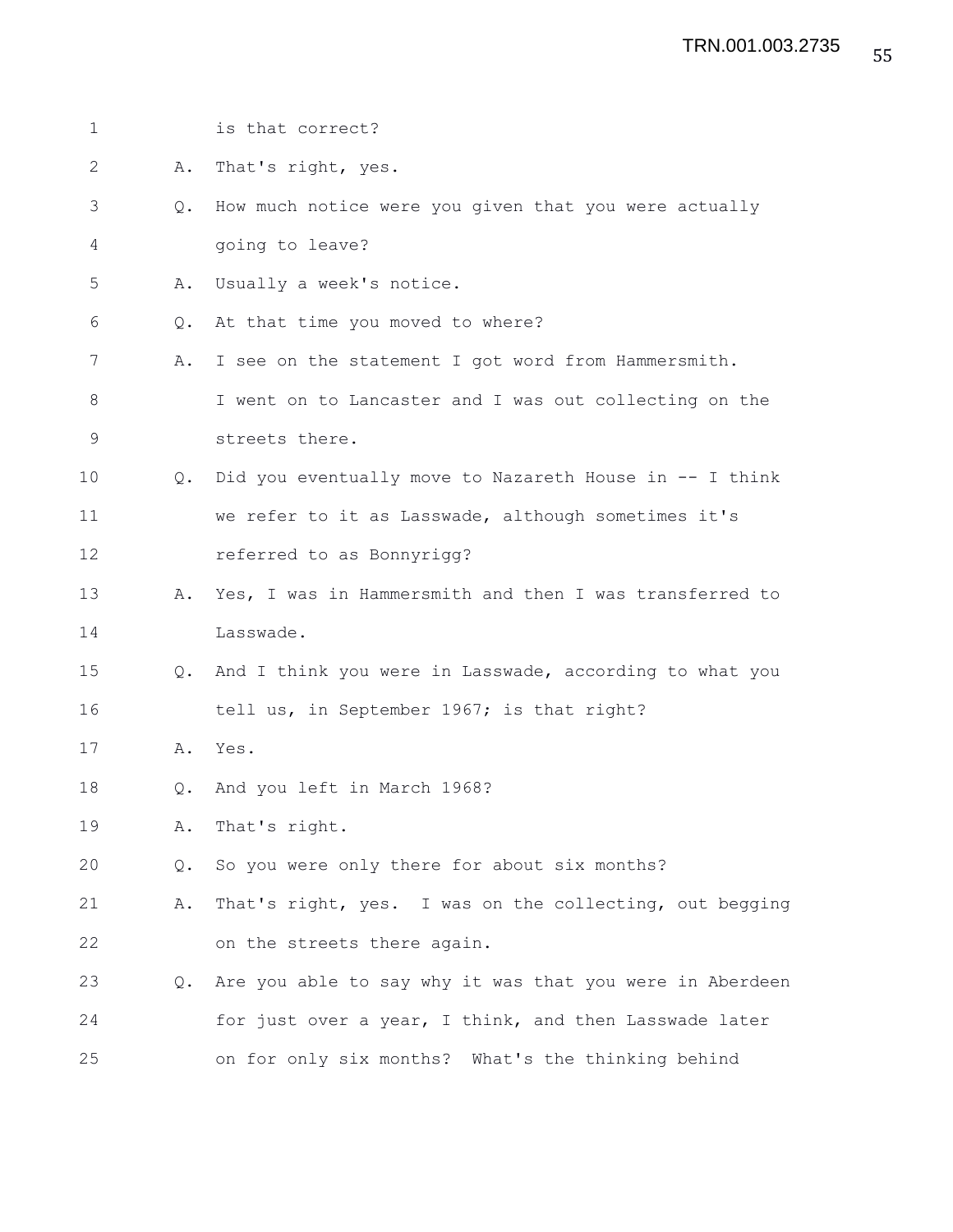is that correct?

A. That's right, yes.

Q. How much notice were you given that you were actually going to leave?

A. Usually a week's notice.

Q. At that time you moved to where?

A. I see on the statement I got word from Hammersmith. I went on to Lancaster and I was out collecting on the streets there.

Q. Did you eventually move to Nazareth House in -- I think we refer to it as Lasswade, although sometimes it's referred to as Bonnyrigg?

A. Yes, I was in Hammersmith and then I was transferred to Lasswade.

Q. And I think you were in Lasswade, according to what you tell us, in September 1967; is that right?

A. Yes.

Q. And you left in March 1968?

A. That's right.

Q. So you were only there for about six months?

A. That's right, yes. I was on the collecting, out begging on the streets there again.

Q. Are you able to say why it was that you were in Aberdeen for just over a year, I think, and then Lasswade later on for only six months? What's the thinking behind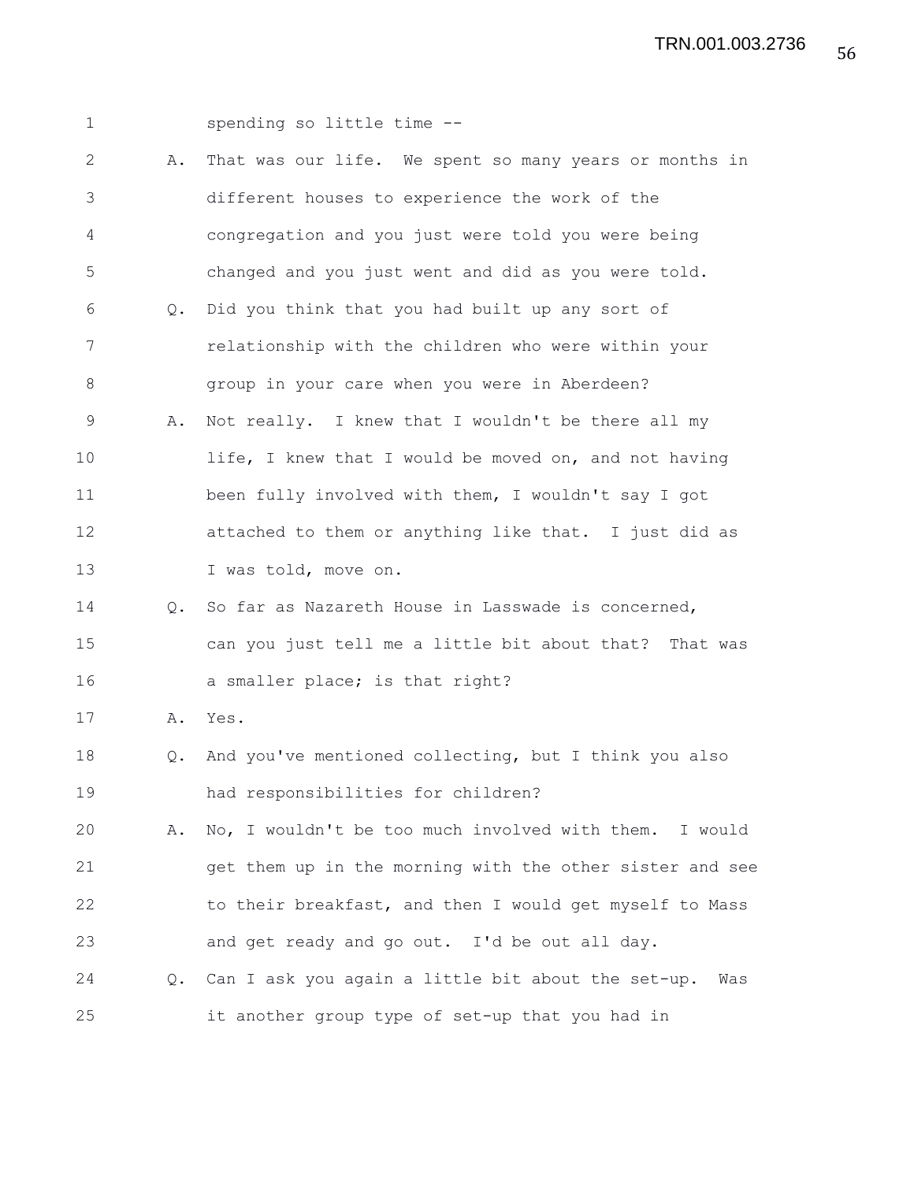1 spending so little time --

2 A. That was our life. We spent so many years or months in
3 different houses to experience the work of the
4 congregation and you just were told you were being
5 changed and you just went and did as you were told.

6 Q. Did you think that you had built up any sort of
7 relationship with the children who were within your
8 group in your care when you were in Aberdeen?

9 A. Not really. I knew that I wouldn't be there all my
10 life, I knew that I would be moved on, and not having
11 been fully involved with them, I wouldn't say I got
12 attached to them or anything like that. I just did as
13 I was told, move on.

14 Q. So far as Nazareth House in Lasswade is concerned,
15 can you just tell me a little bit about that? That was
16 a smaller place; is that right?

17 A. Yes.

18 Q. And you've mentioned collecting, but I think you also
19 had responsibilities for children?

20 A. No, I wouldn't be too much involved with them. I would
21 get them up in the morning with the other sister and see
22 to their breakfast, and then I would get myself to Mass
23 and get ready and go out. I'd be out all day.

24 Q. Can I ask you again a little bit about the set-up. Was
25 it another group type of set-up that you had in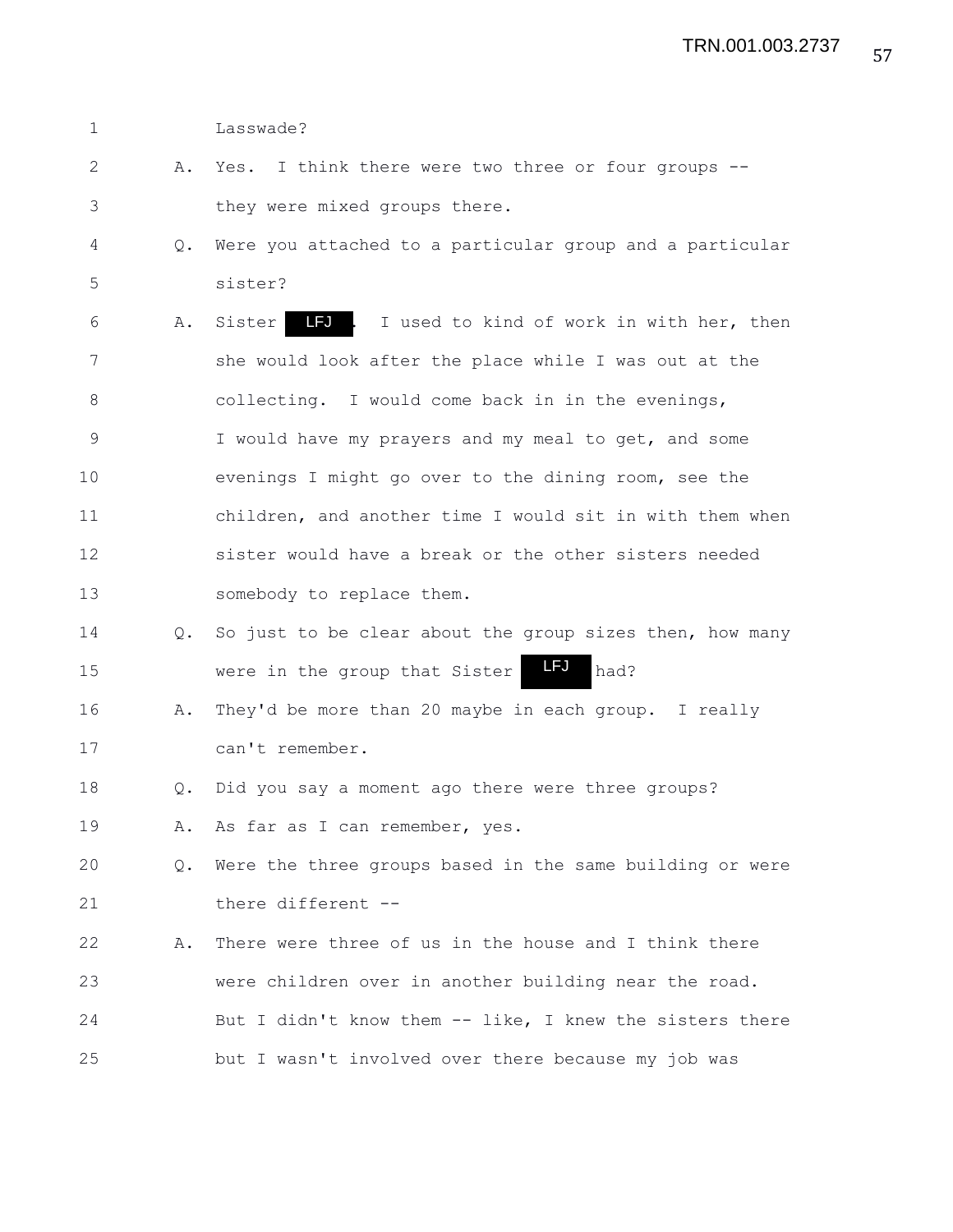1 Lasswade?

2 A. Yes. I think there were two three or four groups --

3 they were mixed groups there.

4 Q. Were you attached to a particular group and a particular

5 sister?

6 A. Sister LFJ . I used to kind of work in with her, then

7 she would look after the place while I was out at the

8 collecting. I would come back in in the evenings,

9 I would have my prayers and my meal to get, and some

10 evenings I might go over to the dining room, see the

11 children, and another time I would sit in with them when

12 sister would have a break or the other sisters needed

13 somebody to replace them.

14 Q. So just to be clear about the group sizes then, how many

15 were in the group that Sister LFJ had?

16 A. They'd be more than 20 maybe in each group. I really

17 can't remember.

18 Q. Did you say a moment ago there were three groups?

19 A. As far as I can remember, yes.

20 Q. Were the three groups based in the same building or were

21 there different --

22 A. There were three of us in the house and I think there

23 were children over in another building near the road.

24 But I didn't know them -- like, I knew the sisters there

25 but I wasn't involved over there because my job was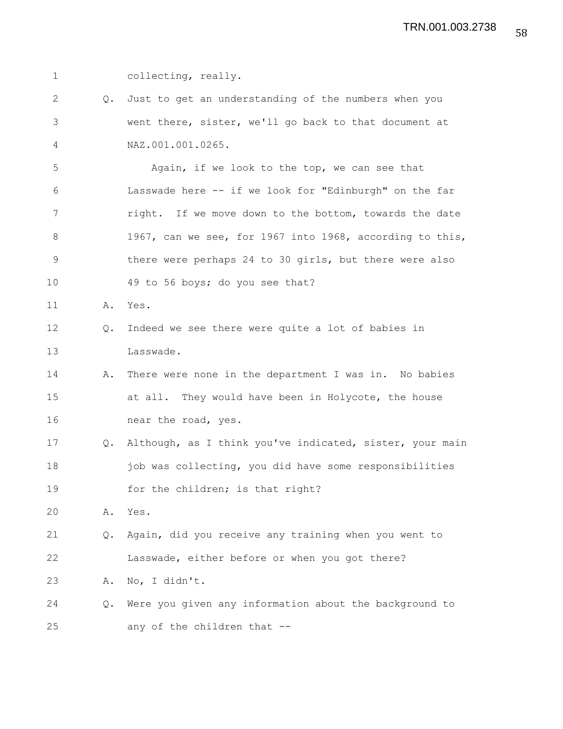1 collecting, really.

2 Q. Just to get an understanding of the numbers when you

3 went there, sister, we'll go back to that document at

4 NAZ.001.001.0265.

5 Again, if we look to the top, we can see that

6 Lasswade here -- if we look for "Edinburgh" on the far

7 right. If we move down to the bottom, towards the date

8 1967, can we see, for 1967 into 1968, according to this,

9 there were perhaps 24 to 30 girls, but there were also

10 49 to 56 boys; do you see that?

11 A. Yes.

12 Q. Indeed we see there were quite a lot of babies in

13 Lasswade.

14 A. There were none in the department I was in. No babies

15 at all. They would have been in Holycote, the house

16 near the road, yes.

17 Q. Although, as I think you've indicated, sister, your main

18 job was collecting, you did have some responsibilities

19 for the children; is that right?

20 A. Yes.

21 Q. Again, did you receive any training when you went to

22 Lasswade, either before or when you got there?

23 A. No, I didn't.

24 Q. Were you given any information about the background to

25 any of the children that --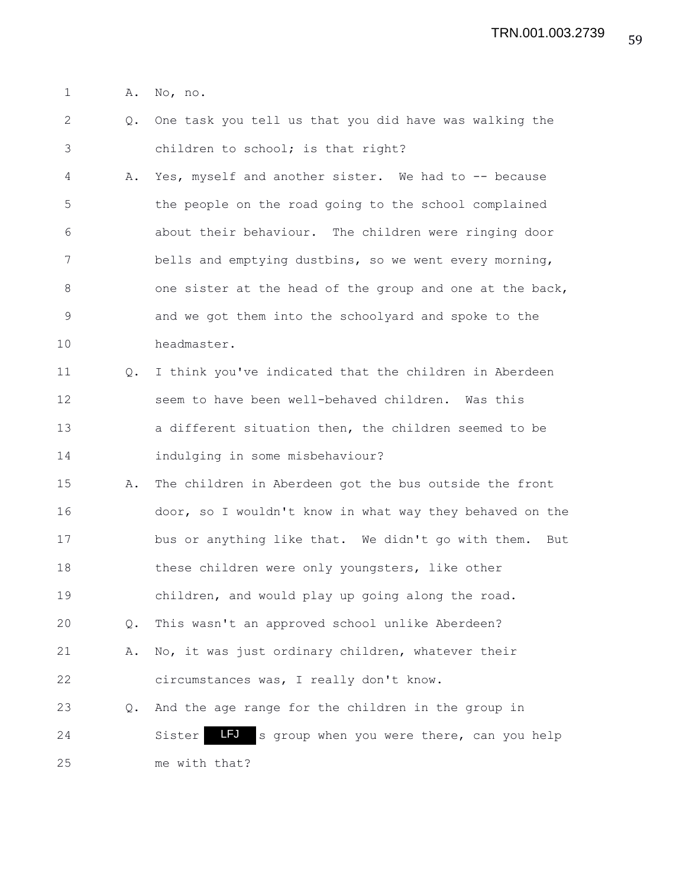A. No, no.

Q. One task you tell us that you did have was walking the children to school; is that right?

A. Yes, myself and another sister. We had to -- because the people on the road going to the school complained about their behaviour. The children were ringing door bells and emptying dustbins, so we went every morning, one sister at the head of the group and one at the back, and we got them into the schoolyard and spoke to the headmaster.

Q. I think you've indicated that the children in Aberdeen seem to have been well-behaved children. Was this a different situation then, the children seemed to be indulging in some misbehaviour?

A. The children in Aberdeen got the bus outside the front door, so I wouldn't know in what way they behaved on the bus or anything like that. We didn't go with them. But these children were only youngsters, like other children, and would play up going along the road.

Q. This wasn't an approved school unlike Aberdeen?

A. No, it was just ordinary children, whatever their circumstances was, I really don't know.

Q. And the age range for the children in the group in Sister LFJ s group when you were there, can you help me with that?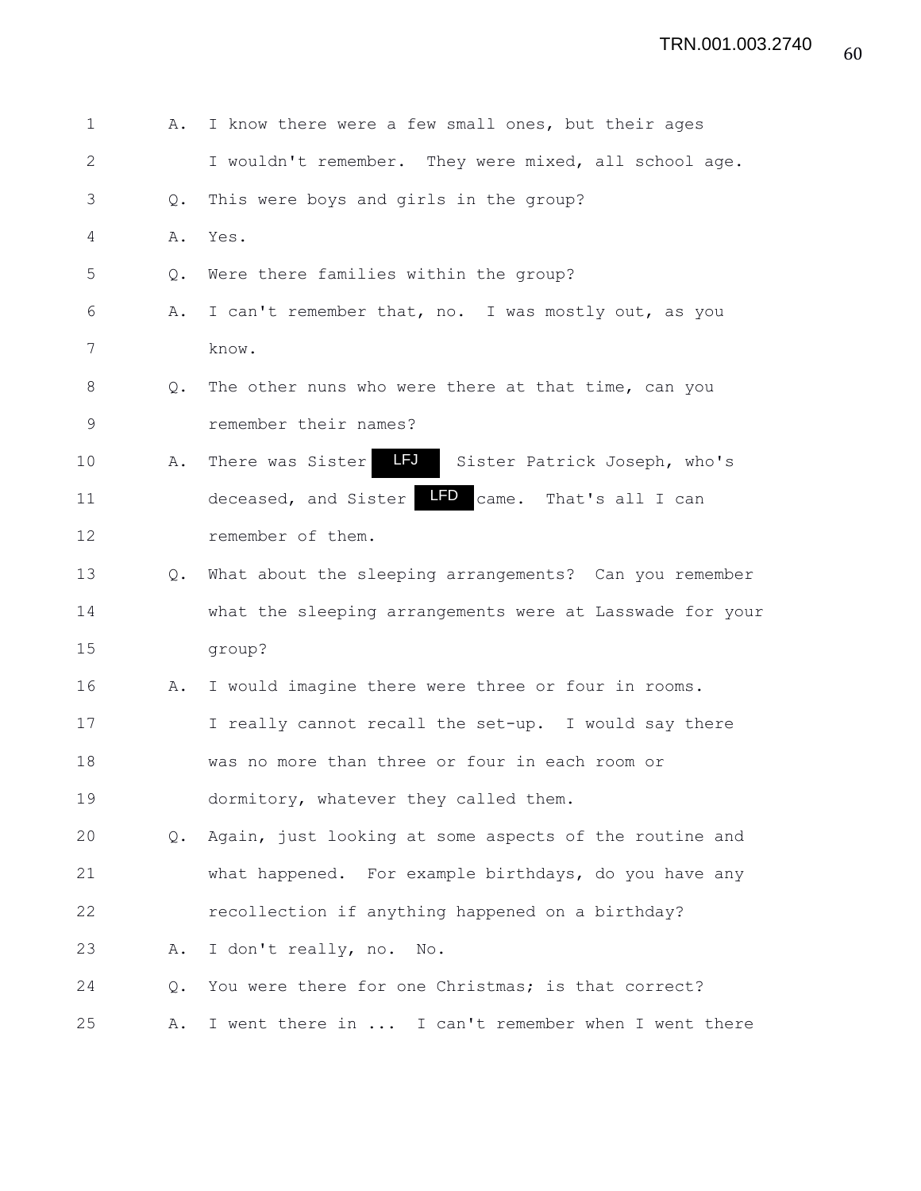A. I know there were a few small ones, but their ages I wouldn't remember. They were mixed, all school age.

Q. This were boys and girls in the group?

A. Yes.

Q. Were there families within the group?

A. I can't remember that, no. I was mostly out, as you know.

Q. The other nuns who were there at that time, can you remember their names?

A. There was Sister LFJ Sister Patrick Joseph, who's deceased, and Sister LFD came. That's all I can remember of them.

Q. What about the sleeping arrangements? Can you remember what the sleeping arrangements were at Lasswade for your group?

A. I would imagine there were three or four in rooms. I really cannot recall the set-up. I would say there was no more than three or four in each room or dormitory, whatever they called them.

Q. Again, just looking at some aspects of the routine and what happened. For example birthdays, do you have any recollection if anything happened on a birthday?

A. I don't really, no. No.

Q. You were there for one Christmas; is that correct?

A. I went there in ... I can't remember when I went there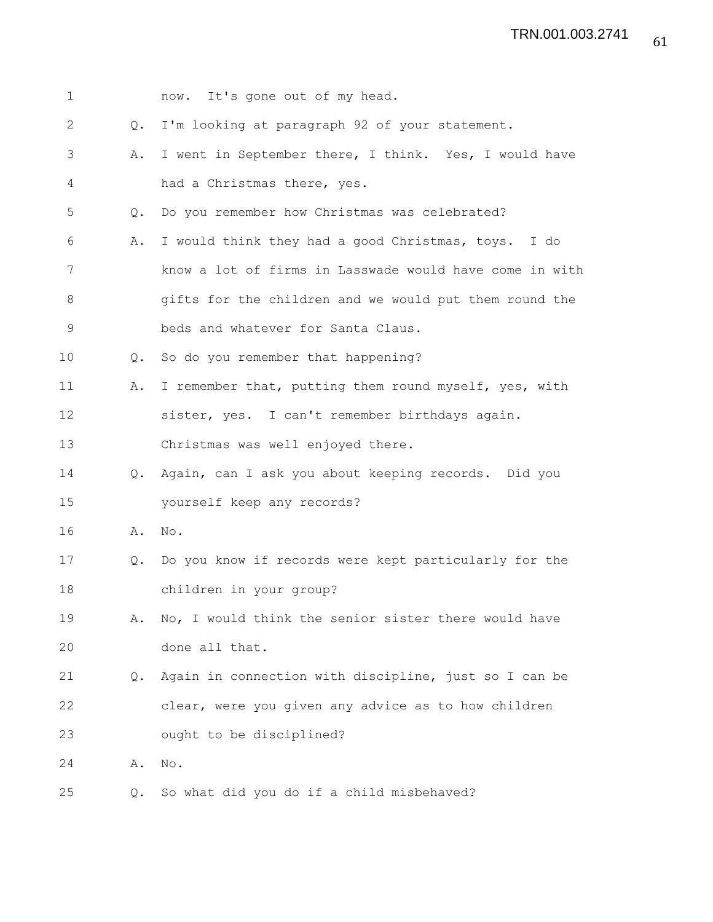1 now. It's gone out of my head.

2 Q. I'm looking at paragraph 92 of your statement.

3 A. I went in September there, I think. Yes, I would have

4 had a Christmas there, yes.

5 Q. Do you remember how Christmas was celebrated?

6 A. I would think they had a good Christmas, toys. I do

7 know a lot of firms in Lasswade would have come in with

8 gifts for the children and we would put them round the

9 beds and whatever for Santa Claus.

10 Q. So do you remember that happening?

11 A. I remember that, putting them round myself, yes, with

12 sister, yes. I can't remember birthdays again.

13 Christmas was well enjoyed there.

14 Q. Again, can I ask you about keeping records. Did you

15 yourself keep any records?

16 A. No.

17 Q. Do you know if records were kept particularly for the

18 children in your group?

19 A. No, I would think the senior sister there would have

20 done all that.

21 Q. Again in connection with discipline, just so I can be

22 clear, were you given any advice as to how children

23 ought to be disciplined?

24 A. No.

25 Q. So what did you do if a child misbehaved?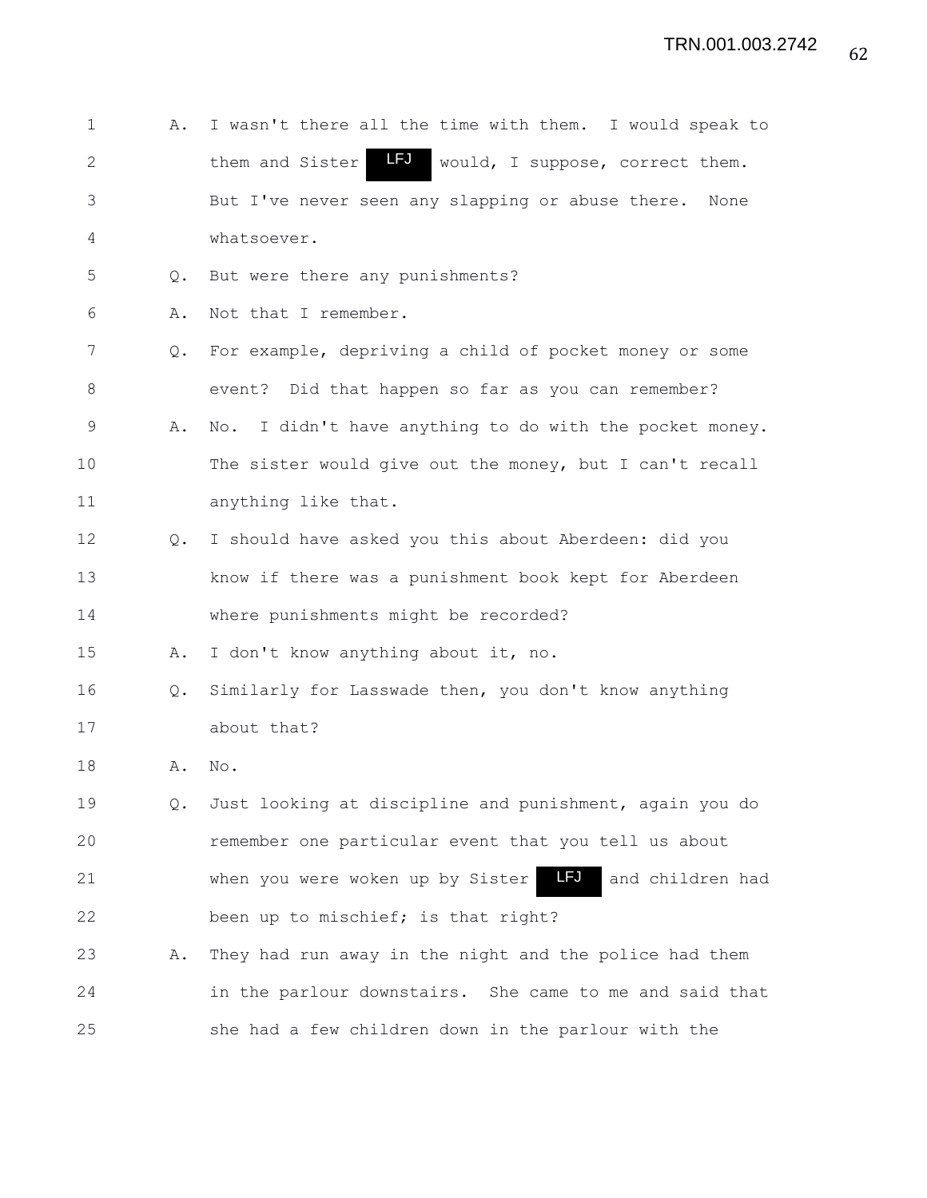1 A. I wasn't there all the time with them. I would speak to
2 them and Sister LFJ would, I suppose, correct them.
3 But I've never seen any slapping or abuse there. None
4 whatsoever.
5 Q. But were there any punishments?
6 A. Not that I remember.
7 Q. For example, depriving a child of pocket money or some
8 event? Did that happen so far as you can remember?
9 A. No. I didn't have anything to do with the pocket money.
10 The sister would give out the money, but I can't recall
11 anything like that.
12 Q. I should have asked you this about Aberdeen: did you
13 know if there was a punishment book kept for Aberdeen
14 where punishments might be recorded?
15 A. I don't know anything about it, no.
16 Q. Similarly for Lasswade then, you don't know anything
17 about that?
18 A. No.
19 Q. Just looking at discipline and punishment, again you do
20 remember one particular event that you tell us about
21 when you were woken up by Sister LFJ and children had
22 been up to mischief; is that right?
23 A. They had run away in the night and the police had them
24 in the parlour downstairs. She came to me and said that
25 she had a few children down in the parlour with the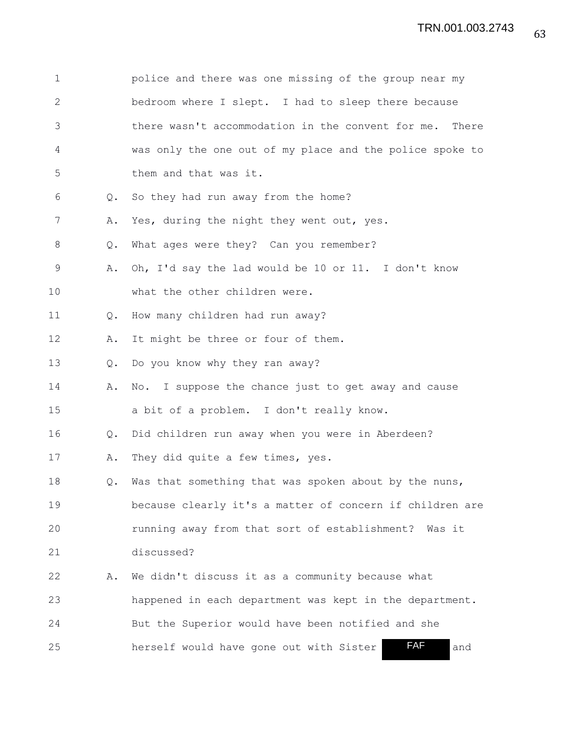police and there was one missing of the group near my bedroom where I slept. I had to sleep there because there wasn't accommodation in the convent for me. There was only the one out of my place and the police spoke to them and that was it.

Q. So they had run away from the home?

A. Yes, during the night they went out, yes.

Q. What ages were they? Can you remember?

A. Oh, I'd say the lad would be 10 or 11. I don't know what the other children were.

Q. How many children had run away?

A. It might be three or four of them.

Q. Do you know why they ran away?

A. No. I suppose the chance just to get away and cause a bit of a problem. I don't really know.

Q. Did children run away when you were in Aberdeen?

A. They did quite a few times, yes.

Q. Was that something that was spoken about by the nuns, because clearly it's a matter of concern if children are running away from that sort of establishment? Was it discussed?

A. We didn't discuss it as a community because what happened in each department was kept in the department. But the Superior would have been notified and she herself would have gone out with Sister FAF and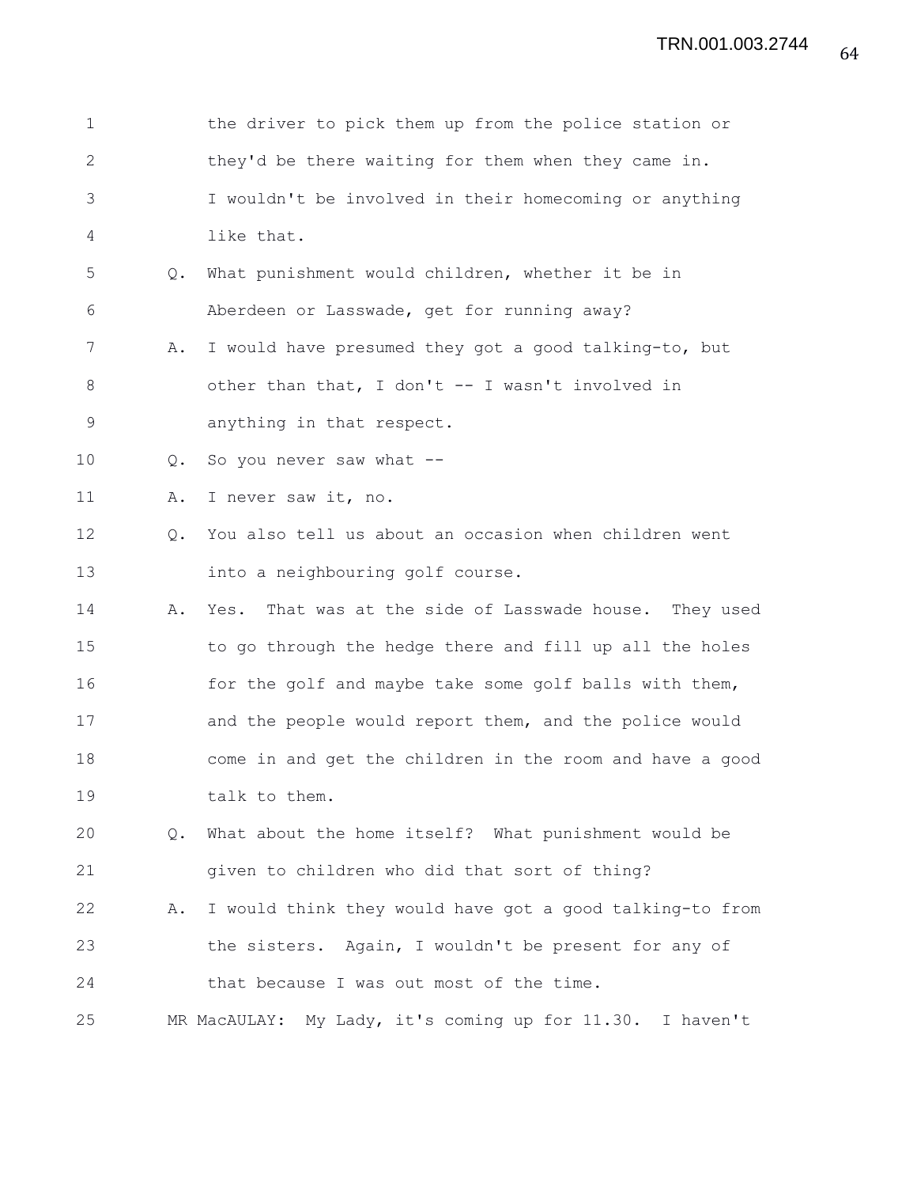the driver to pick them up from the police station or they'd be there waiting for them when they came in. I wouldn't be involved in their homecoming or anything like that.

Q. What punishment would children, whether it be in Aberdeen or Lasswade, get for running away?

A. I would have presumed they got a good talking-to, but other than that, I don't -- I wasn't involved in anything in that respect.

Q. So you never saw what --

A. I never saw it, no.

Q. You also tell us about an occasion when children went into a neighbouring golf course.

A. Yes. That was at the side of Lasswade house. They used to go through the hedge there and fill up all the holes for the golf and maybe take some golf balls with them, and the people would report them, and the police would come in and get the children in the room and have a good talk to them.

Q. What about the home itself? What punishment would be given to children who did that sort of thing?

A. I would think they would have got a good talking-to from the sisters. Again, I wouldn't be present for any of that because I was out most of the time.

MR MacAULAY: My Lady, it's coming up for 11.30. I haven't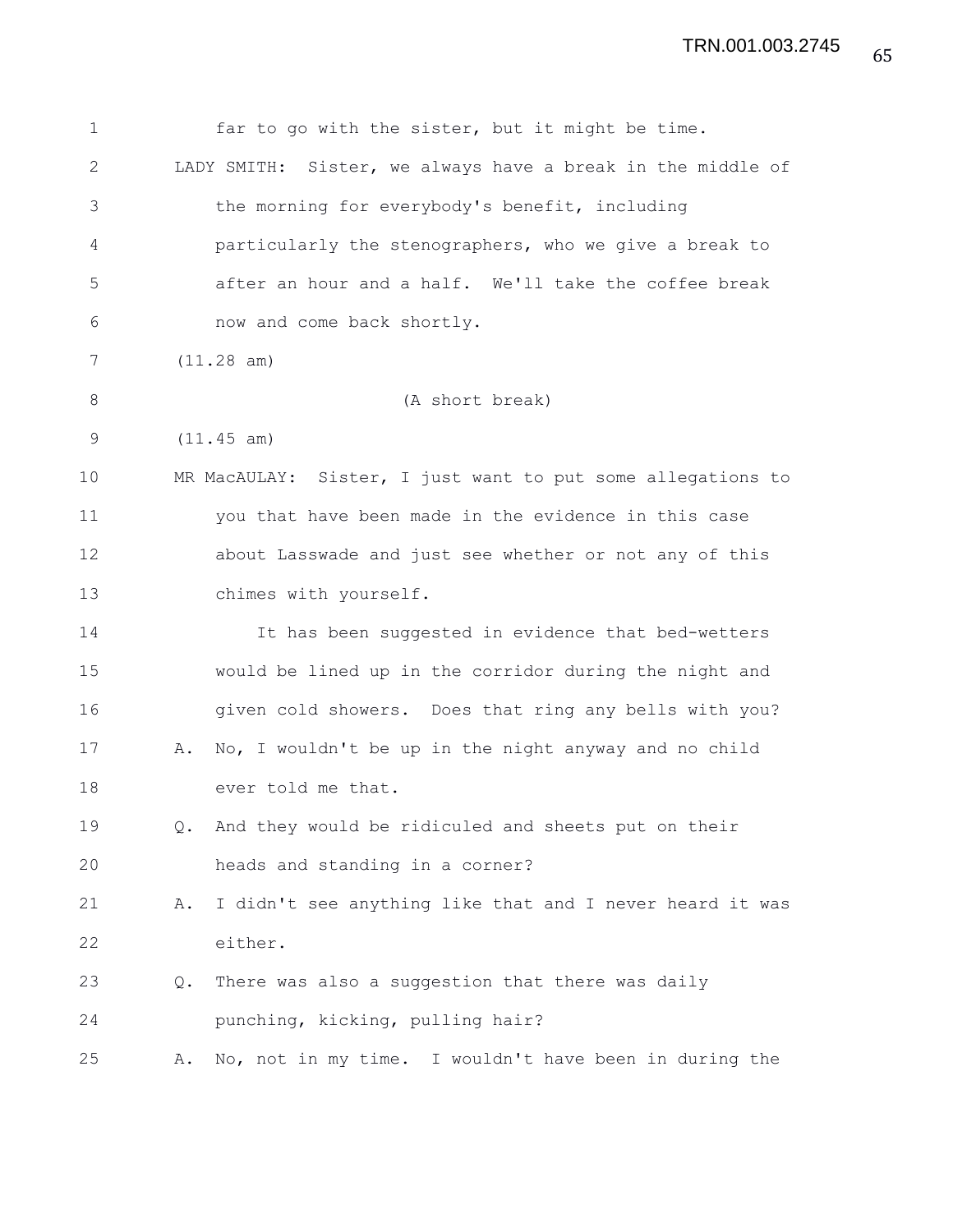far to go with the sister, but it might be time.

LADY SMITH: Sister, we always have a break in the middle of the morning for everybody's benefit, including particularly the stenographers, who we give a break to after an hour and a half. We'll take the coffee break now and come back shortly.

(11.28 am)

(A short break)

(11.45 am)

MR MacAULAY: Sister, I just want to put some allegations to you that have been made in the evidence in this case about Lasswade and just see whether or not any of this chimes with yourself.

It has been suggested in evidence that bed-wetters would be lined up in the corridor during the night and given cold showers. Does that ring any bells with you?

A. No, I wouldn't be up in the night anyway and no child ever told me that.

Q. And they would be ridiculed and sheets put on their heads and standing in a corner?

A. I didn't see anything like that and I never heard it was either.

Q. There was also a suggestion that there was daily punching, kicking, pulling hair?

A. No, not in my time. I wouldn't have been in during the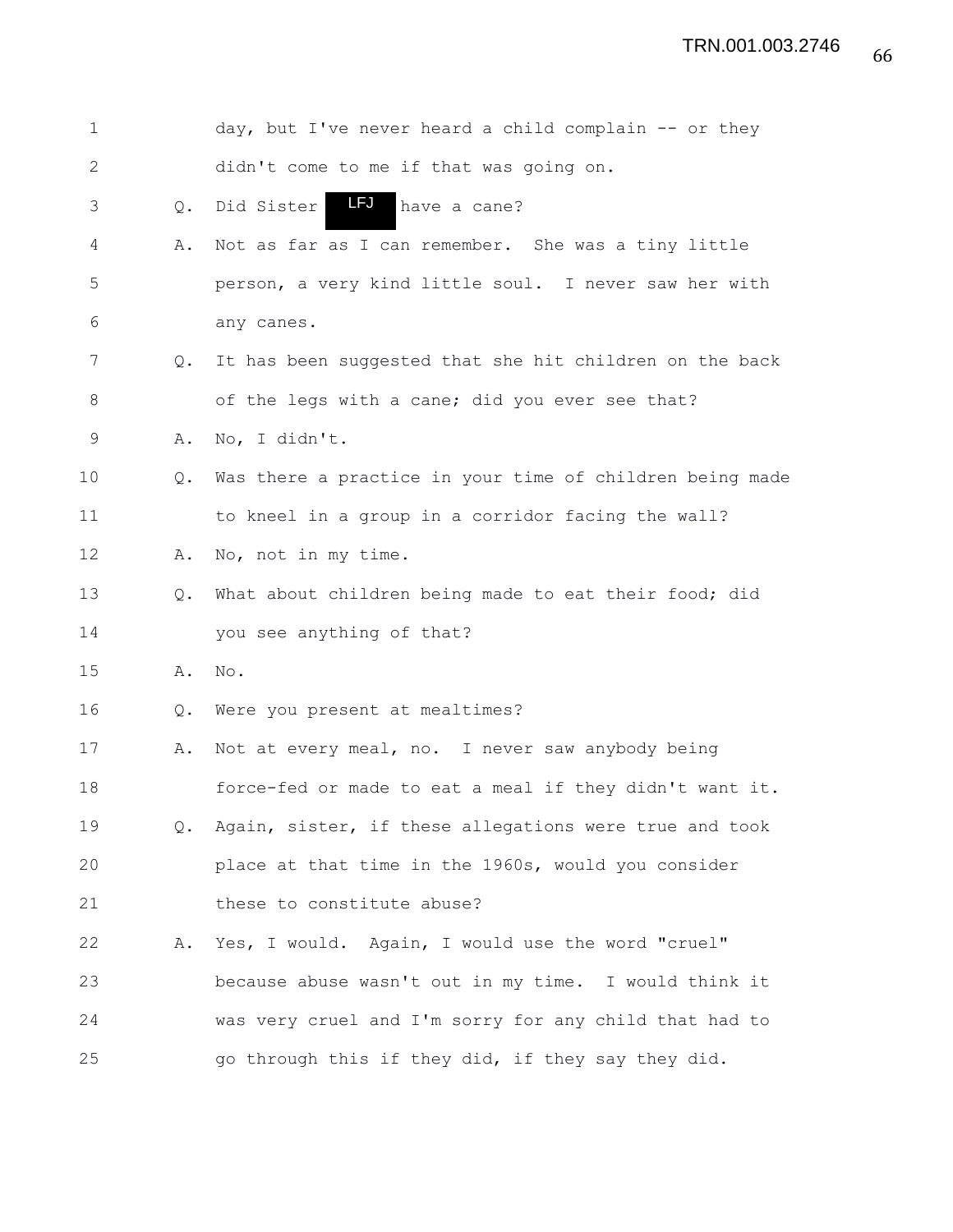1 day, but I've never heard a child complain -- or they
2 didn't come to me if that was going on.
3 Q. Did Sister LFJ have a cane?
4 A. Not as far as I can remember. She was a tiny little
5 person, a very kind little soul. I never saw her with
6 any canes.
7 Q. It has been suggested that she hit children on the back
8 of the legs with a cane; did you ever see that?
9 A. No, I didn't.
10 Q. Was there a practice in your time of children being made
11 to kneel in a group in a corridor facing the wall?
12 A. No, not in my time.
13 Q. What about children being made to eat their food; did
14 you see anything of that?
15 A. No.
16 Q. Were you present at mealtimes?
17 A. Not at every meal, no. I never saw anybody being
18 force-fed or made to eat a meal if they didn't want it.
19 Q. Again, sister, if these allegations were true and took
20 place at that time in the 1960s, would you consider
21 these to constitute abuse?
22 A. Yes, I would. Again, I would use the word "cruel"
23 because abuse wasn't out in my time. I would think it
24 was very cruel and I'm sorry for any child that had to
25 go through this if they did, if they say they did.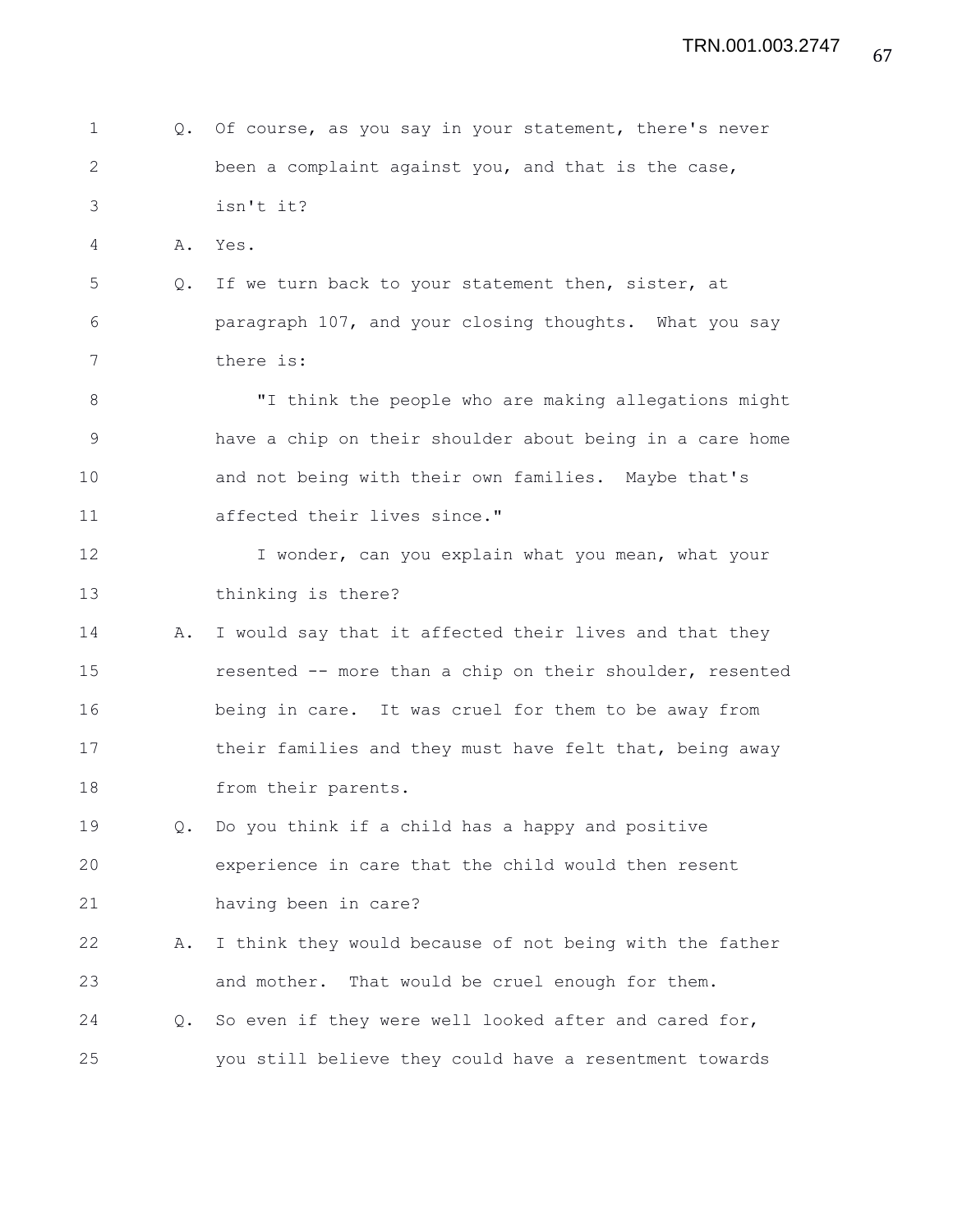Q. Of course, as you say in your statement, there's never been a complaint against you, and that is the case, isn't it?

A. Yes.

Q. If we turn back to your statement then, sister, at paragraph 107, and your closing thoughts. What you say there is:

"I think the people who are making allegations might have a chip on their shoulder about being in a care home and not being with their own families. Maybe that's affected their lives since."

I wonder, can you explain what you mean, what your thinking is there?

A. I would say that it affected their lives and that they resented -- more than a chip on their shoulder, resented being in care. It was cruel for them to be away from their families and they must have felt that, being away from their parents.

Q. Do you think if a child has a happy and positive experience in care that the child would then resent having been in care?

A. I think they would because of not being with the father and mother. That would be cruel enough for them.

Q. So even if they were well looked after and cared for, you still believe they could have a resentment towards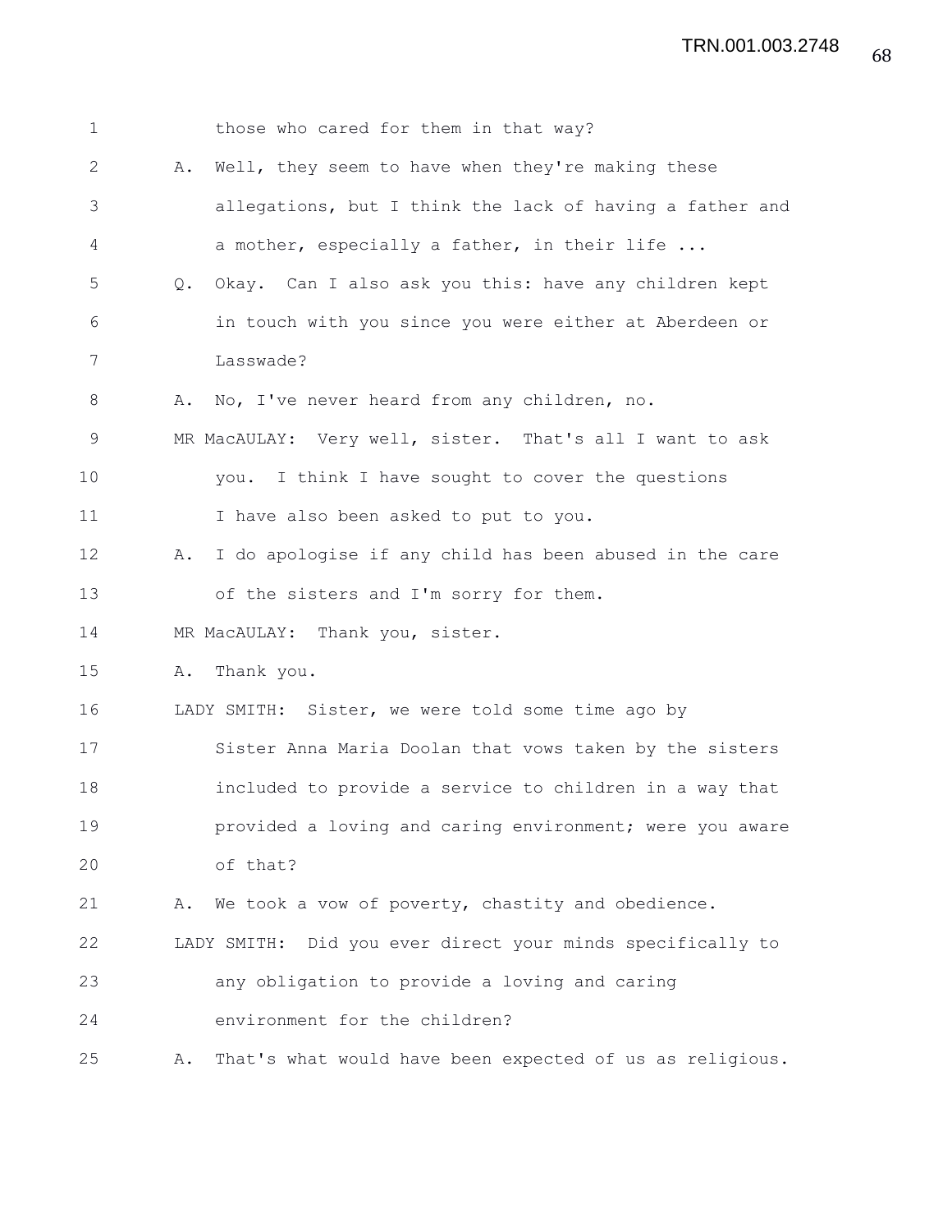those who cared for them in that way?

A. Well, they seem to have when they're making these allegations, but I think the lack of having a father and a mother, especially a father, in their life ...

Q. Okay. Can I also ask you this: have any children kept in touch with you since you were either at Aberdeen or Lasswade?

A. No, I've never heard from any children, no.

MR MacAULAY: Very well, sister. That's all I want to ask you. I think I have sought to cover the questions I have also been asked to put to you.

A. I do apologise if any child has been abused in the care of the sisters and I'm sorry for them.

MR MacAULAY: Thank you, sister.

A. Thank you.

LADY SMITH: Sister, we were told some time ago by Sister Anna Maria Doolan that vows taken by the sisters included to provide a service to children in a way that provided a loving and caring environment; were you aware of that?

A. We took a vow of poverty, chastity and obedience.

LADY SMITH: Did you ever direct your minds specifically to any obligation to provide a loving and caring environment for the children?

A. That's what would have been expected of us as religious.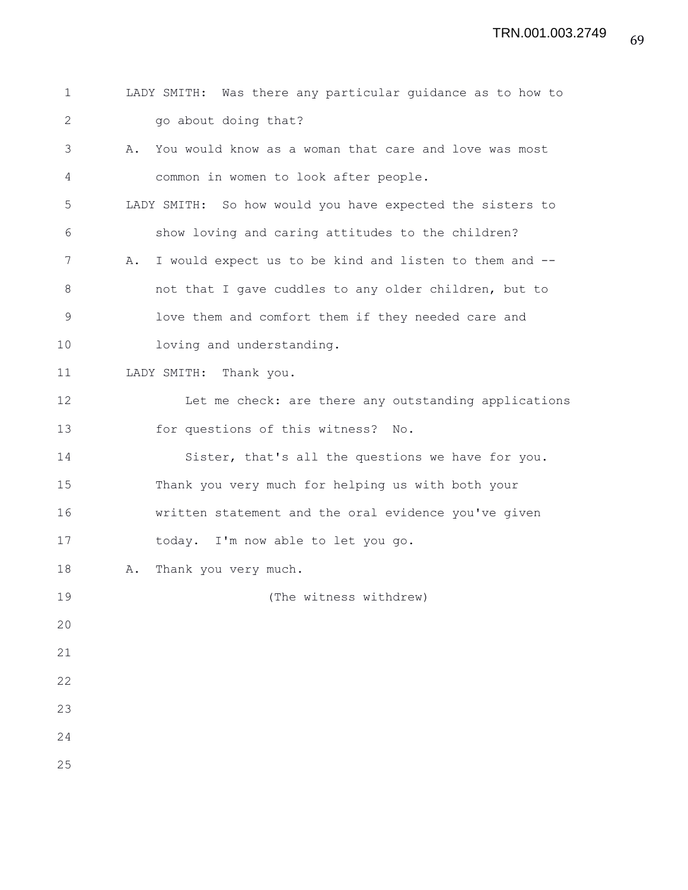LADY SMITH: Was there any particular guidance as to how to go about doing that?

A. You would know as a woman that care and love was most common in women to look after people.

LADY SMITH: So how would you have expected the sisters to show loving and caring attitudes to the children?

A. I would expect us to be kind and listen to them and -- not that I gave cuddles to any older children, but to love them and comfort them if they needed care and loving and understanding.

LADY SMITH: Thank you.

Let me check: are there any outstanding applications for questions of this witness? No.

Sister, that's all the questions we have for you. Thank you very much for helping us with both your written statement and the oral evidence you've given today. I'm now able to let you go.

A. Thank you very much.

(The witness withdrew)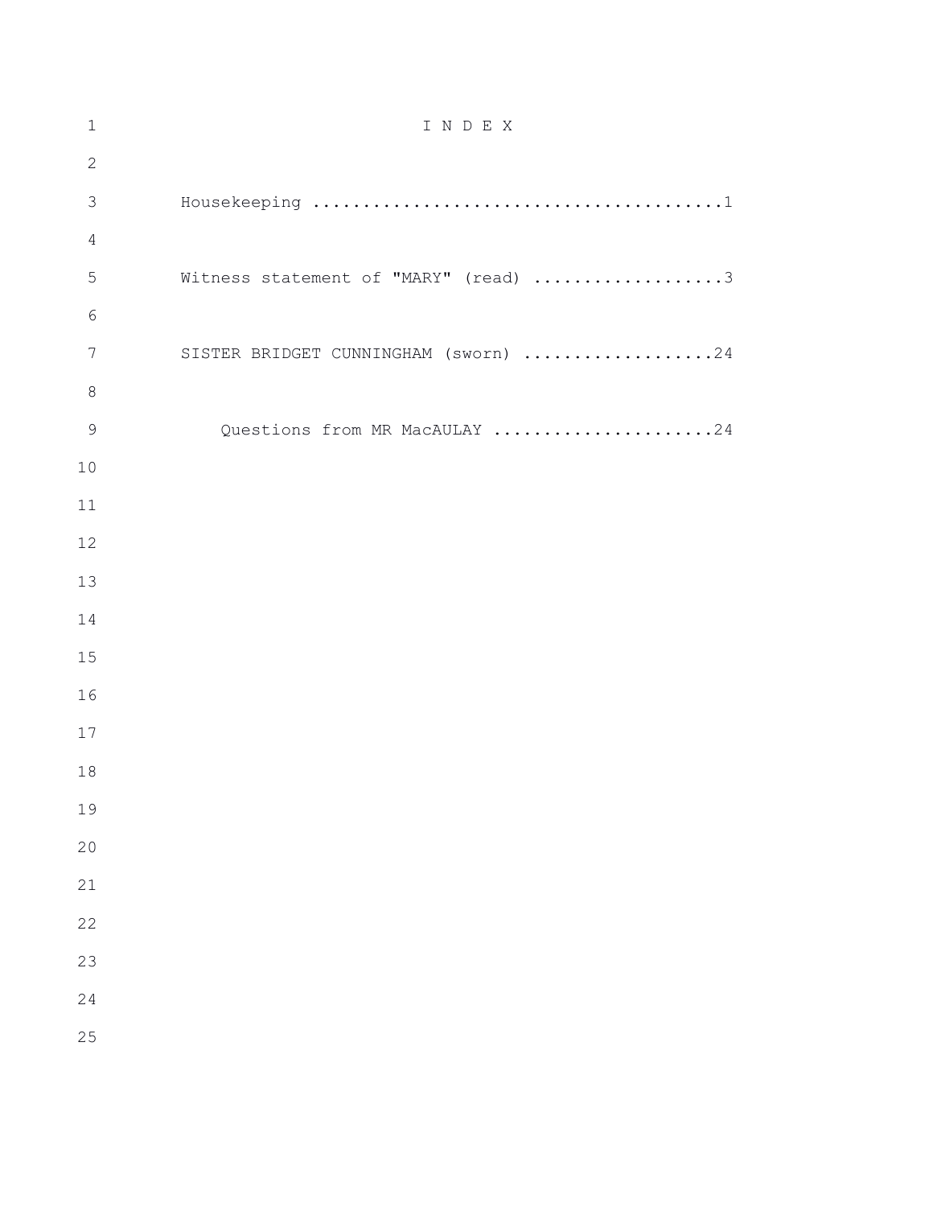# I N D E X

Housekeeping ........................................1

Witness statement of "MARY" (read) ...................3

SISTER BRIDGET CUNNINGHAM (sworn) ...................24

Questions from MR MacAULAY .....................24